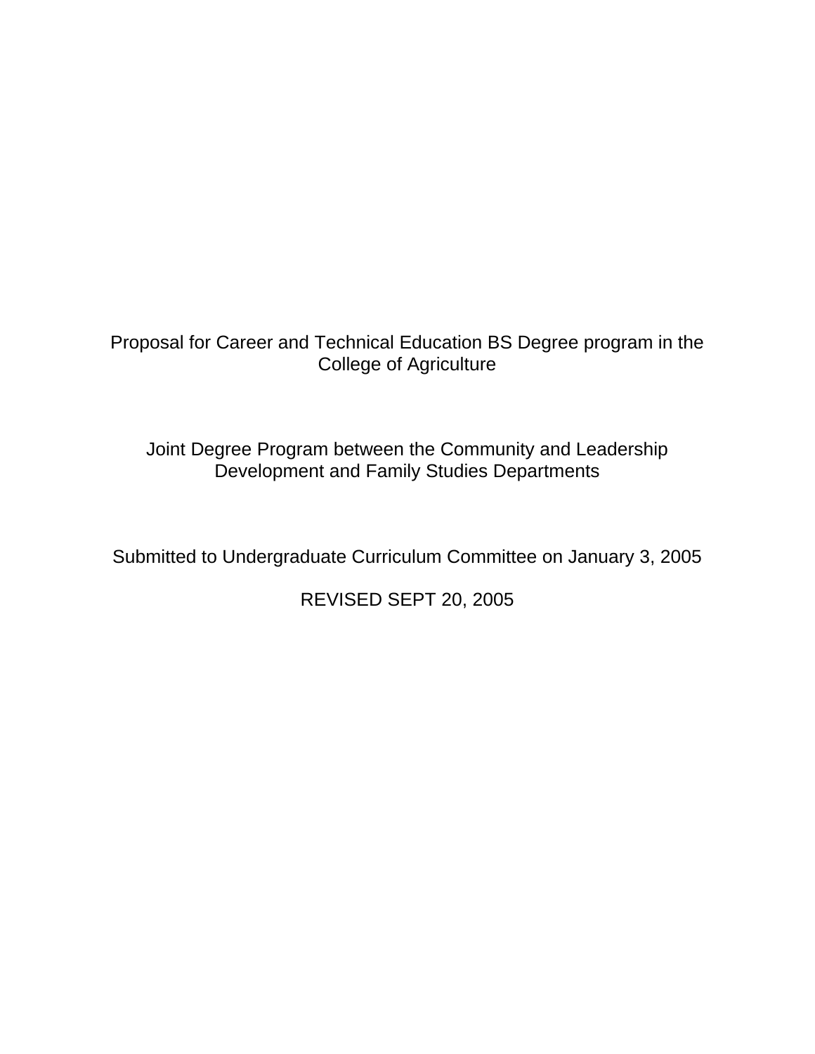Proposal for Career and Technical Education BS Degree program in the College of Agriculture

Joint Degree Program between the Community and Leadership Development and Family Studies Departments

Submitted to Undergraduate Curriculum Committee on January 3, 2005

REVISED SEPT 20, 2005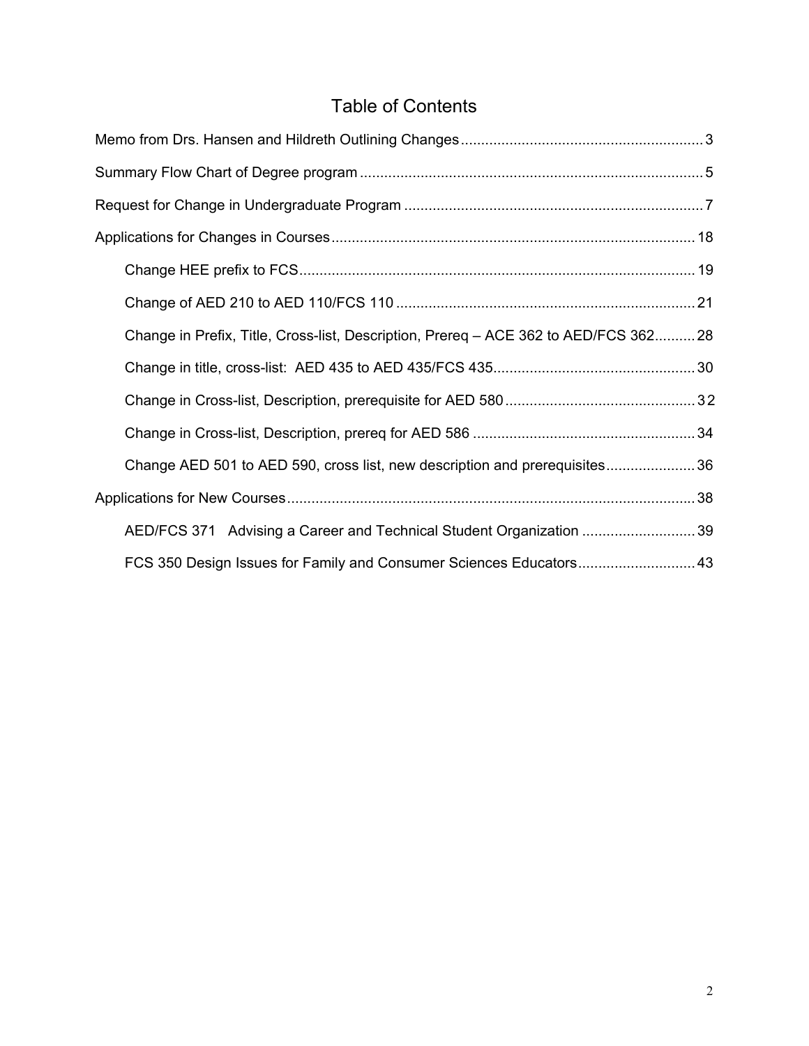# Table of Contents

- Memo from Drs. Hansen and Hildreth Outlining Changes ........................................................... 3
- Summary Flow Chart of Degree program ........................................................................................ 5
- Request for Change in Undergraduate Program ............................................................................. 7
- Applications for Changes in Courses ............................................................................................ 18
  - Change HEE prefix to FCS ....................................................................................................... 19
  - Change of AED 210 to AED 110/FCS 110 ................................................................................ 21
  - Change in Prefix, Title, Cross-list, Description, Prereq – ACE 362 to AED/FCS 362.......... 28
  - Change in title, cross-list: AED 435 to AED 435/FCS 435 ................................................... 30
  - Change in Cross-list, Description, prerequisite for AED 580 ................................................ 32
  - Change in Cross-list, Description, prereq for AED 586 ......................................................... 34
  - Change AED 501 to AED 590, cross list, new description and prerequisites ...................... 36
- Applications for New Courses ....................................................................................................... 38
  - AED/FCS 371 Advising a Career and Technical Student Organization ............................. 39
  - FCS 350 Design Issues for Family and Consumer Sciences Educators ............................. 43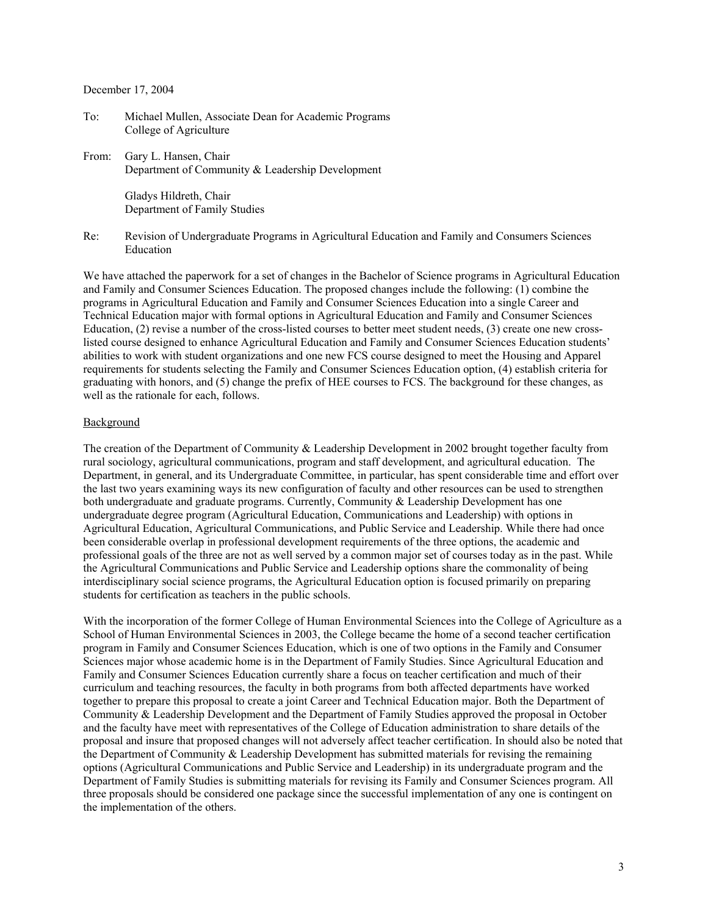December 17, 2004

To: Michael Mullen, Associate Dean for Academic Programs
College of Agriculture

From: Gary L. Hansen, Chair
Department of Community & Leadership Development

Gladys Hildreth, Chair
Department of Family Studies

Re: Revision of Undergraduate Programs in Agricultural Education and Family and Consumers Sciences Education

We have attached the paperwork for a set of changes in the Bachelor of Science programs in Agricultural Education and Family and Consumer Sciences Education. The proposed changes include the following: (1) combine the programs in Agricultural Education and Family and Consumer Sciences Education into a single Career and Technical Education major with formal options in Agricultural Education and Family and Consumer Sciences Education, (2) revise a number of the cross-listed courses to better meet student needs, (3) create one new cross-listed course designed to enhance Agricultural Education and Family and Consumer Sciences Education students' abilities to work with student organizations and one new FCS course designed to meet the Housing and Apparel requirements for students selecting the Family and Consumer Sciences Education option, (4) establish criteria for graduating with honors, and (5) change the prefix of HEE courses to FCS. The background for these changes, as well as the rationale for each, follows.

## Background

The creation of the Department of Community & Leadership Development in 2002 brought together faculty from rural sociology, agricultural communications, program and staff development, and agricultural education. The Department, in general, and its Undergraduate Committee, in particular, has spent considerable time and effort over the last two years examining ways its new configuration of faculty and other resources can be used to strengthen both undergraduate and graduate programs. Currently, Community & Leadership Development has one undergraduate degree program (Agricultural Education, Communications and Leadership) with options in Agricultural Education, Agricultural Communications, and Public Service and Leadership. While there had once been considerable overlap in professional development requirements of the three options, the academic and professional goals of the three are not as well served by a common major set of courses today as in the past. While the Agricultural Communications and Public Service and Leadership options share the commonality of being interdisciplinary social science programs, the Agricultural Education option is focused primarily on preparing students for certification as teachers in the public schools.

With the incorporation of the former College of Human Environmental Sciences into the College of Agriculture as a School of Human Environmental Sciences in 2003, the College became the home of a second teacher certification program in Family and Consumer Sciences Education, which is one of two options in the Family and Consumer Sciences major whose academic home is in the Department of Family Studies. Since Agricultural Education and Family and Consumer Sciences Education currently share a focus on teacher certification and much of their curriculum and teaching resources, the faculty in both programs from both affected departments have worked together to prepare this proposal to create a joint Career and Technical Education major. Both the Department of Community & Leadership Development and the Department of Family Studies approved the proposal in October and the faculty have meet with representatives of the College of Education administration to share details of the proposal and insure that proposed changes will not adversely affect teacher certification. In should also be noted that the Department of Community & Leadership Development has submitted materials for revising the remaining options (Agricultural Communications and Public Service and Leadership) in its undergraduate program and the Department of Family Studies is submitting materials for revising its Family and Consumer Sciences program. All three proposals should be considered one package since the successful implementation of any one is contingent on the implementation of the others.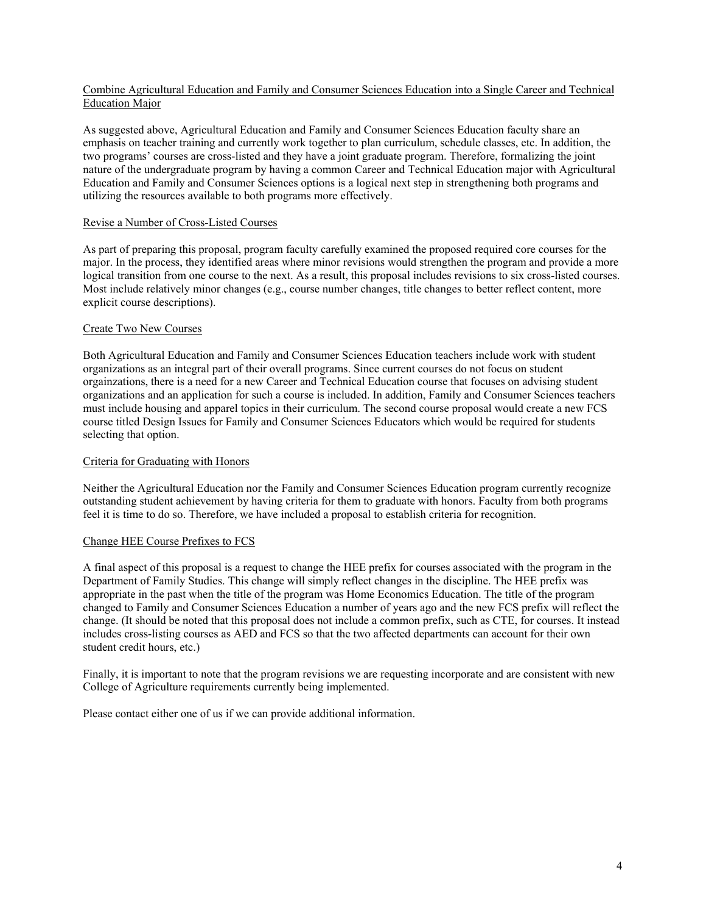## Combine Agricultural Education and Family and Consumer Sciences Education into a Single Career and Technical Education Major

As suggested above, Agricultural Education and Family and Consumer Sciences Education faculty share an emphasis on teacher training and currently work together to plan curriculum, schedule classes, etc. In addition, the two programs' courses are cross-listed and they have a joint graduate program. Therefore, formalizing the joint nature of the undergraduate program by having a common Career and Technical Education major with Agricultural Education and Family and Consumer Sciences options is a logical next step in strengthening both programs and utilizing the resources available to both programs more effectively.

## Revise a Number of Cross-Listed Courses

As part of preparing this proposal, program faculty carefully examined the proposed required core courses for the major. In the process, they identified areas where minor revisions would strengthen the program and provide a more logical transition from one course to the next. As a result, this proposal includes revisions to six cross-listed courses. Most include relatively minor changes (e.g., course number changes, title changes to better reflect content, more explicit course descriptions).

## Create Two New Courses

Both Agricultural Education and Family and Consumer Sciences Education teachers include work with student organizations as an integral part of their overall programs. Since current courses do not focus on student orgainzations, there is a need for a new Career and Technical Education course that focuses on advising student organizations and an application for such a course is included. In addition, Family and Consumer Sciences teachers must include housing and apparel topics in their curriculum. The second course proposal would create a new FCS course titled Design Issues for Family and Consumer Sciences Educators which would be required for students selecting that option.

## Criteria for Graduating with Honors

Neither the Agricultural Education nor the Family and Consumer Sciences Education program currently recognize outstanding student achievement by having criteria for them to graduate with honors. Faculty from both programs feel it is time to do so. Therefore, we have included a proposal to establish criteria for recognition.

## Change HEE Course Prefixes to FCS

A final aspect of this proposal is a request to change the HEE prefix for courses associated with the program in the Department of Family Studies. This change will simply reflect changes in the discipline. The HEE prefix was appropriate in the past when the title of the program was Home Economics Education. The title of the program changed to Family and Consumer Sciences Education a number of years ago and the new FCS prefix will reflect the change. (It should be noted that this proposal does not include a common prefix, such as CTE, for courses. It instead includes cross-listing courses as AED and FCS so that the two affected departments can account for their own student credit hours, etc.)

Finally, it is important to note that the program revisions we are requesting incorporate and are consistent with new College of Agriculture requirements currently being implemented.

Please contact either one of us if we can provide additional information.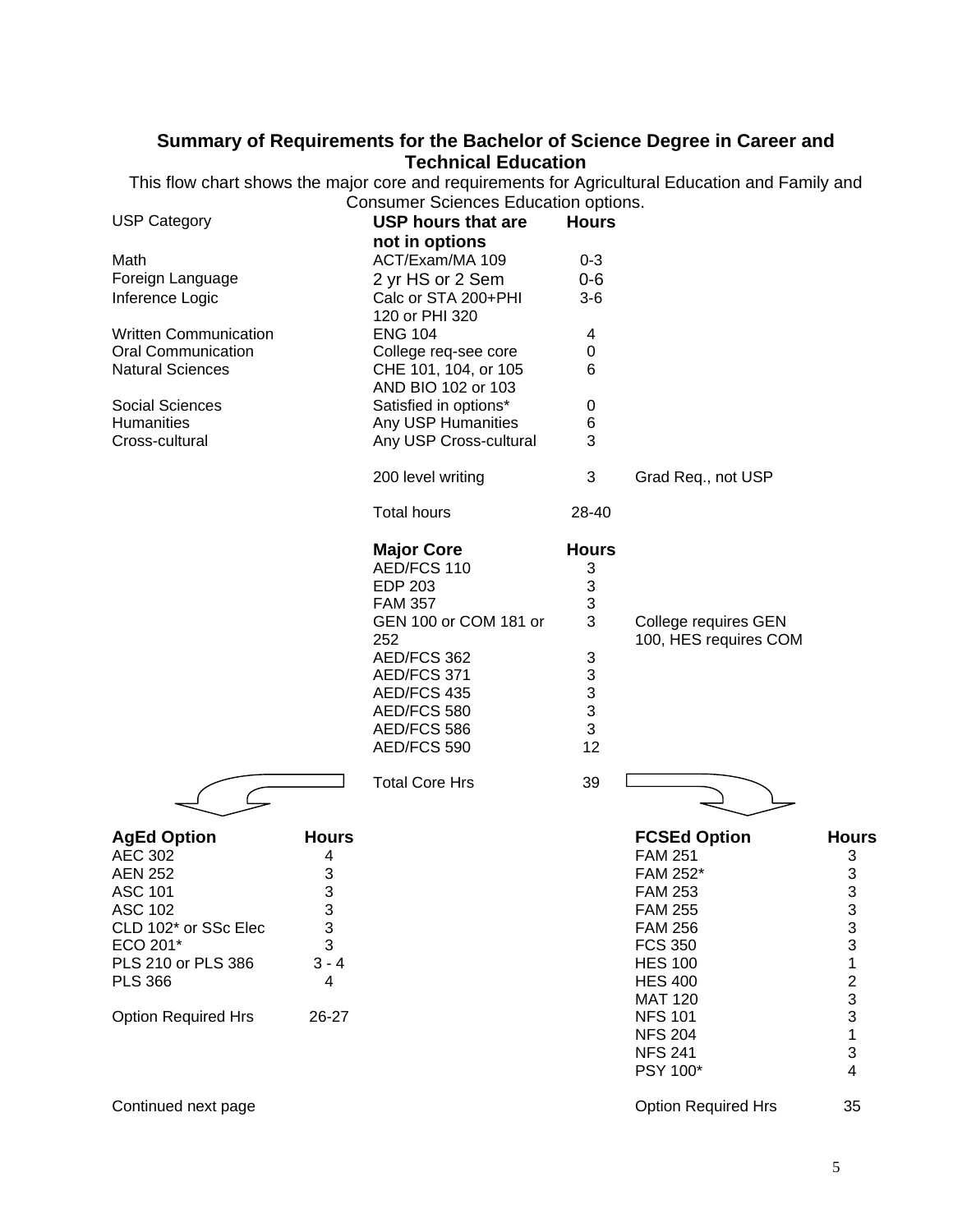## Summary of Requirements for the Bachelor of Science Degree in Career and Technical Education

This flow chart shows the major core and requirements for Agricultural Education and Family and Consumer Sciences Education options.

| USP Category | USP hours that are not in options | Hours | |
|---|---|---|---|
| Math | ACT/Exam/MA 109 | 0-3 | |
| Foreign Language | 2 yr HS or 2 Sem | 0-6 | |
| Inference Logic | Calc or STA 200+PHI 120 or PHI 320 | 3-6 | |
| Written Communication | ENG 104 | 4 | |
| Oral Communication | College req-see core | 0 | |
| Natural Sciences | CHE 101, 104, or 105 AND BIO 102 or 103 | 6 | |
| Social Sciences | Satisfied in options* | 0 | |
| Humanities | Any USP Humanities | 6 | |
| Cross-cultural | Any USP Cross-cultural | 3 | |
| | 200 level writing | 3 | Grad Req., not USP |
| | Total hours | 28-40 | |

| Major Core | Hours | |
|---|---|---|
| AED/FCS 110 | 3 | |
| EDP 203 | 3 | |
| FAM 357 | 3 | |
| GEN 100 or COM 181 or 252 | 3 | College requires GEN 100, HES requires COM |
| AED/FCS 362 | 3 | |
| AED/FCS 371 | 3 | |
| AED/FCS 435 | 3 | |
| AED/FCS 580 | 3 | |
| AED/FCS 586 | 3 | |
| AED/FCS 590 | 12 | |
| Total Core Hrs | 39 | |

| AgEd Option | Hours |
|---|---|
| AEC 302 | 4 |
| AEN 252 | 3 |
| ASC 101 | 3 |
| ASC 102 | 3 |
| CLD 102* or SSc Elec | 3 |
| ECO 201* | 3 |
| PLS 210 or PLS 386 | 3 - 4 |
| PLS 366 | 4 |
| Option Required Hrs | 26-27 |

Continued next page

| FCSEd Option | Hours |
|---|---|
| FAM 251 | 3 |
| FAM 252* | 3 |
| FAM 253 | 3 |
| FAM 255 | 3 |
| FAM 256 | 3 |
| FCS 350 | 3 |
| HES 100 | 1 |
| HES 400 | 2 |
| MAT 120 | 3 |
| NFS 101 | 3 |
| NFS 204 | 1 |
| NFS 241 | 3 |
| PSY 100* | 4 |
| Option Required Hrs | 35 |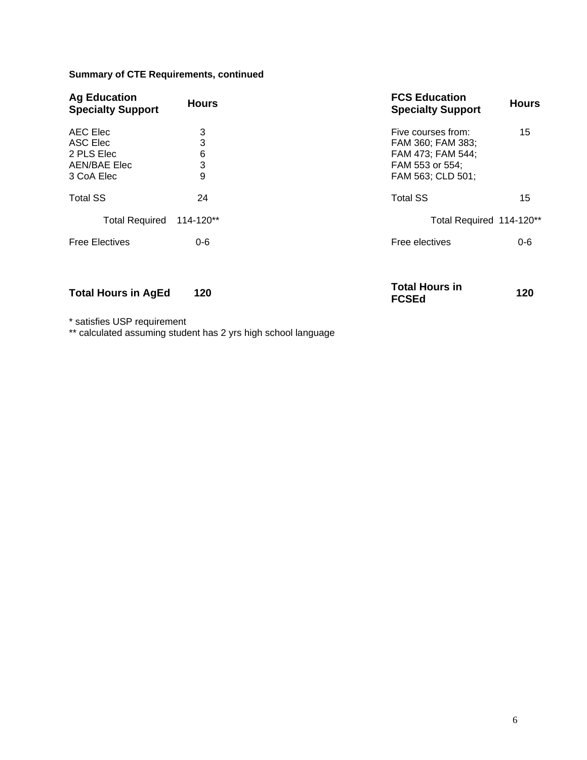**Summary of CTE Requirements, continued**

| Ag Education Specialty Support | Hours |
|---|---|
| AEC Elec | 3 |
| ASC Elec | 3 |
| 2 PLS Elec | 6 |
| AEN/BAE Elec | 3 |
| 3 CoA Elec | 9 |
| Total SS | 24 |
| Total Required | 114-120** |
| Free Electives | 0-6 |
| **Total Hours in AgEd** | **120** |

| FCS Education Specialty Support | Hours |
|---|---|
| Five courses from: FAM 360; FAM 383; FAM 473; FAM 544; FAM 553 or 554; FAM 563; CLD 501; | 15 |
| Total SS | 15 |
| Total Required | 114-120** |
| Free electives | 0-6 |
| **Total Hours in FCSEd** | **120** |

* satisfies USP requirement
** calculated assuming student has 2 yrs high school language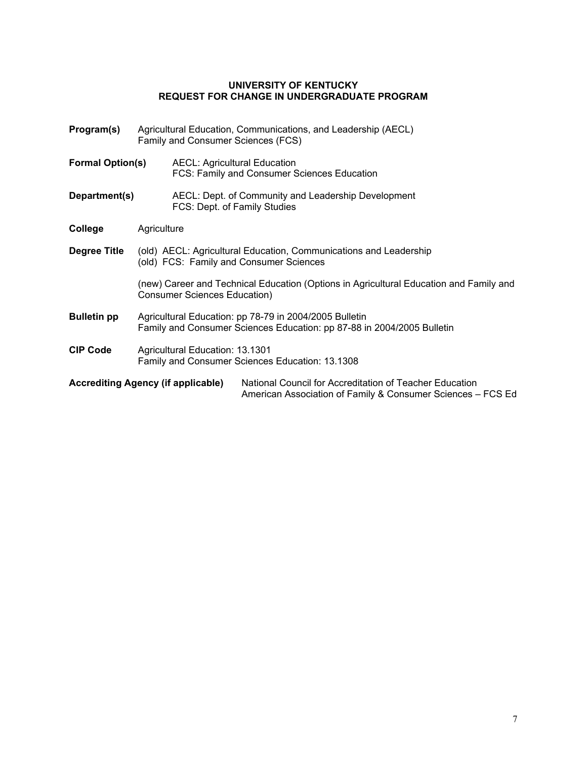# UNIVERSITY OF KENTUCKY
## REQUEST FOR CHANGE IN UNDERGRADUATE PROGRAM

**Program(s)** Agricultural Education, Communications, and Leadership (AECL)
Family and Consumer Sciences (FCS)

**Formal Option(s)** AECL: Agricultural Education
FCS: Family and Consumer Sciences Education

**Department(s)** AECL: Dept. of Community and Leadership Development
FCS: Dept. of Family Studies

**College** Agriculture

**Degree Title** (old) AECL: Agricultural Education, Communications and Leadership
(old) FCS: Family and Consumer Sciences

(new) Career and Technical Education (Options in Agricultural Education and Family and Consumer Sciences Education)

**Bulletin pp** Agricultural Education: pp 78-79 in 2004/2005 Bulletin
Family and Consumer Sciences Education: pp 87-88 in 2004/2005 Bulletin

**CIP Code** Agricultural Education: 13.1301
Family and Consumer Sciences Education: 13.1308

**Accrediting Agency (if applicable)** National Council for Accreditation of Teacher Education
American Association of Family & Consumer Sciences – FCS Ed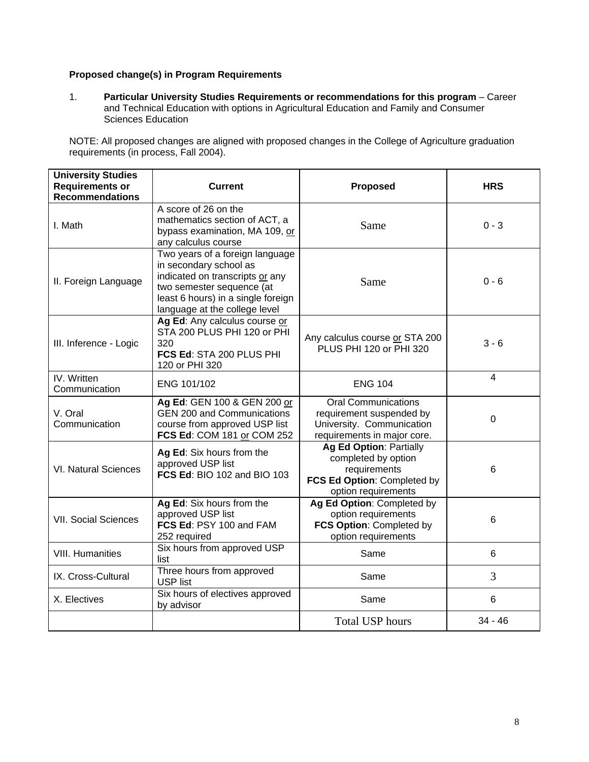**Proposed change(s) in Program Requirements**

1. **Particular University Studies Requirements or recommendations for this program** – Career and Technical Education with options in Agricultural Education and Family and Consumer Sciences Education

NOTE: All proposed changes are aligned with proposed changes in the College of Agriculture graduation requirements (in process, Fall 2004).

| University Studies Requirements or Recommendations | Current | Proposed | HRS |
|---|---|---|---|
| I. Math | A score of 26 on the mathematics section of ACT, a bypass examination, MA 109, or any calculus course | Same | 0 - 3 |
| II. Foreign Language | Two years of a foreign language in secondary school as indicated on transcripts or any two semester sequence (at least 6 hours) in a single foreign language at the college level | Same | 0 - 6 |
| III. Inference - Logic | **Ag Ed**: Any calculus course or STA 200 PLUS PHI 120 or PHI 320 **FCS Ed**: STA 200 PLUS PHI 120 or PHI 320 | Any calculus course or STA 200 PLUS PHI 120 or PHI 320 | 3 - 6 |
| IV. Written Communication | ENG 101/102 | ENG 104 | 4 |
| V. Oral Communication | **Ag Ed**: GEN 100 & GEN 200 or GEN 200 and Communications course from approved USP list **FCS Ed**: COM 181 or COM 252 | Oral Communications requirement suspended by University. Communication requirements in major core. | 0 |
| VI. Natural Sciences | **Ag Ed**: Six hours from the approved USP list **FCS Ed**: BIO 102 and BIO 103 | **Ag Ed Option**: Partially completed by option requirements **FCS Ed Option**: Completed by option requirements | 6 |
| VII. Social Sciences | **Ag Ed**: Six hours from the approved USP list **FCS Ed**: PSY 100 and FAM 252 required | **Ag Ed Option**: Completed by option requirements **FCS Option**: Completed by option requirements | 6 |
| VIII. Humanities | Six hours from approved USP list | Same | 6 |
| IX. Cross-Cultural | Three hours from approved USP list | Same | 3 |
| X. Electives | Six hours of electives approved by advisor | Same | 6 |
| | | Total USP hours | 34 - 46 |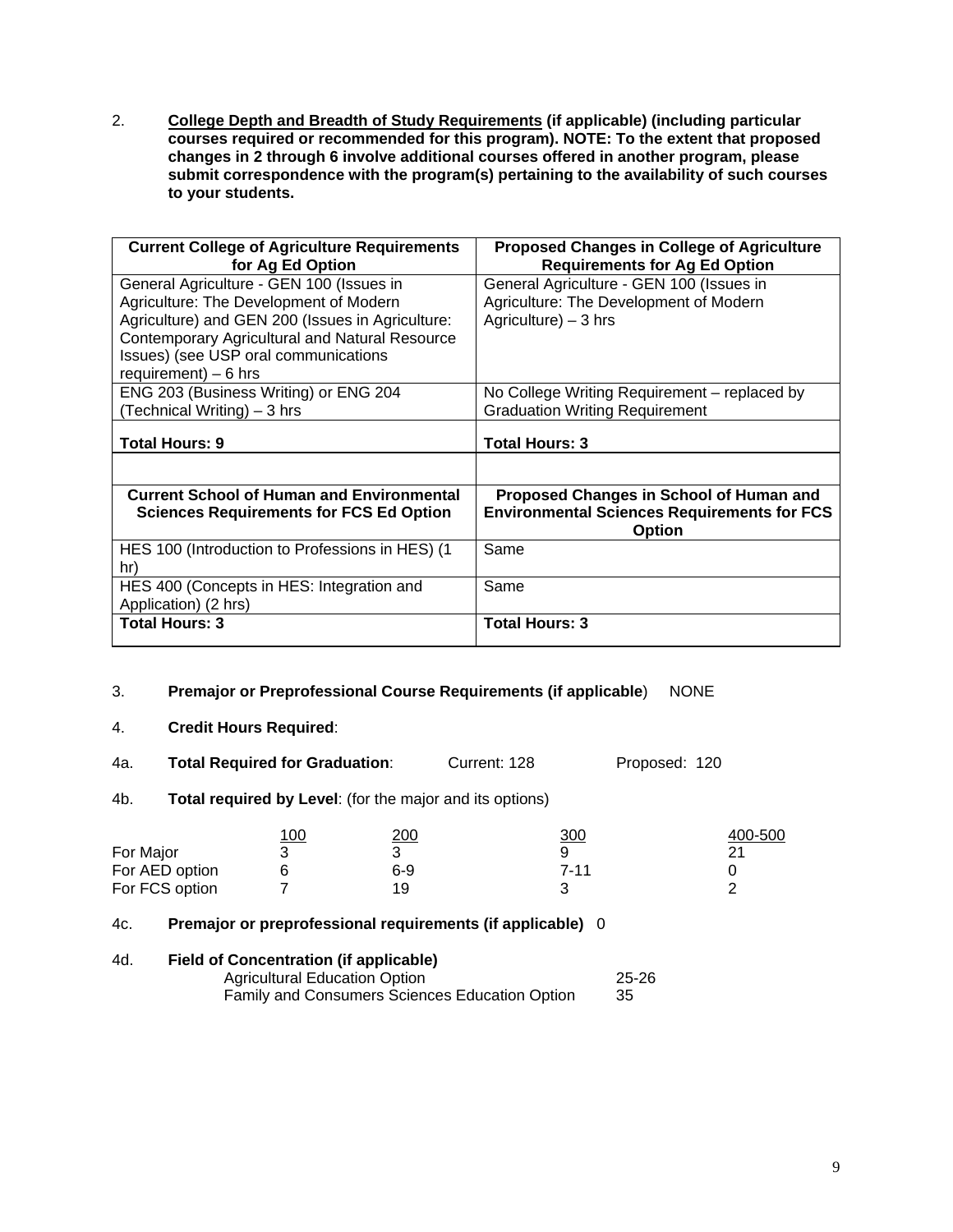2. **<u>College Depth and Breadth of Study Requirements</u> (if applicable) (including particular courses required or recommended for this program). NOTE: To the extent that proposed changes in 2 through 6 involve additional courses offered in another program, please submit correspondence with the program(s) pertaining to the availability of such courses to your students.**

| Current College of Agriculture Requirements for Ag Ed Option | Proposed Changes in College of Agriculture Requirements for Ag Ed Option |
|---|---|
| General Agriculture - GEN 100 (Issues in Agriculture: The Development of Modern Agriculture) and GEN 200 (Issues in Agriculture: Contemporary Agricultural and Natural Resource Issues) (see USP oral communications requirement) – 6 hrs | General Agriculture - GEN 100 (Issues in Agriculture: The Development of Modern Agriculture) – 3 hrs |
| ENG 203 (Business Writing) or ENG 204 (Technical Writing) – 3 hrs | No College Writing Requirement – replaced by Graduation Writing Requirement |
| **Total Hours: 9** | **Total Hours: 3** |
| | |
| **Current School of Human and Environmental Sciences Requirements for FCS Ed Option** | **Proposed Changes in School of Human and Environmental Sciences Requirements for FCS Option** |
| HES 100 (Introduction to Professions in HES) (1 hr) | Same |
| HES 400 (Concepts in HES: Integration and Application) (2 hrs) | Same |
| **Total Hours: 3** | **Total Hours: 3** |

3. **Premajor or Preprofessional Course Requirements (if applicable**) NONE

4. **Credit Hours Required**:

4a. **Total Required for Graduation**: Current: 128 Proposed: 120

4b. **Total required by Level**: (for the major and its options)

| | <u>100</u> | <u>200</u> | <u>300</u> | <u>400-500</u> |
|---|---|---|---|---|
| For Major | 3 | 3 | 9 | 21 |
| For AED option | 6 | 6-9 | 7-11 | 0 |
| For FCS option | 7 | 19 | 3 | 2 |

4c. **Premajor or preprofessional requirements (if applicable)** 0

4d. **Field of Concentration (if applicable)**

| | |
|---|---|
| Agricultural Education Option | 25-26 |
| Family and Consumers Sciences Education Option | 35 |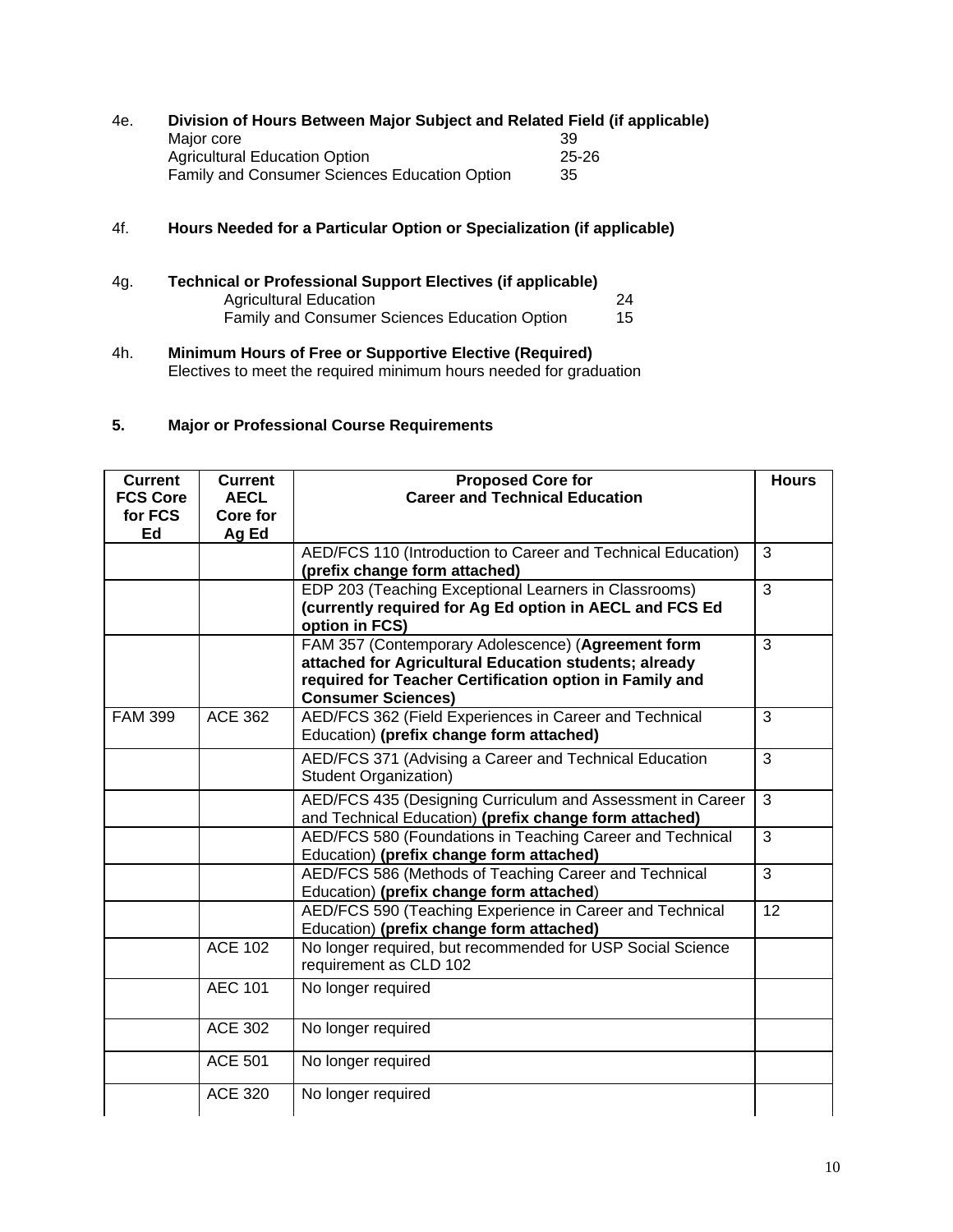4e. **Division of Hours Between Major Subject and Related Field (if applicable)**

Major core 39
Agricultural Education Option 25-26
Family and Consumer Sciences Education Option 35

4f. **Hours Needed for a Particular Option or Specialization (if applicable)**

4g. **Technical or Professional Support Electives (if applicable)**

Agricultural Education 24
Family and Consumer Sciences Education Option 15

4h. **Minimum Hours of Free or Supportive Elective (Required)**

Electives to meet the required minimum hours needed for graduation

**5. Major or Professional Course Requirements**

| Current FCS Core for FCS Ed | Current AECL Core for Ag Ed | Proposed Core for Career and Technical Education | Hours |
|---|---|---|---|
| | | AED/FCS 110 (Introduction to Career and Technical Education) **(prefix change form attached)** | 3 |
| | | EDP 203 (Teaching Exceptional Learners in Classrooms) **(currently required for Ag Ed option in AECL and FCS Ed option in FCS)** | 3 |
| | | FAM 357 (Contemporary Adolescence) (**Agreement form attached for Agricultural Education students; already required for Teacher Certification option in Family and Consumer Sciences)** | 3 |
| FAM 399 | ACE 362 | AED/FCS 362 (Field Experiences in Career and Technical Education) **(prefix change form attached)** | 3 |
| | | AED/FCS 371 (Advising a Career and Technical Education Student Organization) | 3 |
| | | AED/FCS 435 (Designing Curriculum and Assessment in Career and Technical Education) **(prefix change form attached)** | 3 |
| | | AED/FCS 580 (Foundations in Teaching Career and Technical Education) **(prefix change form attached)** | 3 |
| | | AED/FCS 586 (Methods of Teaching Career and Technical Education) **(prefix change form attached**) | 3 |
| | | AED/FCS 590 (Teaching Experience in Career and Technical Education) **(prefix change form attached)** | 12 |
| | ACE 102 | No longer required, but recommended for USP Social Science requirement as CLD 102 | |
| | AEC 101 | No longer required | |
| | ACE 302 | No longer required | |
| | ACE 501 | No longer required | |
| | ACE 320 | No longer required | |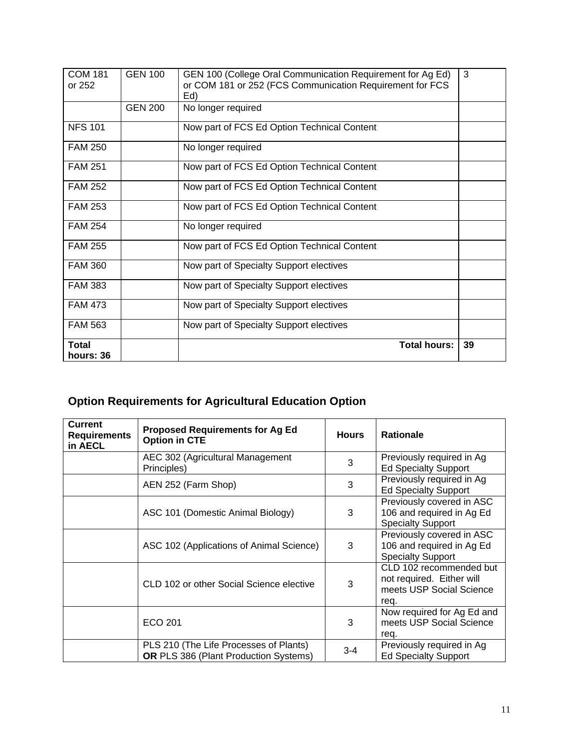| COM 181 or 252 | GEN 100 | GEN 100 (College Oral Communication Requirement for Ag Ed) or COM 181 or 252 (FCS Communication Requirement for FCS Ed) | 3 |
|---|---|---|---|
| | GEN 200 | No longer required | |
| NFS 101 | | Now part of FCS Ed Option Technical Content | |
| FAM 250 | | No longer required | |
| FAM 251 | | Now part of FCS Ed Option Technical Content | |
| FAM 252 | | Now part of FCS Ed Option Technical Content | |
| FAM 253 | | Now part of FCS Ed Option Technical Content | |
| FAM 254 | | No longer required | |
| FAM 255 | | Now part of FCS Ed Option Technical Content | |
| FAM 360 | | Now part of Specialty Support electives | |
| FAM 383 | | Now part of Specialty Support electives | |
| FAM 473 | | Now part of Specialty Support electives | |
| FAM 563 | | Now part of Specialty Support electives | |
| **Total hours: 36** | | **Total hours:** | **39** |

## Option Requirements for Agricultural Education Option

| Current Requirements in AECL | Proposed Requirements for Ag Ed Option in CTE | Hours | Rationale |
|---|---|---|---|
| | AEC 302 (Agricultural Management Principles) | 3 | Previously required in Ag Ed Specialty Support |
| | AEN 252 (Farm Shop) | 3 | Previously required in Ag Ed Specialty Support |
| | ASC 101 (Domestic Animal Biology) | 3 | Previously covered in ASC 106 and required in Ag Ed Specialty Support |
| | ASC 102 (Applications of Animal Science) | 3 | Previously covered in ASC 106 and required in Ag Ed Specialty Support |
| | CLD 102 or other Social Science elective | 3 | CLD 102 recommended but not required. Either will meets USP Social Science req. |
| | ECO 201 | 3 | Now required for Ag Ed and meets USP Social Science req. |
| | PLS 210 (The Life Processes of Plants) **OR** PLS 386 (Plant Production Systems) | 3-4 | Previously required in Ag Ed Specialty Support |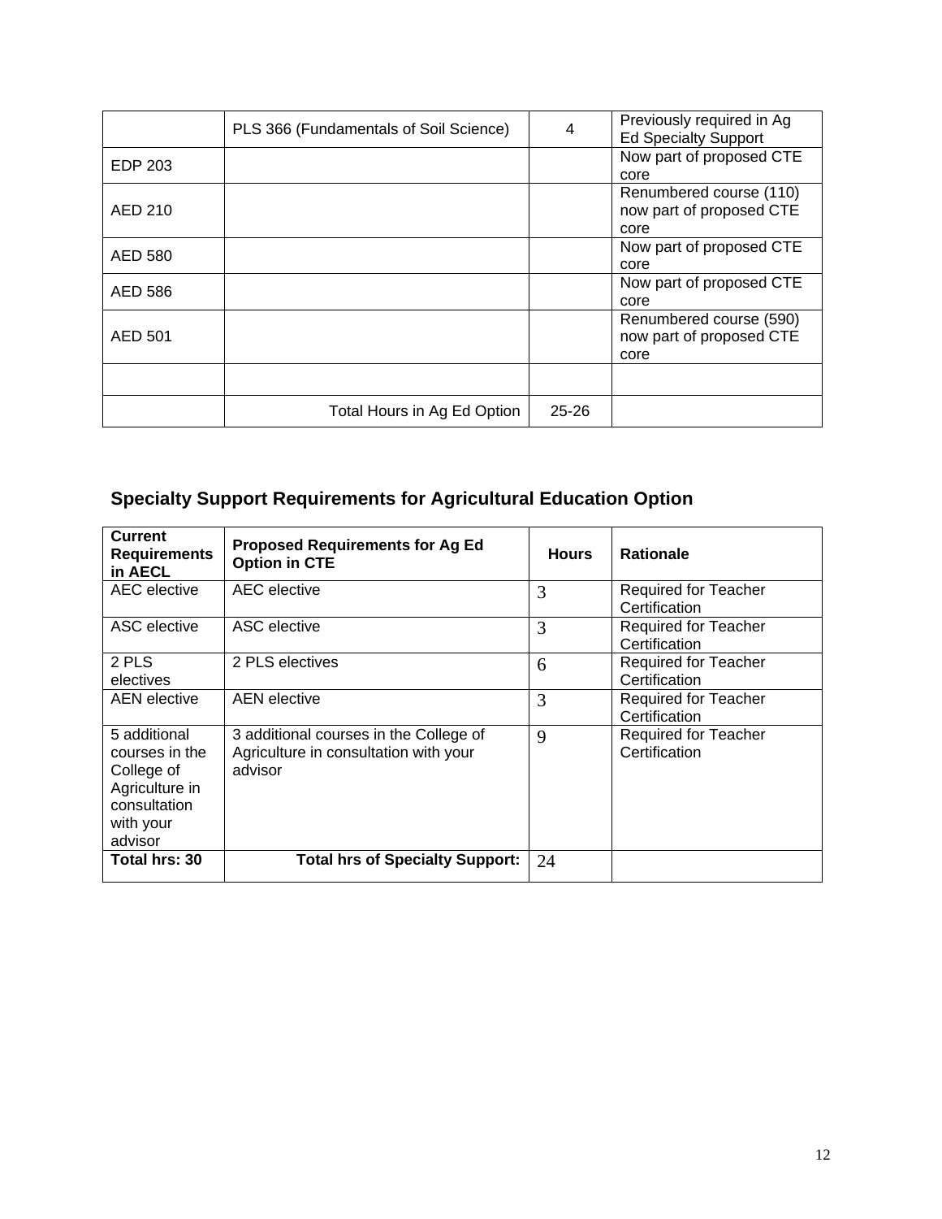| | PLS 366 (Fundamentals of Soil Science) | 4 | Previously required in Ag Ed Specialty Support |
|---|---|---|---|
| EDP 203 | | | Now part of proposed CTE core |
| AED 210 | | | Renumbered course (110) now part of proposed CTE core |
| AED 580 | | | Now part of proposed CTE core |
| AED 586 | | | Now part of proposed CTE core |
| AED 501 | | | Renumbered course (590) now part of proposed CTE core |
| | | | |
| | Total Hours in Ag Ed Option | 25-26 | |

## Specialty Support Requirements for Agricultural Education Option

| Current Requirements in AECL | Proposed Requirements for Ag Ed Option in CTE | Hours | Rationale |
|---|---|---|---|
| AEC elective | AEC elective | 3 | Required for Teacher Certification |
| ASC elective | ASC elective | 3 | Required for Teacher Certification |
| 2 PLS electives | 2 PLS electives | 6 | Required for Teacher Certification |
| AEN elective | AEN elective | 3 | Required for Teacher Certification |
| 5 additional courses in the College of Agriculture in consultation with your advisor | 3 additional courses in the College of Agriculture in consultation with your advisor | 9 | Required for Teacher Certification |
| **Total hrs: 30** | **Total hrs of Specialty Support:** | 24 | |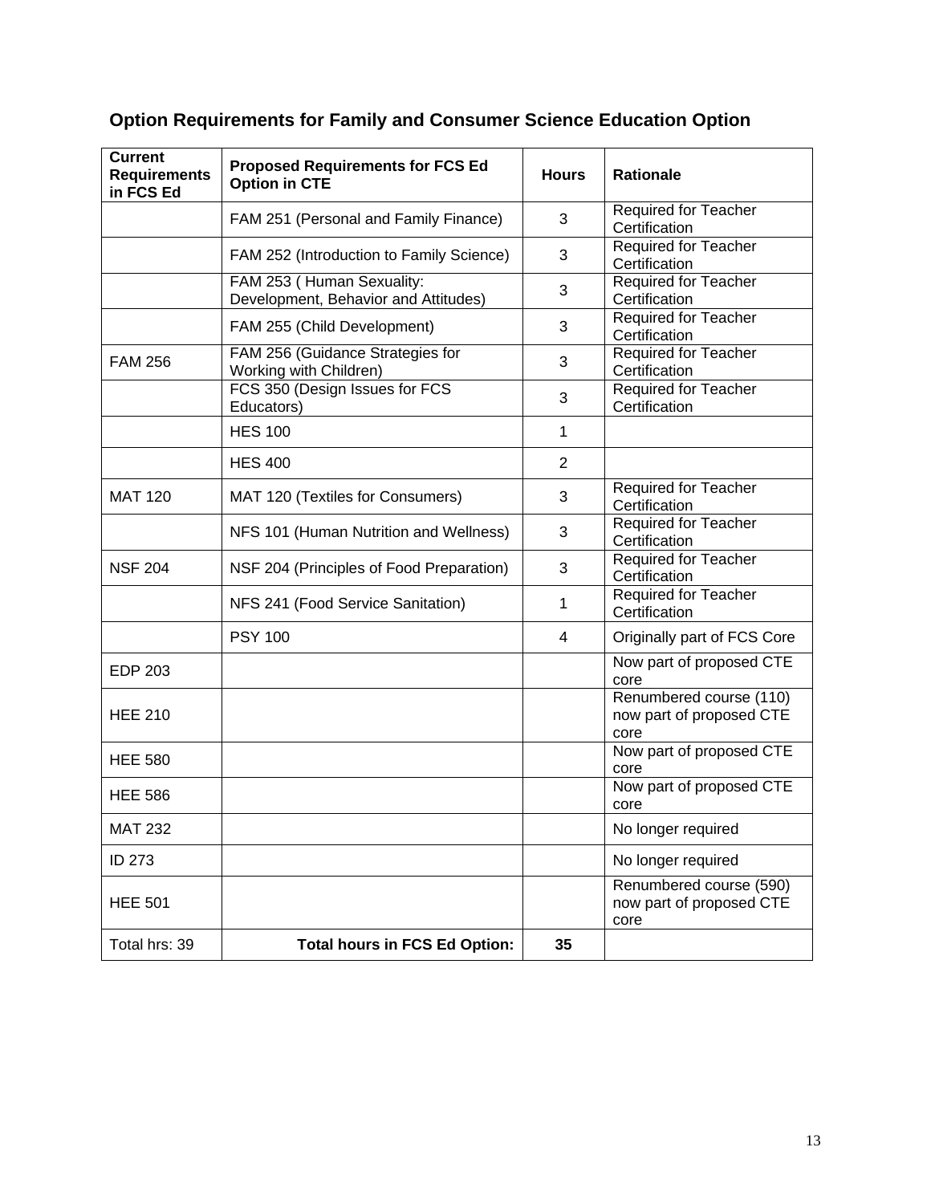## Option Requirements for Family and Consumer Science Education Option

| Current Requirements in FCS Ed | Proposed Requirements for FCS Ed Option in CTE | Hours | Rationale |
|---|---|---|---|
| | FAM 251 (Personal and Family Finance) | 3 | Required for Teacher Certification |
| | FAM 252 (Introduction to Family Science) | 3 | Required for Teacher Certification |
| | FAM 253 ( Human Sexuality: Development, Behavior and Attitudes) | 3 | Required for Teacher Certification |
| | FAM 255 (Child Development) | 3 | Required for Teacher Certification |
| FAM 256 | FAM 256 (Guidance Strategies for Working with Children) | 3 | Required for Teacher Certification |
| | FCS 350 (Design Issues for FCS Educators) | 3 | Required for Teacher Certification |
| | HES 100 | 1 | |
| | HES 400 | 2 | |
| MAT 120 | MAT 120 (Textiles for Consumers) | 3 | Required for Teacher Certification |
| | NFS 101 (Human Nutrition and Wellness) | 3 | Required for Teacher Certification |
| NSF 204 | NSF 204 (Principles of Food Preparation) | 3 | Required for Teacher Certification |
| | NFS 241 (Food Service Sanitation) | 1 | Required for Teacher Certification |
| | PSY 100 | 4 | Originally part of FCS Core |
| EDP 203 | | | Now part of proposed CTE core |
| HEE 210 | | | Renumbered course (110) now part of proposed CTE core |
| HEE 580 | | | Now part of proposed CTE core |
| HEE 586 | | | Now part of proposed CTE core |
| MAT 232 | | | No longer required |
| ID 273 | | | No longer required |
| HEE 501 | | | Renumbered course (590) now part of proposed CTE core |
| Total hrs: 39 | **Total hours in FCS Ed Option:** | **35** | |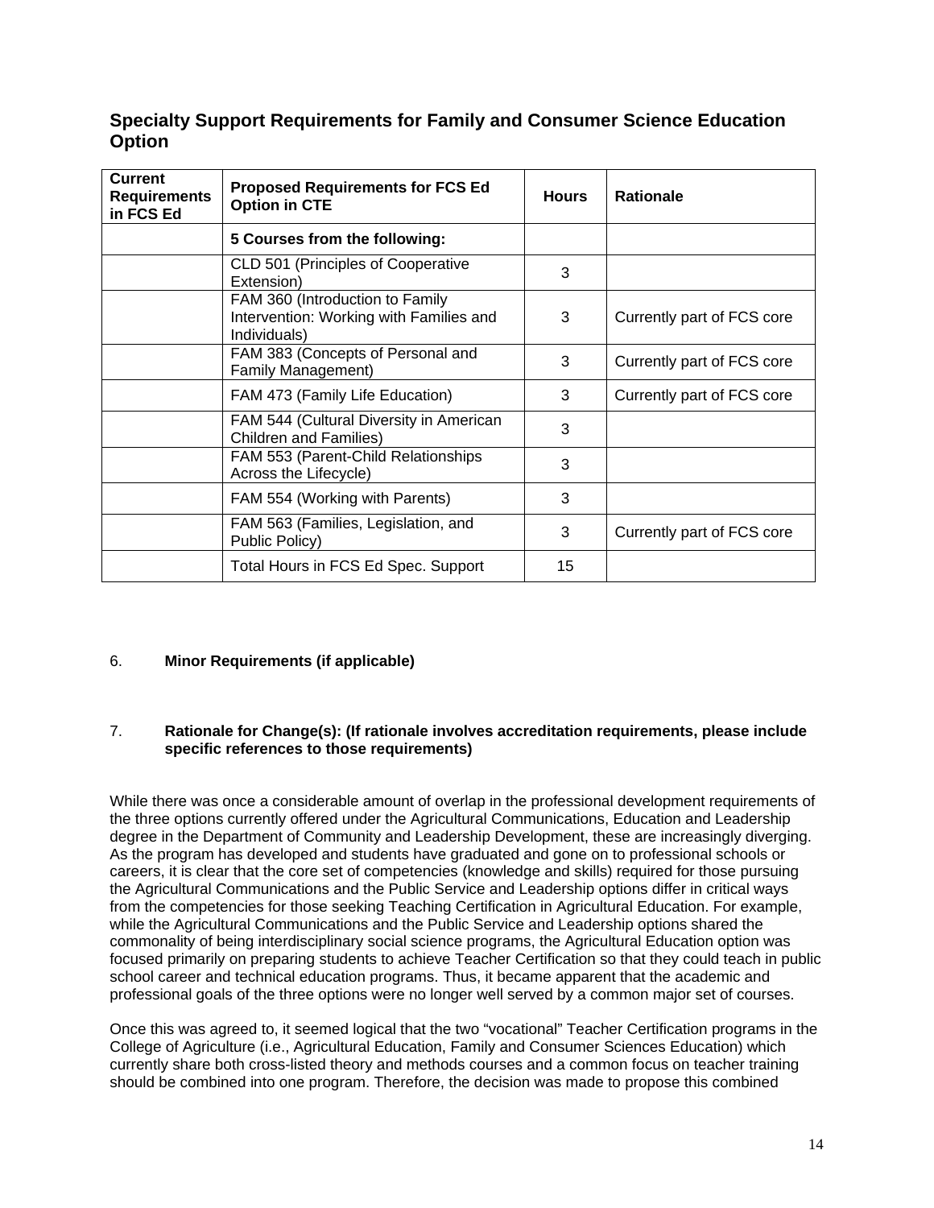## Specialty Support Requirements for Family and Consumer Science Education Option

| Current Requirements in FCS Ed | Proposed Requirements for FCS Ed Option in CTE | Hours | Rationale |
|---|---|---|---|
| | **5 Courses from the following:** | | |
| | CLD 501 (Principles of Cooperative Extension) | 3 | |
| | FAM 360 (Introduction to Family Intervention: Working with Families and Individuals) | 3 | Currently part of FCS core |
| | FAM 383 (Concepts of Personal and Family Management) | 3 | Currently part of FCS core |
| | FAM 473 (Family Life Education) | 3 | Currently part of FCS core |
| | FAM 544 (Cultural Diversity in American Children and Families) | 3 | |
| | FAM 553 (Parent-Child Relationships Across the Lifecycle) | 3 | |
| | FAM 554 (Working with Parents) | 3 | |
| | FAM 563 (Families, Legislation, and Public Policy) | 3 | Currently part of FCS core |
| | Total Hours in FCS Ed Spec. Support | 15 | |

6. **Minor Requirements (if applicable)**

7. **Rationale for Change(s): (If rationale involves accreditation requirements, please include specific references to those requirements)**

While there was once a considerable amount of overlap in the professional development requirements of the three options currently offered under the Agricultural Communications, Education and Leadership degree in the Department of Community and Leadership Development, these are increasingly diverging. As the program has developed and students have graduated and gone on to professional schools or careers, it is clear that the core set of competencies (knowledge and skills) required for those pursuing the Agricultural Communications and the Public Service and Leadership options differ in critical ways from the competencies for those seeking Teaching Certification in Agricultural Education. For example, while the Agricultural Communications and the Public Service and Leadership options shared the commonality of being interdisciplinary social science programs, the Agricultural Education option was focused primarily on preparing students to achieve Teacher Certification so that they could teach in public school career and technical education programs. Thus, it became apparent that the academic and professional goals of the three options were no longer well served by a common major set of courses.

Once this was agreed to, it seemed logical that the two "vocational" Teacher Certification programs in the College of Agriculture (i.e., Agricultural Education, Family and Consumer Sciences Education) which currently share both cross-listed theory and methods courses and a common focus on teacher training should be combined into one program. Therefore, the decision was made to propose this combined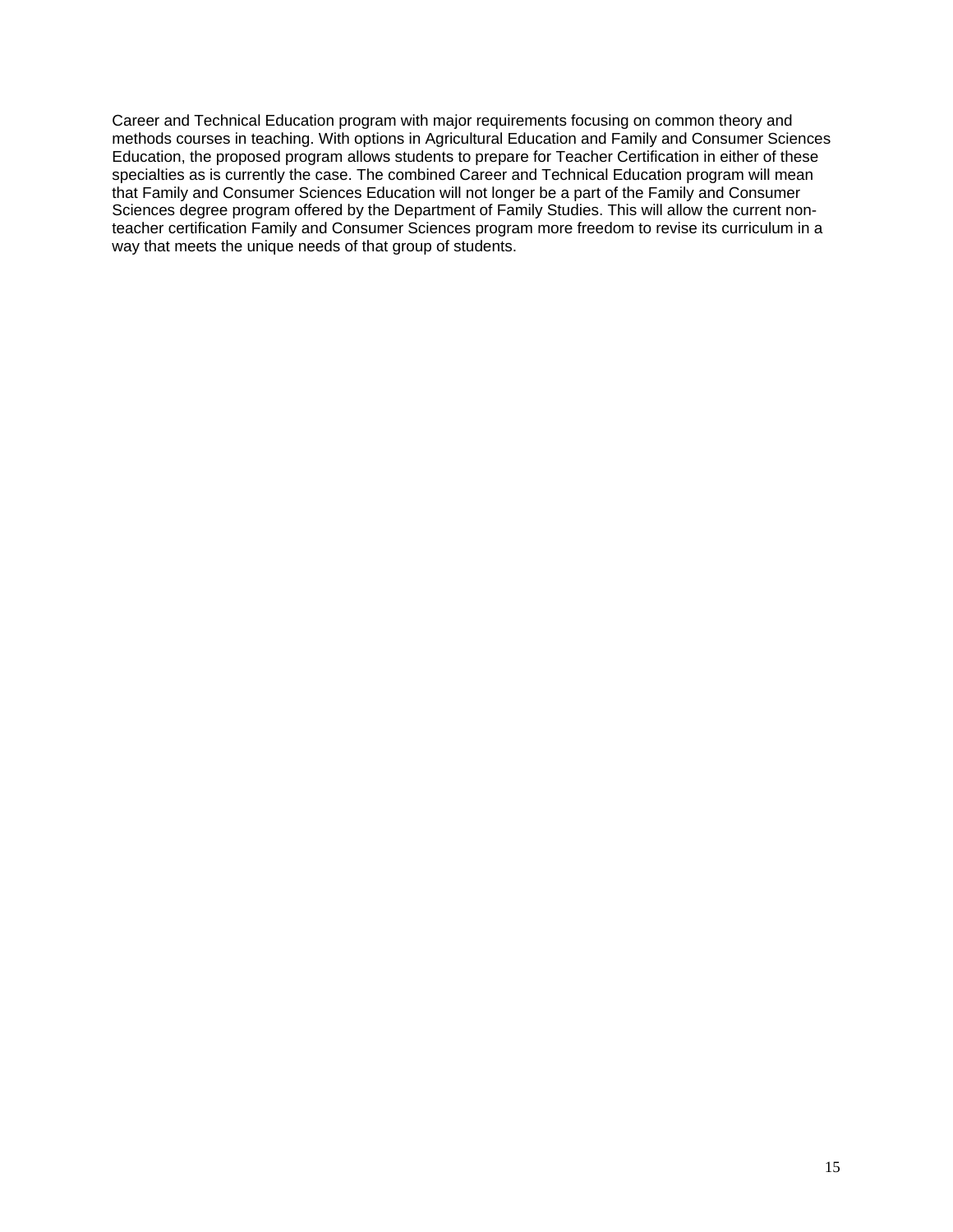Career and Technical Education program with major requirements focusing on common theory and methods courses in teaching. With options in Agricultural Education and Family and Consumer Sciences Education, the proposed program allows students to prepare for Teacher Certification in either of these specialties as is currently the case. The combined Career and Technical Education program will mean that Family and Consumer Sciences Education will not longer be a part of the Family and Consumer Sciences degree program offered by the Department of Family Studies. This will allow the current non-teacher certification Family and Consumer Sciences program more freedom to revise its curriculum in a way that meets the unique needs of that group of students.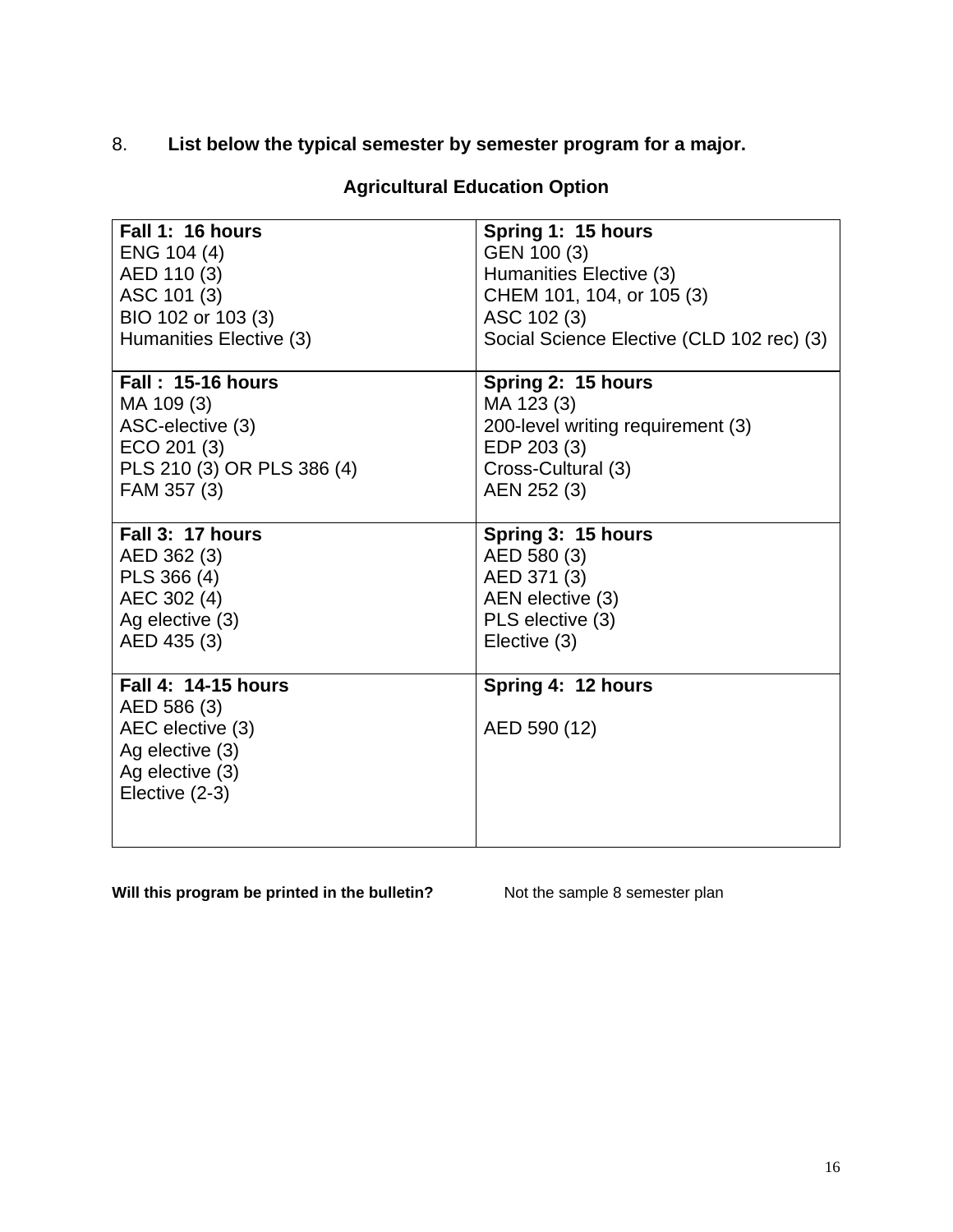8. **List below the typical semester by semester program for a major.**

**Agricultural Education Option**

| Fall 1: 16 hours | Spring 1: 15 hours |
|---|---|
| ENG 104 (4)<br>AED 110 (3)<br>ASC 101 (3)<br>BIO 102 or 103 (3)<br>Humanities Elective (3) | GEN 100 (3)<br>Humanities Elective (3)<br>CHEM 101, 104, or 105 (3)<br>ASC 102 (3)<br>Social Science Elective (CLD 102 rec) (3) |
| **Fall : 15-16 hours** | **Spring 2: 15 hours** |
| MA 109 (3)<br>ASC-elective (3)<br>ECO 201 (3)<br>PLS 210 (3) OR PLS 386 (4)<br>FAM 357 (3) | MA 123 (3)<br>200-level writing requirement (3)<br>EDP 203 (3)<br>Cross-Cultural (3)<br>AEN 252 (3) |
| **Fall 3: 17 hours** | **Spring 3: 15 hours** |
| AED 362 (3)<br>PLS 366 (4)<br>AEC 302 (4)<br>Ag elective (3)<br>AED 435 (3) | AED 580 (3)<br>AED 371 (3)<br>AEN elective (3)<br>PLS elective (3)<br>Elective (3) |
| **Fall 4: 14-15 hours** | **Spring 4: 12 hours** |
| AED 586 (3)<br>AEC elective (3)<br>Ag elective (3)<br>Ag elective (3)<br>Elective (2-3) | AED 590 (12) |

**Will this program be printed in the bulletin?** Not the sample 8 semester plan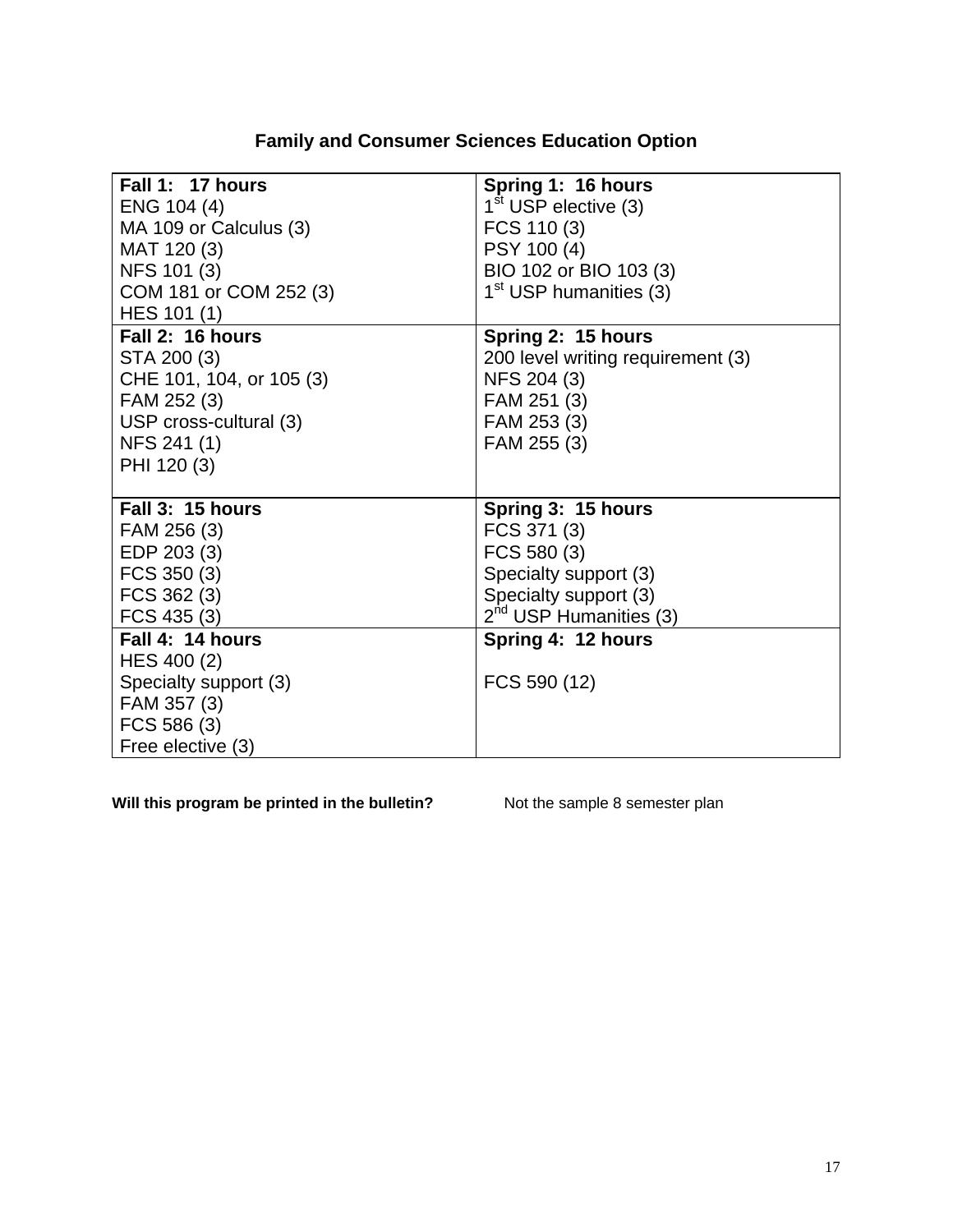## Family and Consumer Sciences Education Option

| Fall | Spring |
|---|---|
| **Fall 1: 17 hours**<br>ENG 104 (4)<br>MA 109 or Calculus (3)<br>MAT 120 (3)<br>NFS 101 (3)<br>COM 181 or COM 252 (3)<br>HES 101 (1) | **Spring 1: 16 hours**<br>1st USP elective (3)<br>FCS 110 (3)<br>PSY 100 (4)<br>BIO 102 or BIO 103 (3)<br>1st USP humanities (3) |
| **Fall 2: 16 hours**<br>STA 200 (3)<br>CHE 101, 104, or 105 (3)<br>FAM 252 (3)<br>USP cross-cultural (3)<br>NFS 241 (1)<br>PHI 120 (3) | **Spring 2: 15 hours**<br>200 level writing requirement (3)<br>NFS 204 (3)<br>FAM 251 (3)<br>FAM 253 (3)<br>FAM 255 (3) |
| **Fall 3: 15 hours**<br>FAM 256 (3)<br>EDP 203 (3)<br>FCS 350 (3)<br>FCS 362 (3)<br>FCS 435 (3) | **Spring 3: 15 hours**<br>FCS 371 (3)<br>FCS 580 (3)<br>Specialty support (3)<br>Specialty support (3)<br>2nd USP Humanities (3) |
| **Fall 4: 14 hours**<br>HES 400 (2)<br>Specialty support (3)<br>FAM 357 (3)<br>FCS 586 (3)<br>Free elective (3) | **Spring 4: 12 hours**<br><br>FCS 590 (12) |

**Will this program be printed in the bulletin?** Not the sample 8 semester plan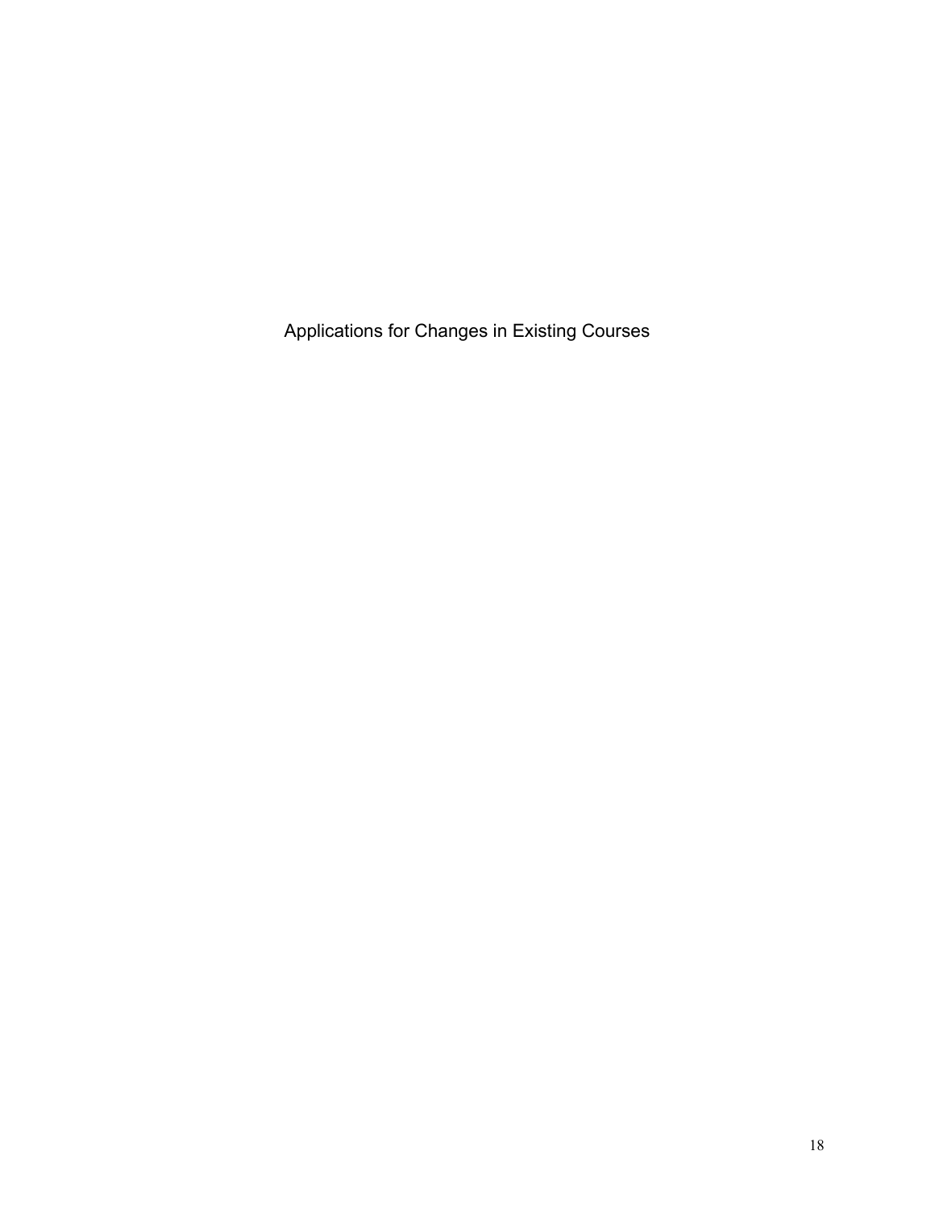# Applications for Changes in Existing Courses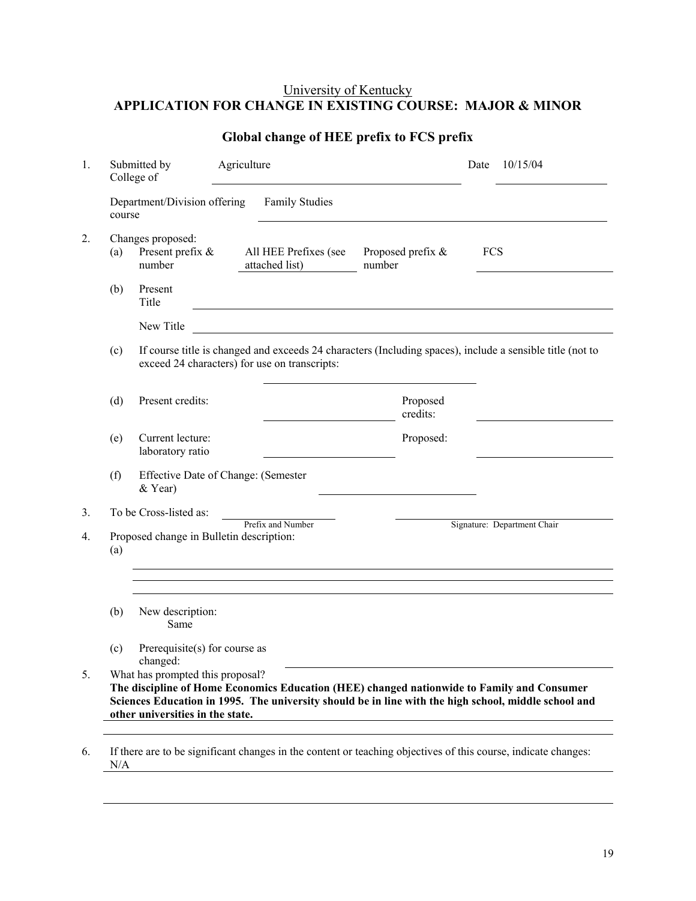<u>University of Kentucky</u>

## APPLICATION FOR CHANGE IN EXISTING COURSE: MAJOR & MINOR

### Global change of HEE prefix to FCS prefix

1. Submitted by College of: Agriculture Date: 10/15/04

   Department/Division offering course: Family Studies

2. Changes proposed:
   - (a) Present prefix & number: All HEE Prefixes (see attached list) Proposed prefix & number: FCS
   - (b) Present Title: 

     New Title: 
   - (c) If course title is changed and exceeds 24 characters (Including spaces), include a sensible title (not to exceed 24 characters) for use on transcripts:
   - (d) Present credits: Proposed credits:
   - (e) Current lecture: laboratory ratio Proposed:
   - (f) Effective Date of Change: (Semester & Year)

3. To be Cross-listed as: \_\_\_\_\_\_\_\_ (Prefix and Number) \_\_\_\_\_\_\_\_ (Signature: Department Chair)

4. Proposed change in Bulletin description:
   - (a)
   - (b) New description:
     Same
   - (c) Prerequisite(s) for course as changed:

5. What has prompted this proposal?
   **The discipline of Home Economics Education (HEE) changed nationwide to Family and Consumer Sciences Education in 1995. The university should be in line with the high school, middle school and other universities in the state.**

6. If there are to be significant changes in the content or teaching objectives of this course, indicate changes:
   N/A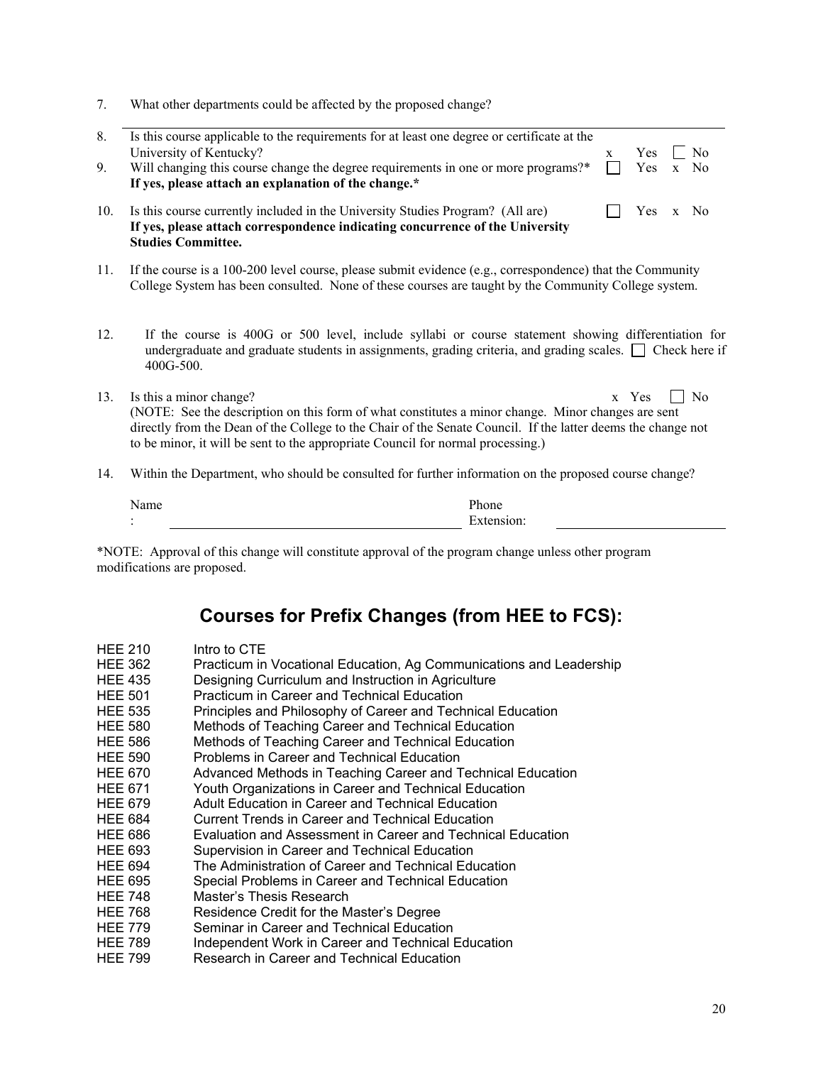7. What other departments could be affected by the proposed change?

---

8. Is this course applicable to the requirements for at least one degree or certificate at the University of Kentucky? x Yes ☐ No
9. Will changing this course change the degree requirements in one or more programs?* ☐ Yes x No
   **If yes, please attach an explanation of the change.***
10. Is this course currently included in the University Studies Program? (All are) ☐ Yes x No
    **If yes, please attach correspondence indicating concurrence of the University Studies Committee.**
11. If the course is a 100-200 level course, please submit evidence (e.g., correspondence) that the Community College System has been consulted. None of these courses are taught by the Community College system.
12. If the course is 400G or 500 level, include syllabi or course statement showing differentiation for undergraduate and graduate students in assignments, grading criteria, and grading scales. ☐ Check here if 400G-500.
13. Is this a minor change? x Yes ☐ No
    (NOTE: See the description on this form of what constitutes a minor change. Minor changes are sent directly from the Dean of the College to the Chair of the Senate Council. If the latter deems the change not to be minor, it will be sent to the appropriate Council for normal processing.)
14. Within the Department, who should be consulted for further information on the proposed course change?

Name: ______________________ Phone Extension: ______________________

*NOTE: Approval of this change will constitute approval of the program change unless other program modifications are proposed.

## Courses for Prefix Changes (from HEE to FCS):

| | |
|---|---|
| HEE 210 | Intro to CTE |
| HEE 362 | Practicum in Vocational Education, Ag Communications and Leadership |
| HEE 435 | Designing Curriculum and Instruction in Agriculture |
| HEE 501 | Practicum in Career and Technical Education |
| HEE 535 | Principles and Philosophy of Career and Technical Education |
| HEE 580 | Methods of Teaching Career and Technical Education |
| HEE 586 | Methods of Teaching Career and Technical Education |
| HEE 590 | Problems in Career and Technical Education |
| HEE 670 | Advanced Methods in Teaching Career and Technical Education |
| HEE 671 | Youth Organizations in Career and Technical Education |
| HEE 679 | Adult Education in Career and Technical Education |
| HEE 684 | Current Trends in Career and Technical Education |
| HEE 686 | Evaluation and Assessment in Career and Technical Education |
| HEE 693 | Supervision in Career and Technical Education |
| HEE 694 | The Administration of Career and Technical Education |
| HEE 695 | Special Problems in Career and Technical Education |
| HEE 748 | Master's Thesis Research |
| HEE 768 | Residence Credit for the Master's Degree |
| HEE 779 | Seminar in Career and Technical Education |
| HEE 789 | Independent Work in Career and Technical Education |
| HEE 799 | Research in Career and Technical Education |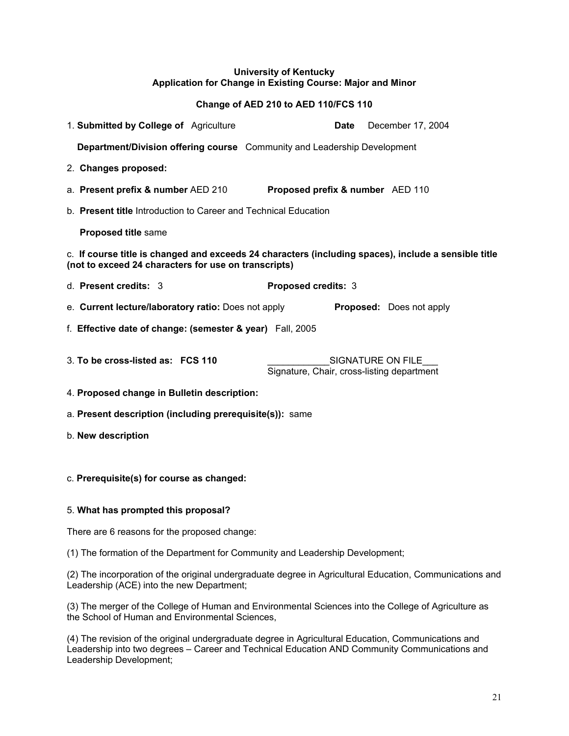**University of Kentucky**
**Application for Change in Existing Course: Major and Minor**

**Change of AED 210 to AED 110/FCS 110**

1. **Submitted by College of** Agriculture **Date** December 17, 2004

   **Department/Division offering course** Community and Leadership Development

2. **Changes proposed:**

a. **Present prefix & number** AED 210 **Proposed prefix & number** AED 110

b. **Present title** Introduction to Career and Technical Education

   **Proposed title** same

c. **If course title is changed and exceeds 24 characters (including spaces), include a sensible title (not to exceed 24 characters for use on transcripts)**

d. **Present credits:** 3 **Proposed credits:** 3

e. **Current lecture/laboratory ratio:** Does not apply **Proposed:** Does not apply

f. **Effective date of change: (semester & year)** Fall, 2005

3. **To be cross-listed as: FCS 110** ____________SIGNATURE ON FILE___
   Signature, Chair, cross-listing department

4. **Proposed change in Bulletin description:**

a. **Present description (including prerequisite(s)):** same

b. **New description**

c. **Prerequisite(s) for course as changed:**

5. **What has prompted this proposal?**

There are 6 reasons for the proposed change:

(1) The formation of the Department for Community and Leadership Development;

(2) The incorporation of the original undergraduate degree in Agricultural Education, Communications and Leadership (ACE) into the new Department;

(3) The merger of the College of Human and Environmental Sciences into the College of Agriculture as the School of Human and Environmental Sciences,

(4) The revision of the original undergraduate degree in Agricultural Education, Communications and Leadership into two degrees – Career and Technical Education AND Community Communications and Leadership Development;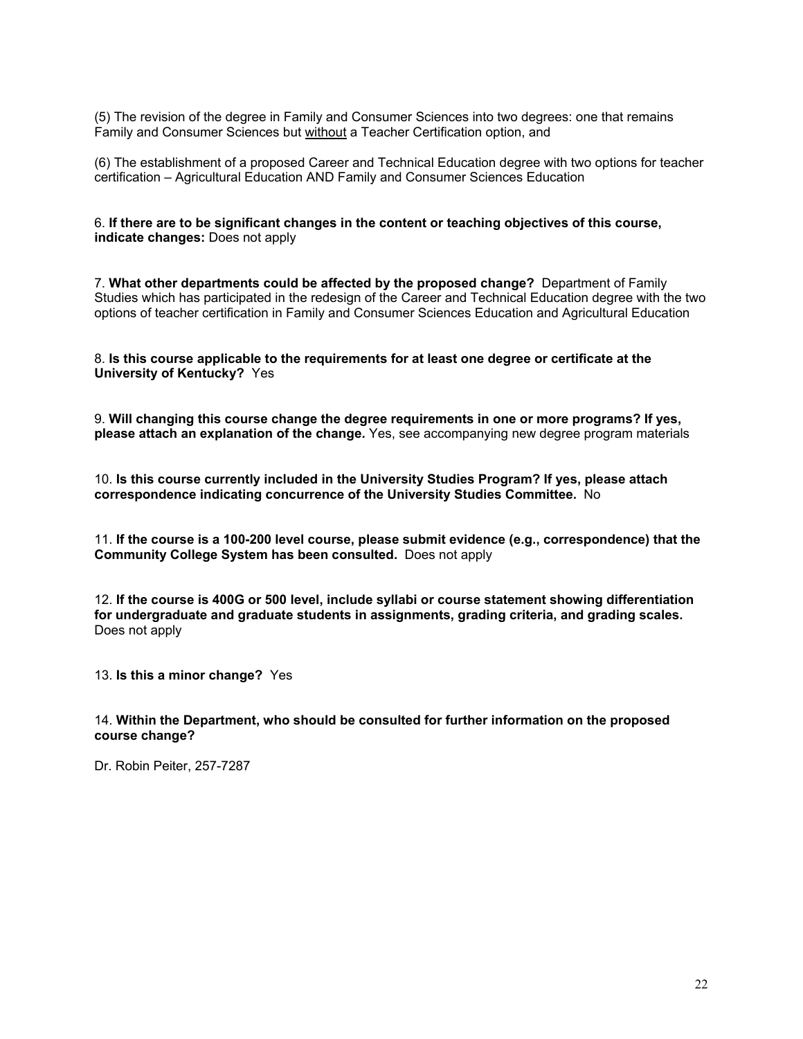(5) The revision of the degree in Family and Consumer Sciences into two degrees: one that remains Family and Consumer Sciences but <u>without</u> a Teacher Certification option, and

(6) The establishment of a proposed Career and Technical Education degree with two options for teacher certification – Agricultural Education AND Family and Consumer Sciences Education

6. **If there are to be significant changes in the content or teaching objectives of this course, indicate changes:** Does not apply

7. **What other departments could be affected by the proposed change?** Department of Family Studies which has participated in the redesign of the Career and Technical Education degree with the two options of teacher certification in Family and Consumer Sciences Education and Agricultural Education

8. **Is this course applicable to the requirements for at least one degree or certificate at the University of Kentucky?** Yes

9. **Will changing this course change the degree requirements in one or more programs? If yes, please attach an explanation of the change.** Yes, see accompanying new degree program materials

10. **Is this course currently included in the University Studies Program? If yes, please attach correspondence indicating concurrence of the University Studies Committee.** No

11. **If the course is a 100-200 level course, please submit evidence (e.g., correspondence) that the Community College System has been consulted.** Does not apply

12. **If the course is 400G or 500 level, include syllabi or course statement showing differentiation for undergraduate and graduate students in assignments, grading criteria, and grading scales.** Does not apply

13. **Is this a minor change?** Yes

14. **Within the Department, who should be consulted for further information on the proposed course change?**

Dr. Robin Peiter, 257-7287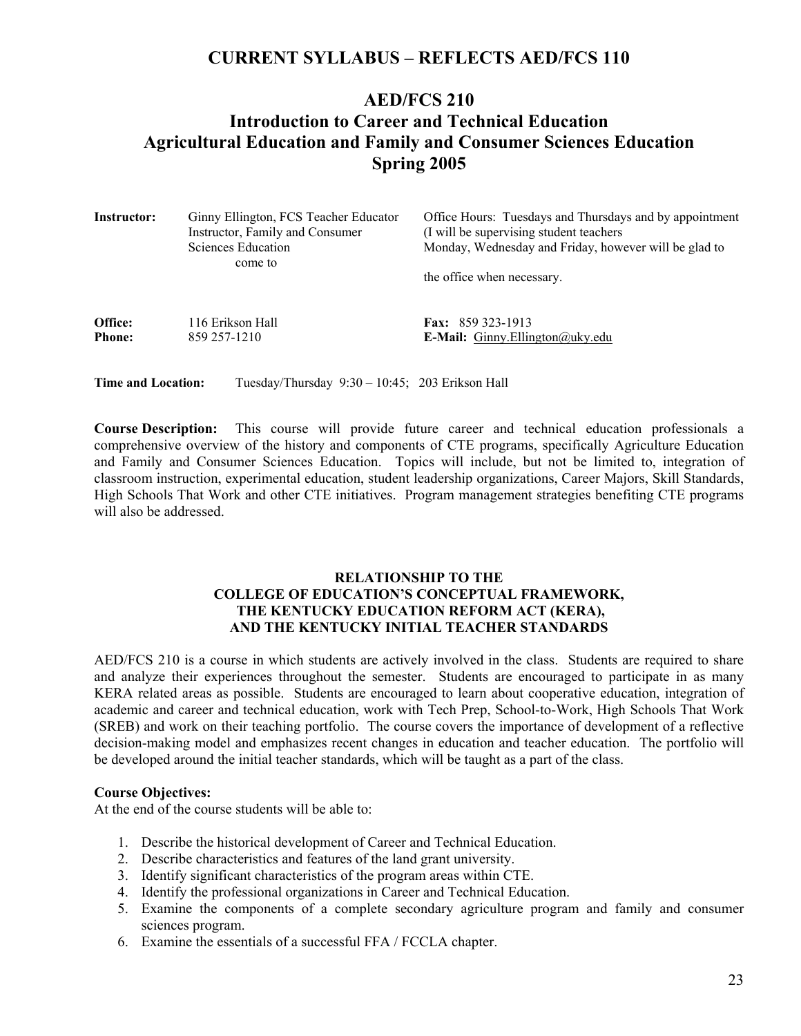# CURRENT SYLLABUS – REFLECTS AED/FCS 110

# AED/FCS 210
# Introduction to Career and Technical Education
# Agricultural Education and Family and Consumer Sciences Education
# Spring 2005

| | | |
|---|---|---|
| **Instructor:** | Ginny Ellington, FCS Teacher Educator Instructor, Family and Consumer Sciences Education | Office Hours: Tuesdays and Thursdays and by appointment (I will be supervising student teachers Monday, Wednesday and Friday, however will be glad to come to the office when necessary. |
| **Office:** | 116 Erikson Hall | **Fax:** 859 323-1913 |
| **Phone:** | 859 257-1210 | **E-Mail:** Ginny.Ellington@uky.edu |

**Time and Location:** Tuesday/Thursday 9:30 – 10:45; 203 Erikson Hall

**Course Description:** This course will provide future career and technical education professionals a comprehensive overview of the history and components of CTE programs, specifically Agriculture Education and Family and Consumer Sciences Education. Topics will include, but not be limited to, integration of classroom instruction, experimental education, student leadership organizations, Career Majors, Skill Standards, High Schools That Work and other CTE initiatives. Program management strategies benefiting CTE programs will also be addressed.

### RELATIONSHIP TO THE COLLEGE OF EDUCATION'S CONCEPTUAL FRAMEWORK, THE KENTUCKY EDUCATION REFORM ACT (KERA), AND THE KENTUCKY INITIAL TEACHER STANDARDS

AED/FCS 210 is a course in which students are actively involved in the class. Students are required to share and analyze their experiences throughout the semester. Students are encouraged to participate in as many KERA related areas as possible. Students are encouraged to learn about cooperative education, integration of academic and career and technical education, work with Tech Prep, School-to-Work, High Schools That Work (SREB) and work on their teaching portfolio. The course covers the importance of development of a reflective decision-making model and emphasizes recent changes in education and teacher education. The portfolio will be developed around the initial teacher standards, which will be taught as a part of the class.

**Course Objectives:**
At the end of the course students will be able to:

1. Describe the historical development of Career and Technical Education.
2. Describe characteristics and features of the land grant university.
3. Identify significant characteristics of the program areas within CTE.
4. Identify the professional organizations in Career and Technical Education.
5. Examine the components of a complete secondary agriculture program and family and consumer sciences program.
6. Examine the essentials of a successful FFA / FCCLA chapter.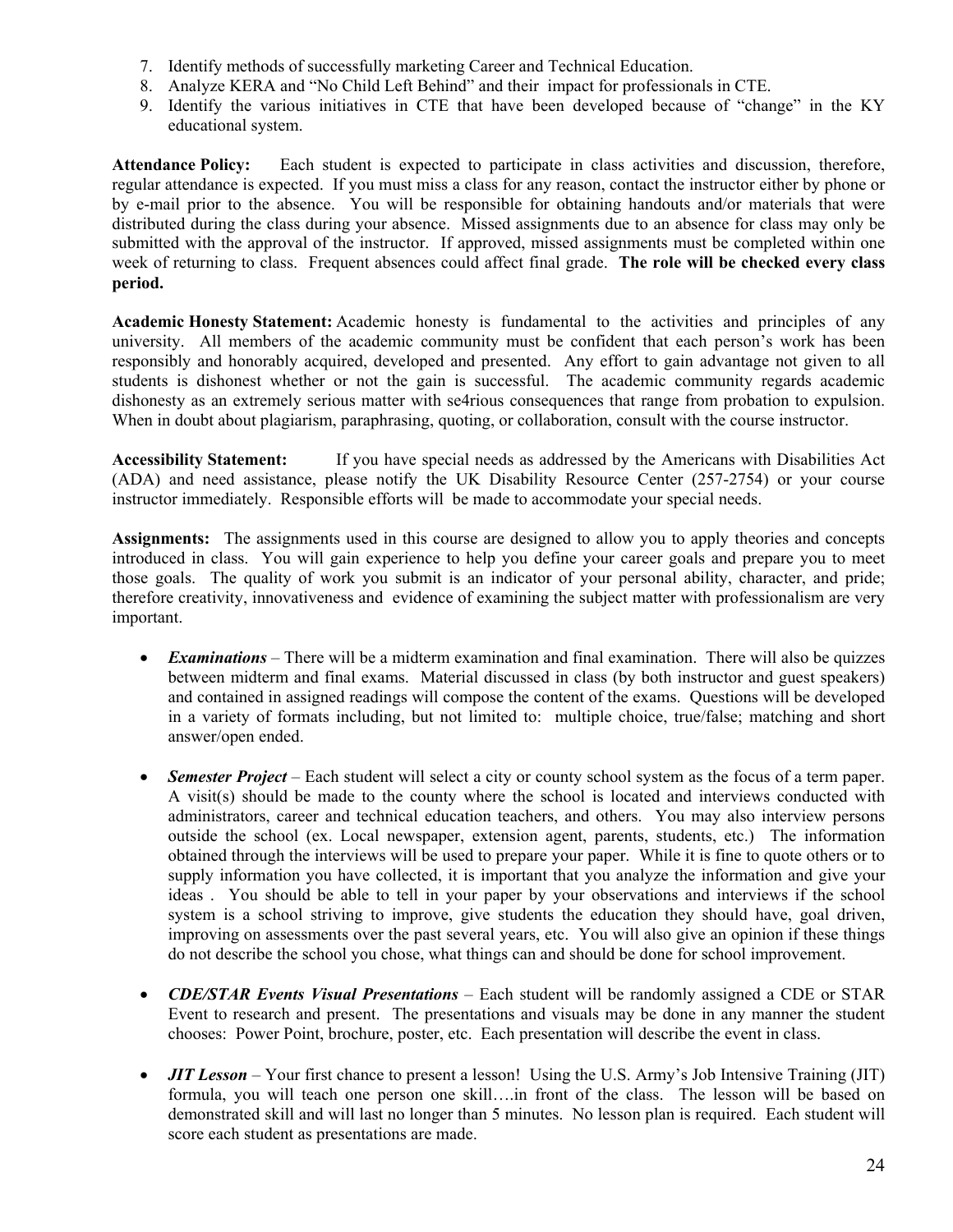7. Identify methods of successfully marketing Career and Technical Education.
8. Analyze KERA and "No Child Left Behind" and their impact for professionals in CTE.
9. Identify the various initiatives in CTE that have been developed because of "change" in the KY educational system.

**Attendance Policy:** Each student is expected to participate in class activities and discussion, therefore, regular attendance is expected. If you must miss a class for any reason, contact the instructor either by phone or by e-mail prior to the absence. You will be responsible for obtaining handouts and/or materials that were distributed during the class during your absence. Missed assignments due to an absence for class may only be submitted with the approval of the instructor. If approved, missed assignments must be completed within one week of returning to class. Frequent absences could affect final grade. **The role will be checked every class period.**

**Academic Honesty Statement:** Academic honesty is fundamental to the activities and principles of any university. All members of the academic community must be confident that each person's work has been responsibly and honorably acquired, developed and presented. Any effort to gain advantage not given to all students is dishonest whether or not the gain is successful. The academic community regards academic dishonesty as an extremely serious matter with se4rious consequences that range from probation to expulsion. When in doubt about plagiarism, paraphrasing, quoting, or collaboration, consult with the course instructor.

**Accessibility Statement:** If you have special needs as addressed by the Americans with Disabilities Act (ADA) and need assistance, please notify the UK Disability Resource Center (257-2754) or your course instructor immediately. Responsible efforts will be made to accommodate your special needs.

**Assignments:** The assignments used in this course are designed to allow you to apply theories and concepts introduced in class. You will gain experience to help you define your career goals and prepare you to meet those goals. The quality of work you submit is an indicator of your personal ability, character, and pride; therefore creativity, innovativeness and evidence of examining the subject matter with professionalism are very important.

- ***Examinations*** – There will be a midterm examination and final examination. There will also be quizzes between midterm and final exams. Material discussed in class (by both instructor and guest speakers) and contained in assigned readings will compose the content of the exams. Questions will be developed in a variety of formats including, but not limited to: multiple choice, true/false; matching and short answer/open ended.

- ***Semester Project*** – Each student will select a city or county school system as the focus of a term paper. A visit(s) should be made to the county where the school is located and interviews conducted with administrators, career and technical education teachers, and others. You may also interview persons outside the school (ex. Local newspaper, extension agent, parents, students, etc.) The information obtained through the interviews will be used to prepare your paper. While it is fine to quote others or to supply information you have collected, it is important that you analyze the information and give your ideas . You should be able to tell in your paper by your observations and interviews if the school system is a school striving to improve, give students the education they should have, goal driven, improving on assessments over the past several years, etc. You will also give an opinion if these things do not describe the school you chose, what things can and should be done for school improvement.

- ***CDE/STAR Events Visual Presentations*** – Each student will be randomly assigned a CDE or STAR Event to research and present. The presentations and visuals may be done in any manner the student chooses: Power Point, brochure, poster, etc. Each presentation will describe the event in class.

- ***JIT Lesson*** – Your first chance to present a lesson! Using the U.S. Army's Job Intensive Training (JIT) formula, you will teach one person one skill….in front of the class. The lesson will be based on demonstrated skill and will last no longer than 5 minutes. No lesson plan is required. Each student will score each student as presentations are made.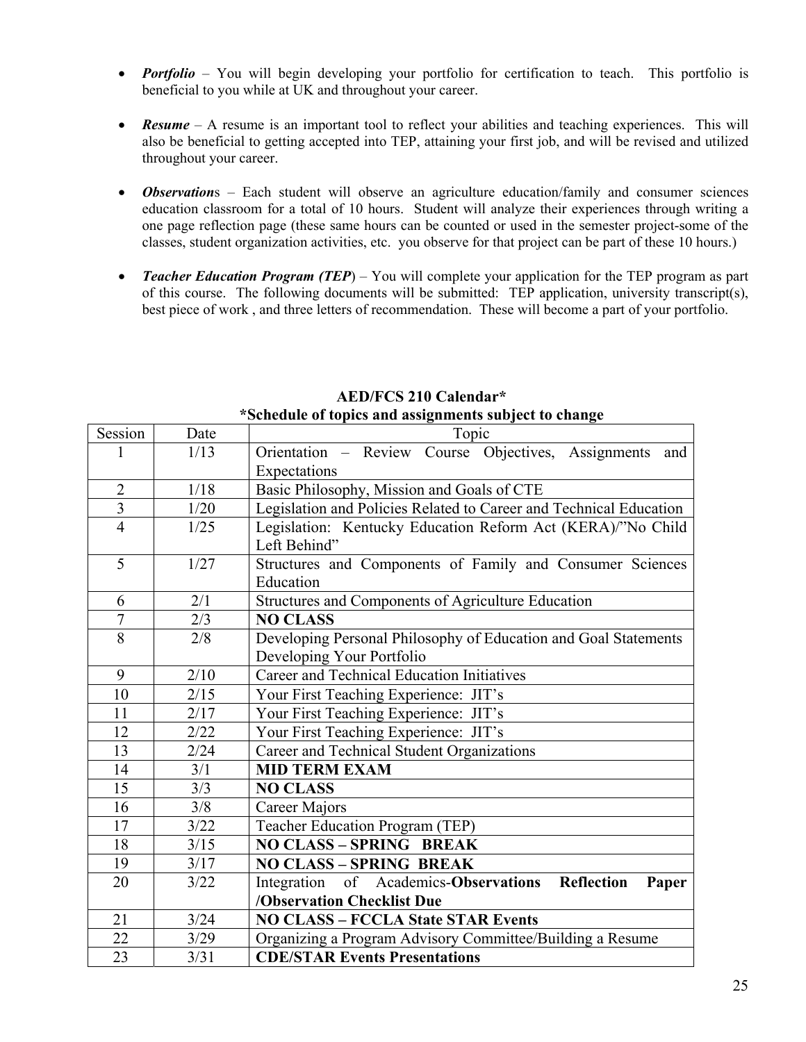- ***Portfolio*** – You will begin developing your portfolio for certification to teach. This portfolio is beneficial to you while at UK and throughout your career.

- ***Resume*** – A resume is an important tool to reflect your abilities and teaching experiences. This will also be beneficial to getting accepted into TEP, attaining your first job, and will be revised and utilized throughout your career.

- ***Observation**s* – Each student will observe an agriculture education/family and consumer sciences education classroom for a total of 10 hours. Student will analyze their experiences through writing a one page reflection page (these same hours can be counted or used in the semester project-some of the classes, student organization activities, etc. you observe for that project can be part of these 10 hours.)

- ***Teacher Education Program (TEP)*** – You will complete your application for the TEP program as part of this course. The following documents will be submitted: TEP application, university transcript(s), best piece of work , and three letters of recommendation. These will become a part of your portfolio.

**AED/FCS 210 Calendar\***
**\*Schedule of topics and assignments subject to change**

| Session | Date | Topic |
|---|---|---|
| 1 | 1/13 | Orientation – Review Course Objectives, Assignments and Expectations |
| 2 | 1/18 | Basic Philosophy, Mission and Goals of CTE |
| 3 | 1/20 | Legislation and Policies Related to Career and Technical Education |
| 4 | 1/25 | Legislation: Kentucky Education Reform Act (KERA)/"No Child Left Behind" |
| 5 | 1/27 | Structures and Components of Family and Consumer Sciences Education |
| 6 | 2/1 | Structures and Components of Agriculture Education |
| 7 | 2/3 | **NO CLASS** |
| 8 | 2/8 | Developing Personal Philosophy of Education and Goal Statements Developing Your Portfolio |
| 9 | 2/10 | Career and Technical Education Initiatives |
| 10 | 2/15 | Your First Teaching Experience: JIT's |
| 11 | 2/17 | Your First Teaching Experience: JIT's |
| 12 | 2/22 | Your First Teaching Experience: JIT's |
| 13 | 2/24 | Career and Technical Student Organizations |
| 14 | 3/1 | **MID TERM EXAM** |
| 15 | 3/3 | **NO CLASS** |
| 16 | 3/8 | Career Majors |
| 17 | 3/22 | Teacher Education Program (TEP) |
| 18 | 3/15 | **NO CLASS – SPRING BREAK** |
| 19 | 3/17 | **NO CLASS – SPRING BREAK** |
| 20 | 3/22 | Integration of Academics-**Observations Reflection Paper /Observation Checklist Due** |
| 21 | 3/24 | **NO CLASS – FCCLA State STAR Events** |
| 22 | 3/29 | Organizing a Program Advisory Committee/Building a Resume |
| 23 | 3/31 | **CDE/STAR Events Presentations** |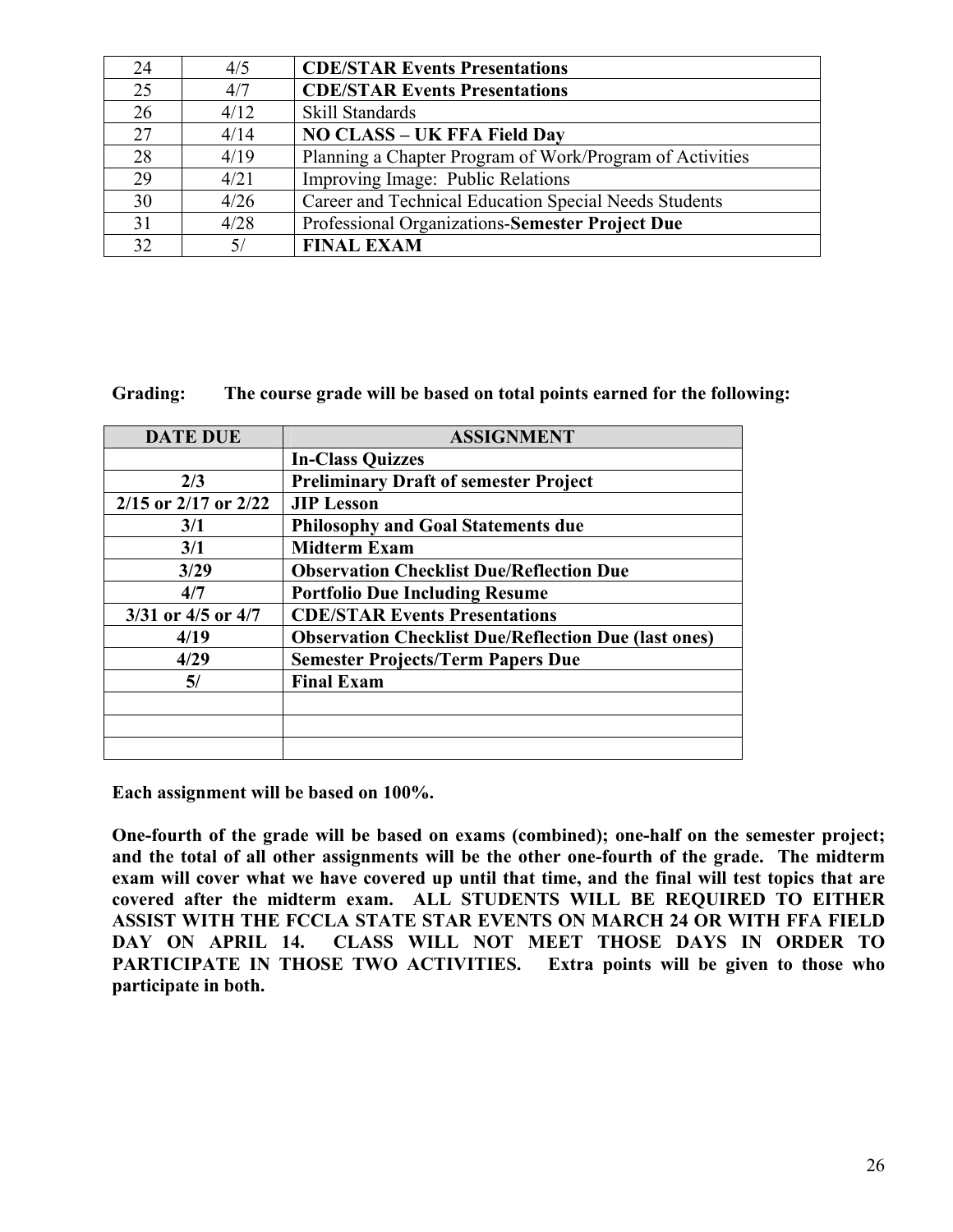| | | |
|---|---|---|
| 24 | 4/5 | **CDE/STAR Events Presentations** |
| 25 | 4/7 | **CDE/STAR Events Presentations** |
| 26 | 4/12 | Skill Standards |
| 27 | 4/14 | **NO CLASS – UK FFA Field Day** |
| 28 | 4/19 | Planning a Chapter Program of Work/Program of Activities |
| 29 | 4/21 | Improving Image: Public Relations |
| 30 | 4/26 | Career and Technical Education Special Needs Students |
| 31 | 4/28 | Professional Organizations-**Semester Project Due** |
| 32 | 5/ | **FINAL EXAM** |

**Grading: The course grade will be based on total points earned for the following:**

| DATE DUE | ASSIGNMENT |
|---|---|
| | **In-Class Quizzes** |
| **2/3** | **Preliminary Draft of semester Project** |
| **2/15 or 2/17 or 2/22** | **JIP Lesson** |
| **3/1** | **Philosophy and Goal Statements due** |
| **3/1** | **Midterm Exam** |
| **3/29** | **Observation Checklist Due/Reflection Due** |
| **4/7** | **Portfolio Due Including Resume** |
| **3/31 or 4/5 or 4/7** | **CDE/STAR Events Presentations** |
| **4/19** | **Observation Checklist Due/Reflection Due (last ones)** |
| **4/29** | **Semester Projects/Term Papers Due** |
| **5/** | **Final Exam** |
| | |
| | |
| | |

**Each assignment will be based on 100%.**

**One-fourth of the grade will be based on exams (combined); one-half on the semester project; and the total of all other assignments will be the other one-fourth of the grade. The midterm exam will cover what we have covered up until that time, and the final will test topics that are covered after the midterm exam. ALL STUDENTS WILL BE REQUIRED TO EITHER ASSIST WITH THE FCCLA STATE STAR EVENTS ON MARCH 24 OR WITH FFA FIELD DAY ON APRIL 14. CLASS WILL NOT MEET THOSE DAYS IN ORDER TO PARTICIPATE IN THOSE TWO ACTIVITIES. Extra points will be given to those who participate in both.**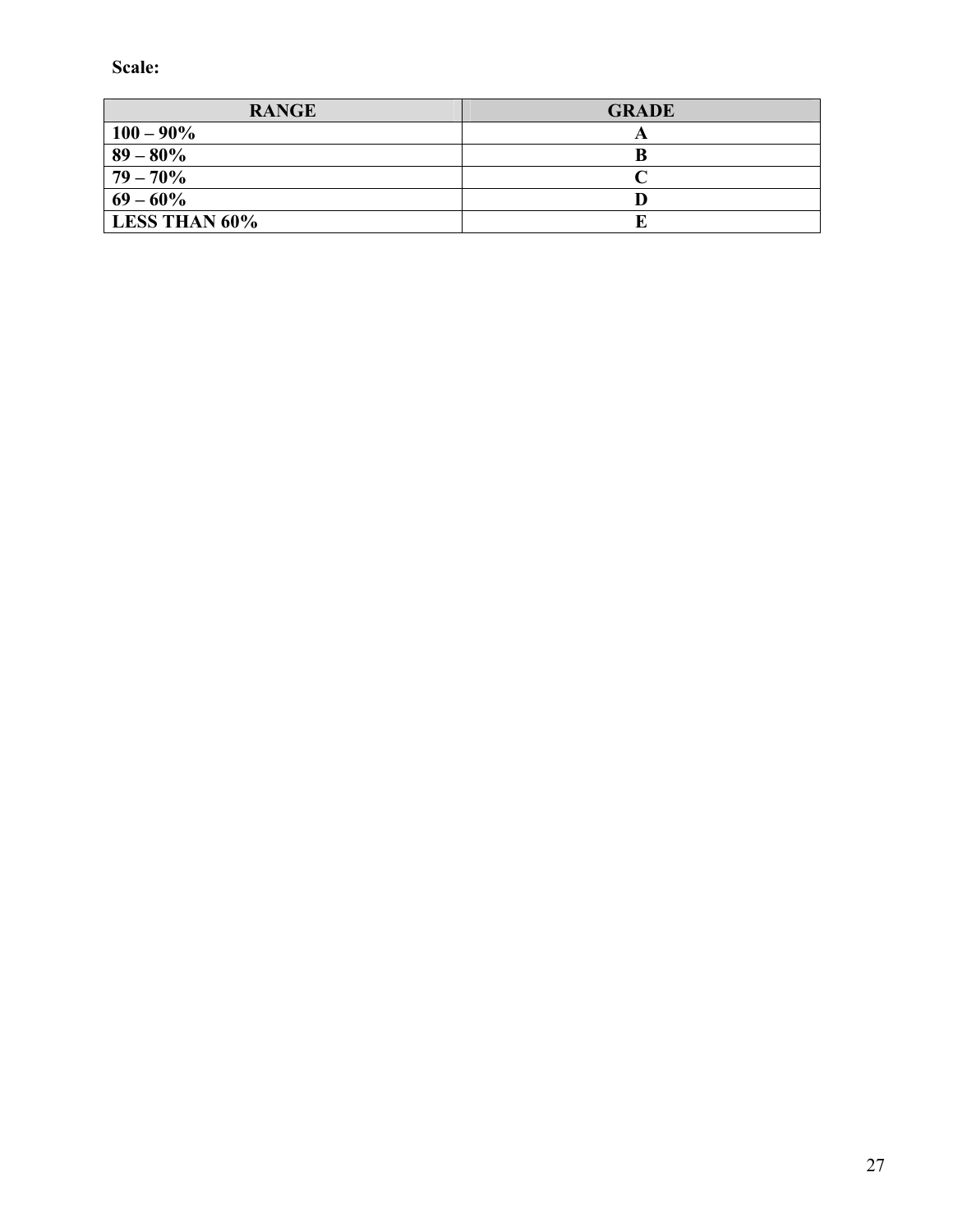**Scale:**

| RANGE | GRADE |
|---|---|
| **100 – 90%** | **A** |
| **89 – 80%** | **B** |
| **79 – 70%** | **C** |
| **69 – 60%** | **D** |
| **LESS THAN 60%** | **E** |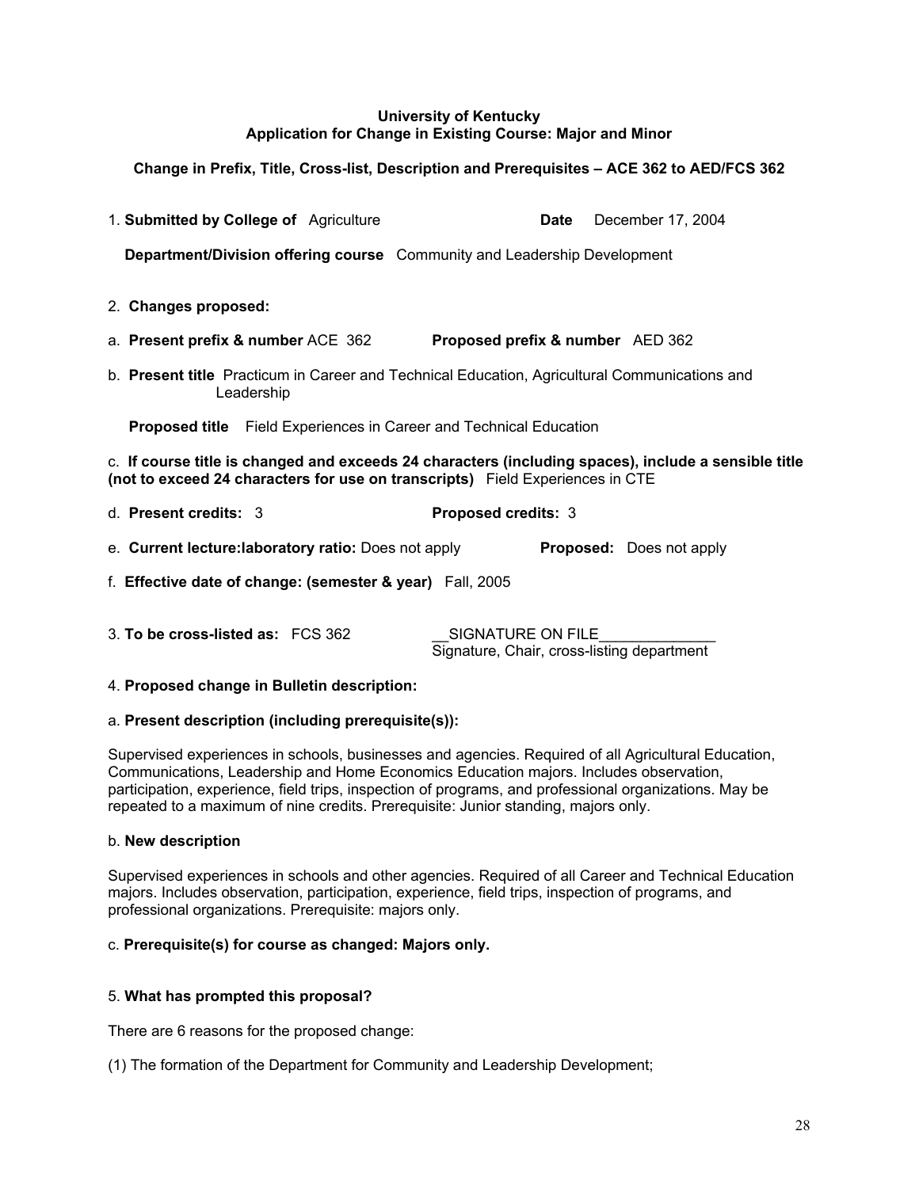**University of Kentucky**
**Application for Change in Existing Course: Major and Minor**

**Change in Prefix, Title, Cross-list, Description and Prerequisites – ACE 362 to AED/FCS 362**

1. **Submitted by College of** Agriculture **Date** December 17, 2004

**Department/Division offering course** Community and Leadership Development

2. **Changes proposed:**

a. **Present prefix & number** ACE 362 **Proposed prefix & number** AED 362

b. **Present title** Practicum in Career and Technical Education, Agricultural Communications and Leadership

**Proposed title** Field Experiences in Career and Technical Education

c. **If course title is changed and exceeds 24 characters (including spaces), include a sensible title (not to exceed 24 characters for use on transcripts)** Field Experiences in CTE

d. **Present credits:** 3 **Proposed credits:** 3

e. **Current lecture:laboratory ratio:** Does not apply **Proposed:** Does not apply

f. **Effective date of change: (semester & year)** Fall, 2005

3. **To be cross-listed as:** FCS 362 __SIGNATURE ON FILE______________
Signature, Chair, cross-listing department

4. **Proposed change in Bulletin description:**

a. **Present description (including prerequisite(s)):**

Supervised experiences in schools, businesses and agencies. Required of all Agricultural Education, Communications, Leadership and Home Economics Education majors. Includes observation, participation, experience, field trips, inspection of programs, and professional organizations. May be repeated to a maximum of nine credits. Prerequisite: Junior standing, majors only.

b. **New description**

Supervised experiences in schools and other agencies. Required of all Career and Technical Education majors. Includes observation, participation, experience, field trips, inspection of programs, and professional organizations. Prerequisite: majors only.

c. **Prerequisite(s) for course as changed: Majors only.**

5. **What has prompted this proposal?**

There are 6 reasons for the proposed change:

(1) The formation of the Department for Community and Leadership Development;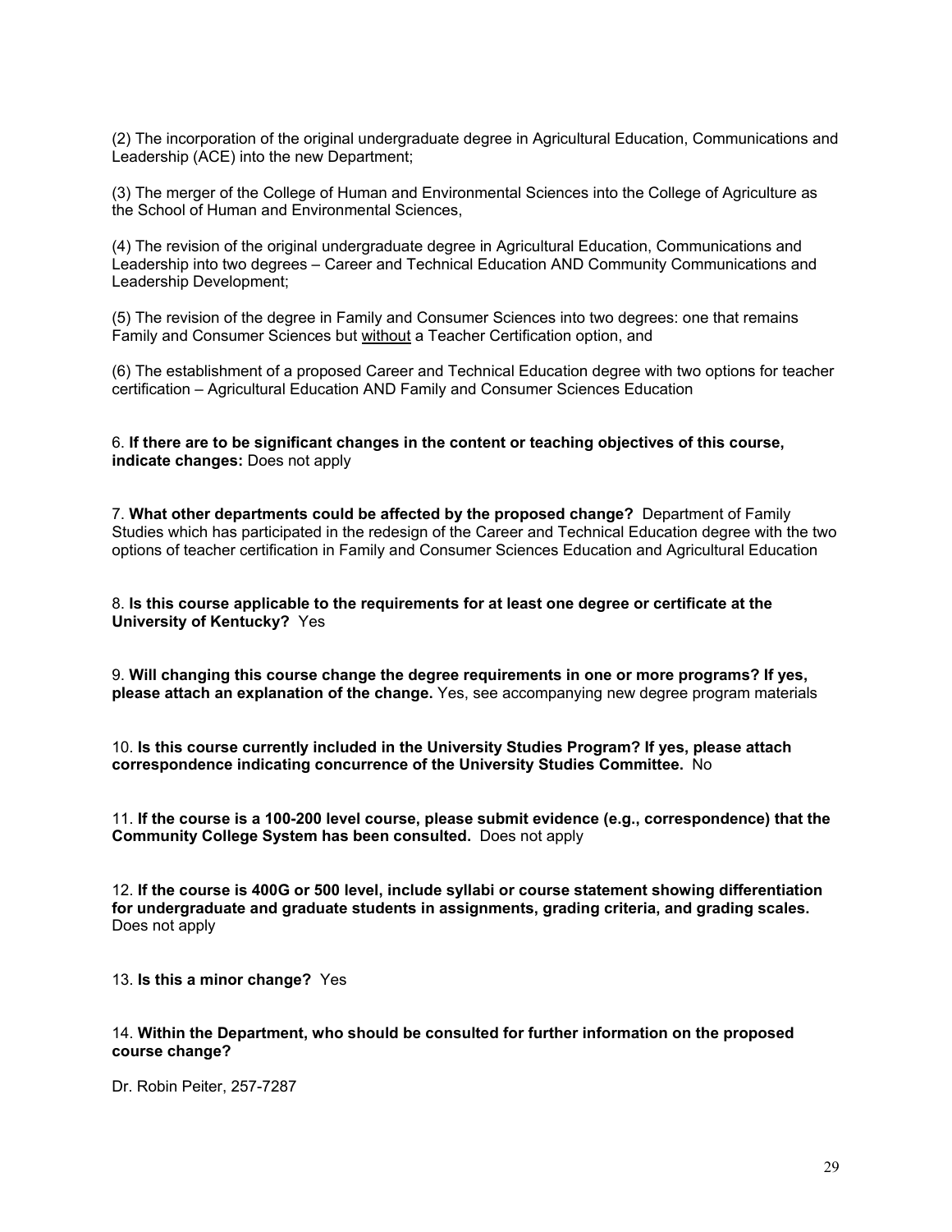(2) The incorporation of the original undergraduate degree in Agricultural Education, Communications and Leadership (ACE) into the new Department;

(3) The merger of the College of Human and Environmental Sciences into the College of Agriculture as the School of Human and Environmental Sciences,

(4) The revision of the original undergraduate degree in Agricultural Education, Communications and Leadership into two degrees – Career and Technical Education AND Community Communications and Leadership Development;

(5) The revision of the degree in Family and Consumer Sciences into two degrees: one that remains Family and Consumer Sciences but <u>without</u> a Teacher Certification option, and

(6) The establishment of a proposed Career and Technical Education degree with two options for teacher certification – Agricultural Education AND Family and Consumer Sciences Education

6. **If there are to be significant changes in the content or teaching objectives of this course, indicate changes:** Does not apply

7. **What other departments could be affected by the proposed change?** Department of Family Studies which has participated in the redesign of the Career and Technical Education degree with the two options of teacher certification in Family and Consumer Sciences Education and Agricultural Education

8. **Is this course applicable to the requirements for at least one degree or certificate at the University of Kentucky?** Yes

9. **Will changing this course change the degree requirements in one or more programs? If yes, please attach an explanation of the change.** Yes, see accompanying new degree program materials

10. **Is this course currently included in the University Studies Program? If yes, please attach correspondence indicating concurrence of the University Studies Committee.** No

11. **If the course is a 100-200 level course, please submit evidence (e.g., correspondence) that the Community College System has been consulted.** Does not apply

12. **If the course is 400G or 500 level, include syllabi or course statement showing differentiation for undergraduate and graduate students in assignments, grading criteria, and grading scales.** Does not apply

13. **Is this a minor change?** Yes

14. **Within the Department, who should be consulted for further information on the proposed course change?**

Dr. Robin Peiter, 257-7287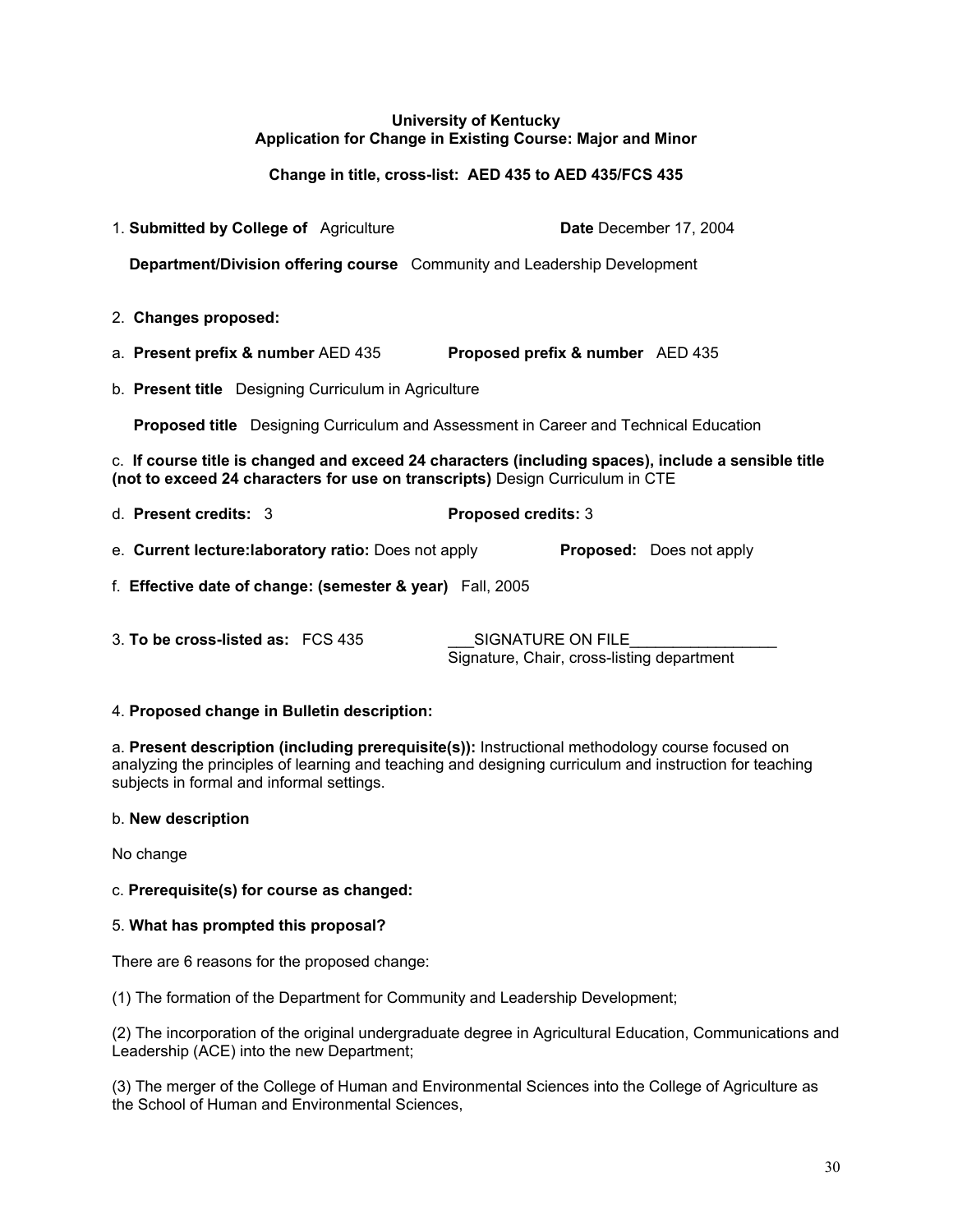**University of Kentucky**
**Application for Change in Existing Course: Major and Minor**

**Change in title, cross-list: AED 435 to AED 435/FCS 435**

1. **Submitted by College of** Agriculture **Date** December 17, 2004

**Department/Division offering course** Community and Leadership Development

2. **Changes proposed:**

a. **Present prefix & number** AED 435 **Proposed prefix & number** AED 435

b. **Present title** Designing Curriculum in Agriculture

**Proposed title** Designing Curriculum and Assessment in Career and Technical Education

c. **If course title is changed and exceed 24 characters (including spaces), include a sensible title (not to exceed 24 characters for use on transcripts)** Design Curriculum in CTE

d. **Present credits:** 3 **Proposed credits:** 3

e. **Current lecture:laboratory ratio:** Does not apply **Proposed:** Does not apply

f. **Effective date of change: (semester & year)** Fall, 2005

3. **To be cross-listed as:** FCS 435 ___SIGNATURE ON FILE_________________
Signature, Chair, cross-listing department

4. **Proposed change in Bulletin description:**

a. **Present description (including prerequisite(s)):** Instructional methodology course focused on analyzing the principles of learning and teaching and designing curriculum and instruction for teaching subjects in formal and informal settings.

b. **New description**

No change

c. **Prerequisite(s) for course as changed:**

5. **What has prompted this proposal?**

There are 6 reasons for the proposed change:

(1) The formation of the Department for Community and Leadership Development;

(2) The incorporation of the original undergraduate degree in Agricultural Education, Communications and Leadership (ACE) into the new Department;

(3) The merger of the College of Human and Environmental Sciences into the College of Agriculture as the School of Human and Environmental Sciences,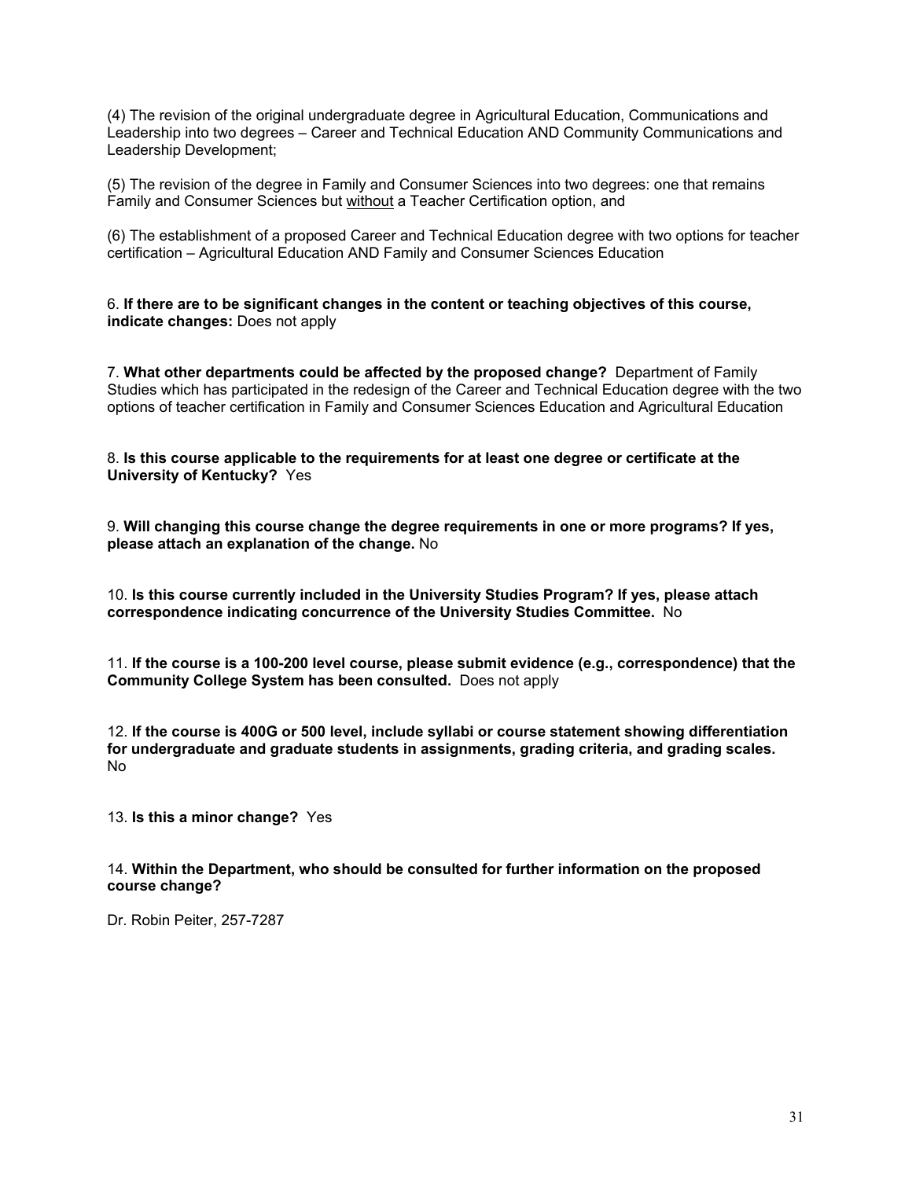(4) The revision of the original undergraduate degree in Agricultural Education, Communications and Leadership into two degrees – Career and Technical Education AND Community Communications and Leadership Development;

(5) The revision of the degree in Family and Consumer Sciences into two degrees: one that remains Family and Consumer Sciences but <u>without</u> a Teacher Certification option, and

(6) The establishment of a proposed Career and Technical Education degree with two options for teacher certification – Agricultural Education AND Family and Consumer Sciences Education

6. **If there are to be significant changes in the content or teaching objectives of this course, indicate changes:** Does not apply

7. **What other departments could be affected by the proposed change?** Department of Family Studies which has participated in the redesign of the Career and Technical Education degree with the two options of teacher certification in Family and Consumer Sciences Education and Agricultural Education

8. **Is this course applicable to the requirements for at least one degree or certificate at the University of Kentucky?** Yes

9. **Will changing this course change the degree requirements in one or more programs? If yes, please attach an explanation of the change.** No

10. **Is this course currently included in the University Studies Program? If yes, please attach correspondence indicating concurrence of the University Studies Committee.** No

11. **If the course is a 100-200 level course, please submit evidence (e.g., correspondence) that the Community College System has been consulted.** Does not apply

12. **If the course is 400G or 500 level, include syllabi or course statement showing differentiation for undergraduate and graduate students in assignments, grading criteria, and grading scales.** No

13. **Is this a minor change?** Yes

14. **Within the Department, who should be consulted for further information on the proposed course change?**

Dr. Robin Peiter, 257-7287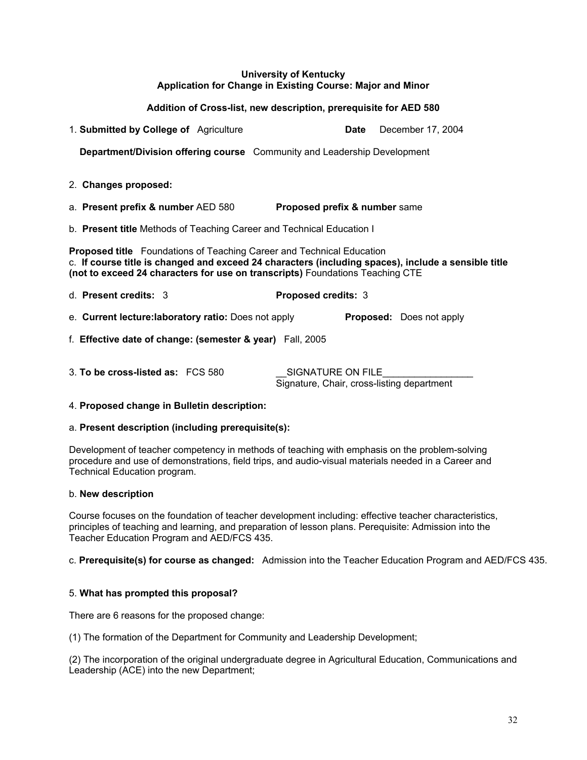**University of Kentucky**
**Application for Change in Existing Course: Major and Minor**

**Addition of Cross-list, new description, prerequisite for AED 580**

1. **Submitted by College of** Agriculture **Date** December 17, 2004

**Department/Division offering course** Community and Leadership Development

2. **Changes proposed:**

a. **Present prefix & number** AED 580 **Proposed prefix & number** same

b. **Present title** Methods of Teaching Career and Technical Education I

**Proposed title** Foundations of Teaching Career and Technical Education

c. **If course title is changed and exceed 24 characters (including spaces), include a sensible title (not to exceed 24 characters for use on transcripts)** Foundations Teaching CTE

d. **Present credits:** 3 **Proposed credits:** 3

e. **Current lecture:laboratory ratio:** Does not apply **Proposed:** Does not apply

f. **Effective date of change: (semester & year)** Fall, 2005

3. **To be cross-listed as:** FCS 580 __SIGNATURE ON FILE_________________
Signature, Chair, cross-listing department

4. **Proposed change in Bulletin description:**

a. **Present description (including prerequisite(s):**

Development of teacher competency in methods of teaching with emphasis on the problem-solving procedure and use of demonstrations, field trips, and audio-visual materials needed in a Career and Technical Education program.

b. **New description**

Course focuses on the foundation of teacher development including: effective teacher characteristics, principles of teaching and learning, and preparation of lesson plans. Perequisite: Admission into the Teacher Education Program and AED/FCS 435.

c. **Prerequisite(s) for course as changed:** Admission into the Teacher Education Program and AED/FCS 435.

5. **What has prompted this proposal?**

There are 6 reasons for the proposed change:

(1) The formation of the Department for Community and Leadership Development;

(2) The incorporation of the original undergraduate degree in Agricultural Education, Communications and Leadership (ACE) into the new Department;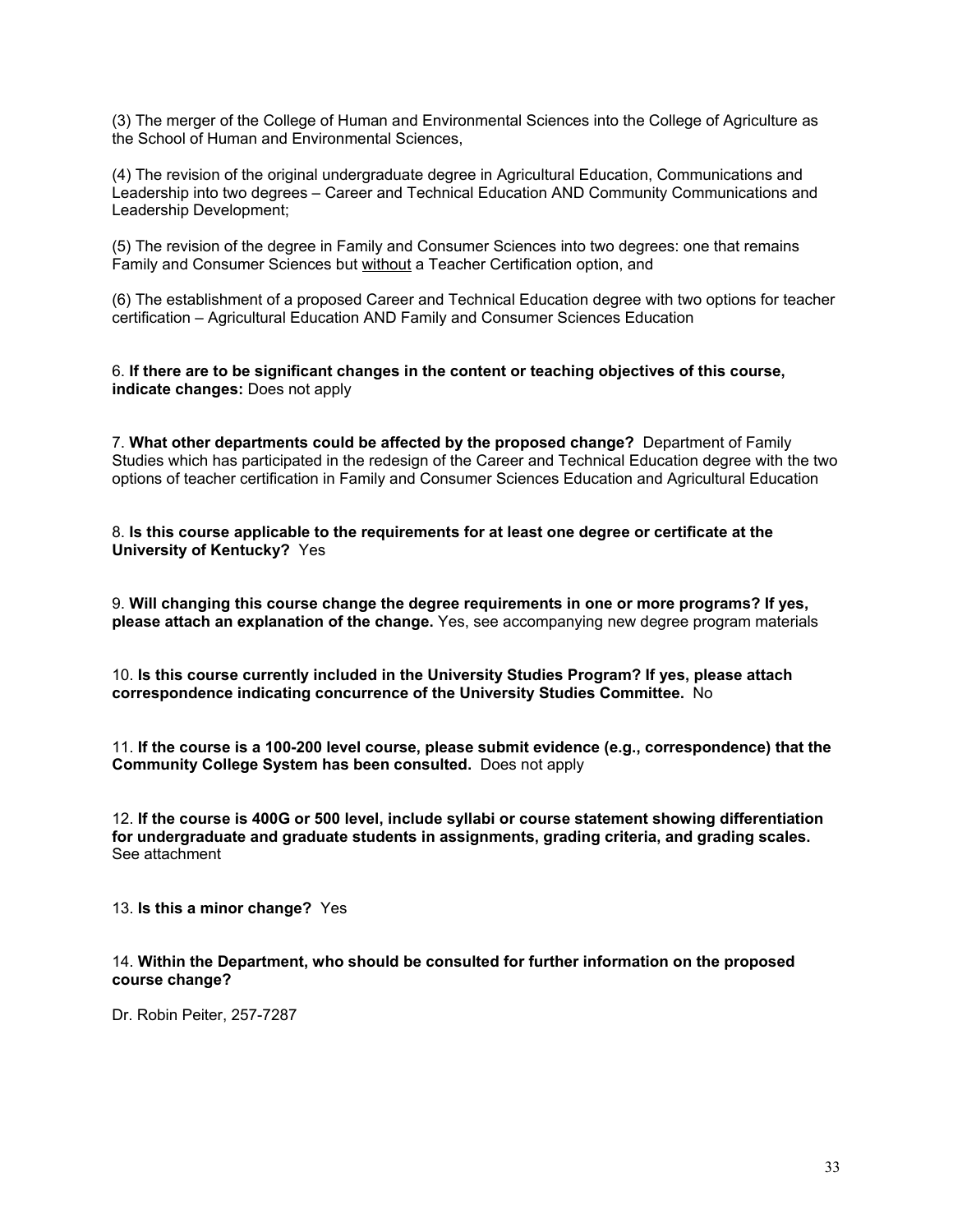(3) The merger of the College of Human and Environmental Sciences into the College of Agriculture as the School of Human and Environmental Sciences,

(4) The revision of the original undergraduate degree in Agricultural Education, Communications and Leadership into two degrees – Career and Technical Education AND Community Communications and Leadership Development;

(5) The revision of the degree in Family and Consumer Sciences into two degrees: one that remains Family and Consumer Sciences but <u>without</u> a Teacher Certification option, and

(6) The establishment of a proposed Career and Technical Education degree with two options for teacher certification – Agricultural Education AND Family and Consumer Sciences Education

6. **If there are to be significant changes in the content or teaching objectives of this course, indicate changes:** Does not apply

7. **What other departments could be affected by the proposed change?** Department of Family Studies which has participated in the redesign of the Career and Technical Education degree with the two options of teacher certification in Family and Consumer Sciences Education and Agricultural Education

8. **Is this course applicable to the requirements for at least one degree or certificate at the University of Kentucky?** Yes

9. **Will changing this course change the degree requirements in one or more programs? If yes, please attach an explanation of the change.** Yes, see accompanying new degree program materials

10. **Is this course currently included in the University Studies Program? If yes, please attach correspondence indicating concurrence of the University Studies Committee.** No

11. **If the course is a 100-200 level course, please submit evidence (e.g., correspondence) that the Community College System has been consulted.** Does not apply

12. **If the course is 400G or 500 level, include syllabi or course statement showing differentiation for undergraduate and graduate students in assignments, grading criteria, and grading scales.** See attachment

13. **Is this a minor change?** Yes

14. **Within the Department, who should be consulted for further information on the proposed course change?**

Dr. Robin Peiter, 257-7287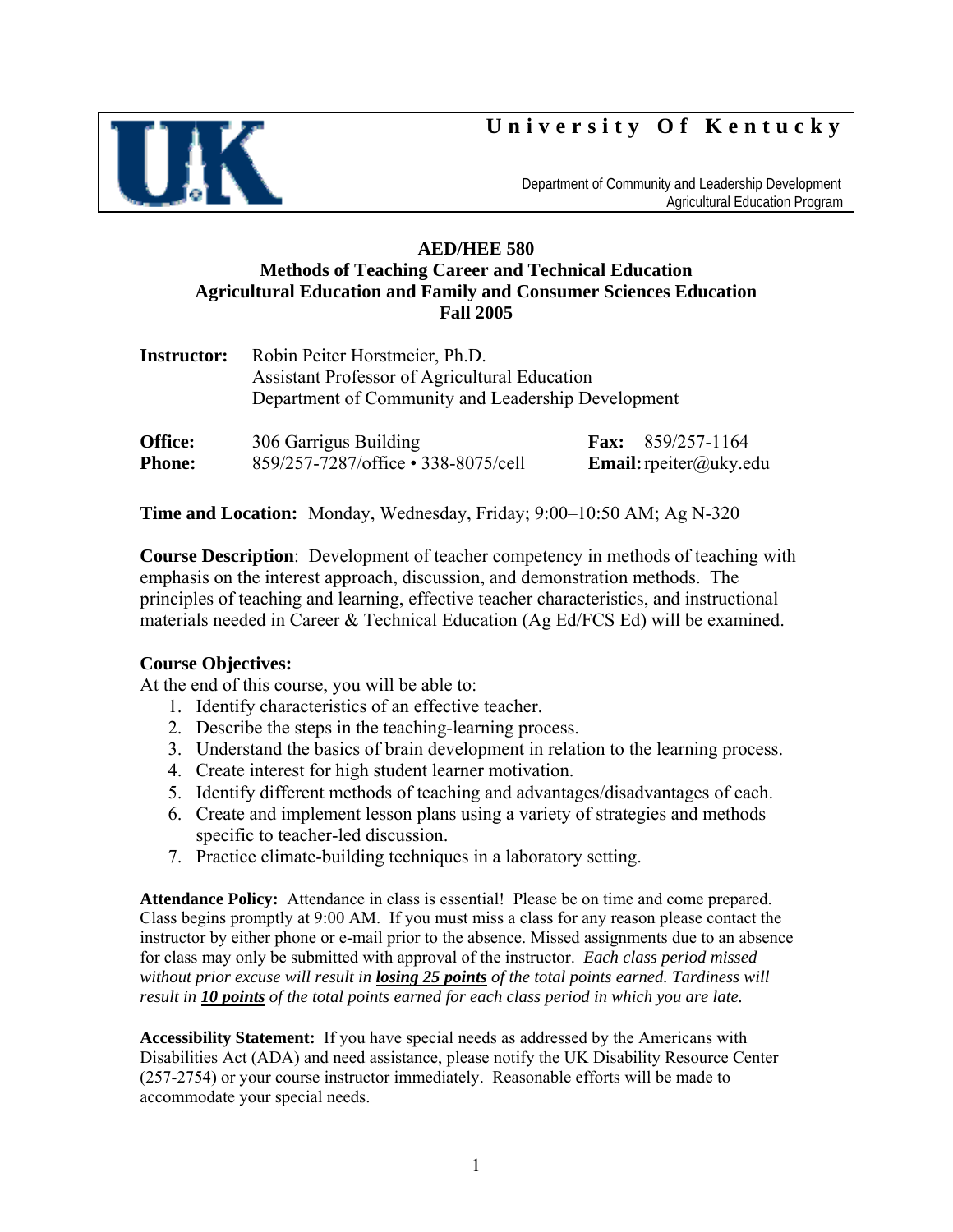# University Of Kentucky

Department of Community and Leadership Development
Agricultural Education Program

**AED/HEE 580**
**Methods of Teaching Career and Technical Education**
**Agricultural Education and Family and Consumer Sciences Education**
**Fall 2005**

**Instructor:** Robin Peiter Horstmeier, Ph.D.
Assistant Professor of Agricultural Education
Department of Community and Leadership Development

**Office:** 306 Garrigus Building **Fax:** 859/257-1164
**Phone:** 859/257-7287/office • 338-8075/cell **Email:** rpeiter@uky.edu

**Time and Location:** Monday, Wednesday, Friday; 9:00–10:50 AM; Ag N-320

**Course Description**: Development of teacher competency in methods of teaching with emphasis on the interest approach, discussion, and demonstration methods. The principles of teaching and learning, effective teacher characteristics, and instructional materials needed in Career & Technical Education (Ag Ed/FCS Ed) will be examined.

**Course Objectives:**
At the end of this course, you will be able to:

1. Identify characteristics of an effective teacher.
2. Describe the steps in the teaching-learning process.
3. Understand the basics of brain development in relation to the learning process.
4. Create interest for high student learner motivation.
5. Identify different methods of teaching and advantages/disadvantages of each.
6. Create and implement lesson plans using a variety of strategies and methods specific to teacher-led discussion.
7. Practice climate-building techniques in a laboratory setting.

**Attendance Policy:** Attendance in class is essential! Please be on time and come prepared. Class begins promptly at 9:00 AM. If you must miss a class for any reason please contact the instructor by either phone or e-mail prior to the absence. Missed assignments due to an absence for class may only be submitted with approval of the instructor. *Each class period missed without prior excuse will result in **losing 25 points** of the total points earned. Tardiness will result in **10 points** of the total points earned for each class period in which you are late.*

**Accessibility Statement:** If you have special needs as addressed by the Americans with Disabilities Act (ADA) and need assistance, please notify the UK Disability Resource Center (257-2754) or your course instructor immediately. Reasonable efforts will be made to accommodate your special needs.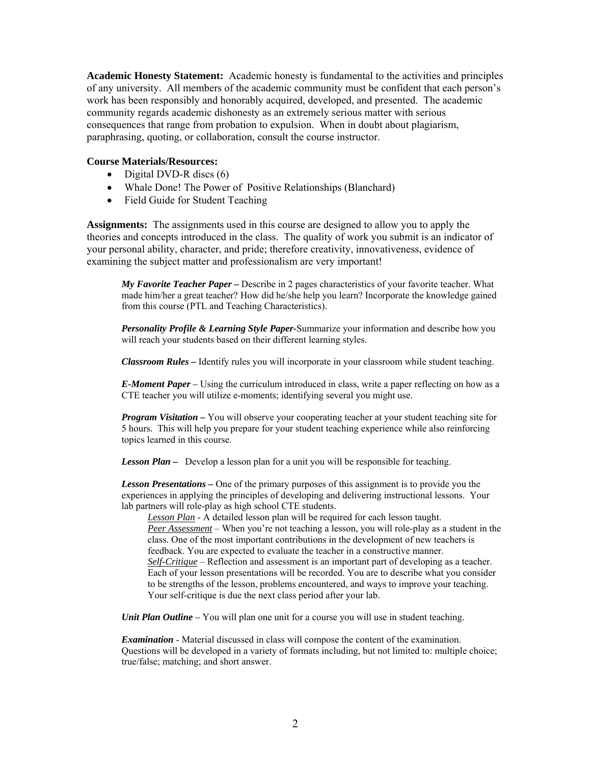**Academic Honesty Statement:** Academic honesty is fundamental to the activities and principles of any university. All members of the academic community must be confident that each person's work has been responsibly and honorably acquired, developed, and presented. The academic community regards academic dishonesty as an extremely serious matter with serious consequences that range from probation to expulsion. When in doubt about plagiarism, paraphrasing, quoting, or collaboration, consult the course instructor.

**Course Materials/Resources:**

- Digital DVD-R discs (6)
- Whale Done! The Power of Positive Relationships (Blanchard)
- Field Guide for Student Teaching

**Assignments:** The assignments used in this course are designed to allow you to apply the theories and concepts introduced in the class. The quality of work you submit is an indicator of your personal ability, character, and pride; therefore creativity, innovativeness, evidence of examining the subject matter and professionalism are very important!

> ***My Favorite Teacher Paper –*** Describe in 2 pages characteristics of your favorite teacher. What made him/her a great teacher? How did he/she help you learn? Incorporate the knowledge gained from this course (PTL and Teaching Characteristics).
>
> ***Personality Profile & Learning Style Paper-***Summarize your information and describe how you will reach your students based on their different learning styles.
>
> ***Classroom Rules –*** Identify rules you will incorporate in your classroom while student teaching.
>
> ***E-Moment Paper –*** Using the curriculum introduced in class, write a paper reflecting on how as a CTE teacher you will utilize e-moments; identifying several you might use.
>
> ***Program Visitation –*** You will observe your cooperating teacher at your student teaching site for 5 hours. This will help you prepare for your student teaching experience while also reinforcing topics learned in this course.
>
> ***Lesson Plan –*** Develop a lesson plan for a unit you will be responsible for teaching.
>
> ***Lesson Presentations –*** One of the primary purposes of this assignment is to provide you the experiences in applying the principles of developing and delivering instructional lessons. Your lab partners will role-play as high school CTE students.
>
> *Lesson Plan* - A detailed lesson plan will be required for each lesson taught.
> *Peer Assessment* – When you're not teaching a lesson, you will role-play as a student in the class. One of the most important contributions in the development of new teachers is feedback. You are expected to evaluate the teacher in a constructive manner.
> *Self-Critique* – Reflection and assessment is an important part of developing as a teacher. Each of your lesson presentations will be recorded. You are to describe what you consider to be strengths of the lesson, problems encountered, and ways to improve your teaching. Your self-critique is due the next class period after your lab.
>
> ***Unit Plan Outline*** – You will plan one unit for a course you will use in student teaching.
>
> ***Examination*** - Material discussed in class will compose the content of the examination. Questions will be developed in a variety of formats including, but not limited to: multiple choice; true/false; matching; and short answer.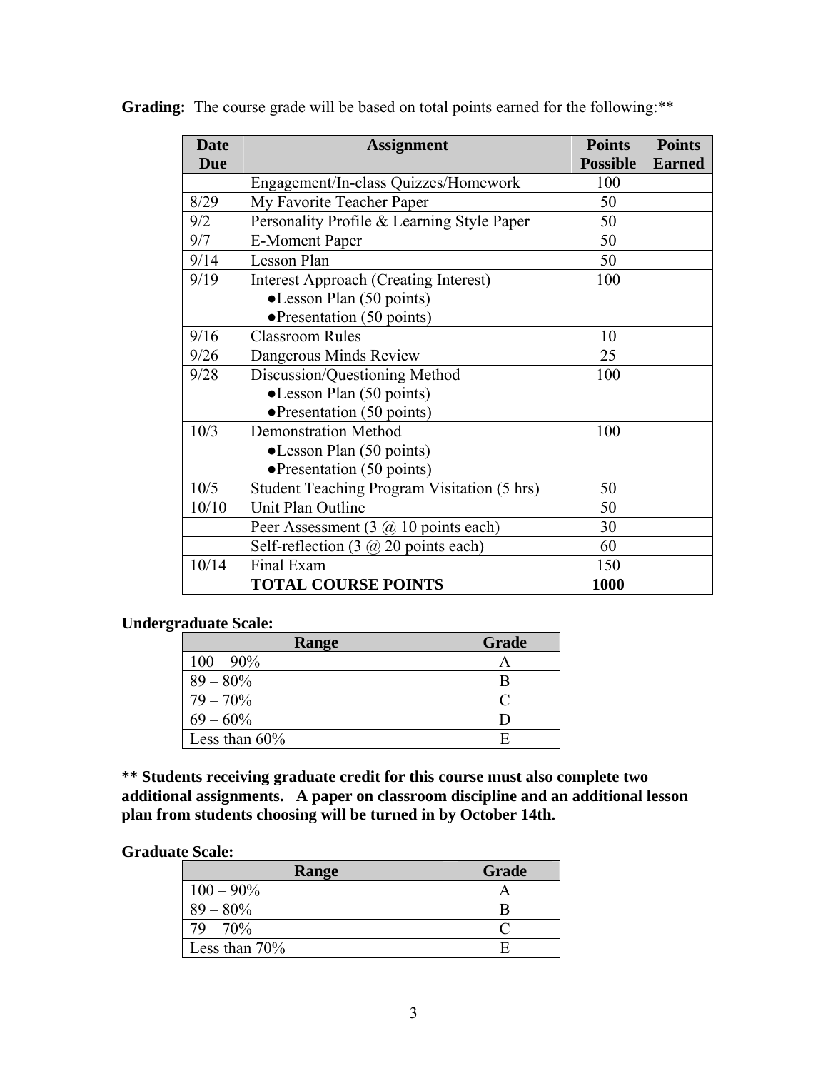**Grading:** The course grade will be based on total points earned for the following:**

| Date Due | Assignment | Points Possible | Points Earned |
|---|---|---|---|
| | Engagement/In-class Quizzes/Homework | 100 | |
| 8/29 | My Favorite Teacher Paper | 50 | |
| 9/2 | Personality Profile & Learning Style Paper | 50 | |
| 9/7 | E-Moment Paper | 50 | |
| 9/14 | Lesson Plan | 50 | |
| 9/19 | Interest Approach (Creating Interest)<br>●Lesson Plan (50 points)<br>●Presentation (50 points) | 100 | |
| 9/16 | Classroom Rules | 10 | |
| 9/26 | Dangerous Minds Review | 25 | |
| 9/28 | Discussion/Questioning Method<br>●Lesson Plan (50 points)<br>●Presentation (50 points) | 100 | |
| 10/3 | Demonstration Method<br>●Lesson Plan (50 points)<br>●Presentation (50 points) | 100 | |
| 10/5 | Student Teaching Program Visitation (5 hrs) | 50 | |
| 10/10 | Unit Plan Outline | 50 | |
| | Peer Assessment (3 @ 10 points each) | 30 | |
| | Self-reflection (3 @ 20 points each) | 60 | |
| 10/14 | Final Exam | 150 | |
| | **TOTAL COURSE POINTS** | **1000** | |

**Undergraduate Scale:**

| Range | Grade |
|---|---|
| 100 – 90% | A |
| 89 – 80% | B |
| 79 – 70% | C |
| 69 – 60% | D |
| Less than 60% | E |

**\*\* Students receiving graduate credit for this course must also complete two additional assignments. A paper on classroom discipline and an additional lesson plan from students choosing will be turned in by October 14th.**

**Graduate Scale:**

| Range | Grade |
|---|---|
| 100 – 90% | A |
| 89 – 80% | B |
| 79 – 70% | C |
| Less than 70% | E |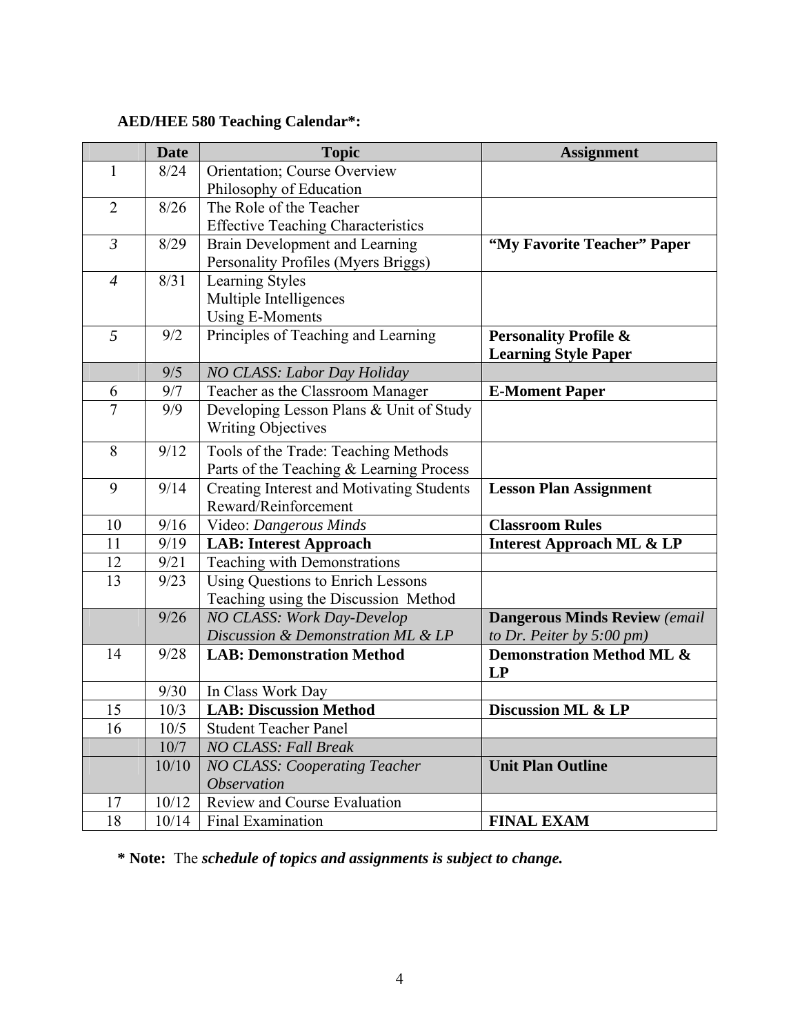**AED/HEE 580 Teaching Calendar*:**

| | Date | Topic | Assignment |
|---|---|---|---|
| 1 | 8/24 | Orientation; Course Overview<br>Philosophy of Education | |
| 2 | 8/26 | The Role of the Teacher<br>Effective Teaching Characteristics | |
| *3* | 8/29 | Brain Development and Learning<br>Personality Profiles (Myers Briggs) | **"My Favorite Teacher" Paper** |
| *4* | 8/31 | Learning Styles<br>Multiple Intelligences<br>Using E-Moments | |
| *5* | 9/2 | Principles of Teaching and Learning | **Personality Profile & Learning Style Paper** |
| | 9/5 | *NO CLASS: Labor Day Holiday* | |
| 6 | 9/7 | Teacher as the Classroom Manager | **E-Moment Paper** |
| 7 | 9/9 | Developing Lesson Plans & Unit of Study<br>Writing Objectives | |
| 8 | 9/12 | Tools of the Trade: Teaching Methods<br>Parts of the Teaching & Learning Process | |
| 9 | 9/14 | Creating Interest and Motivating Students<br>Reward/Reinforcement | **Lesson Plan Assignment** |
| 10 | 9/16 | Video: *Dangerous Minds* | **Classroom Rules** |
| 11 | 9/19 | **LAB: Interest Approach** | **Interest Approach ML & LP** |
| 12 | 9/21 | Teaching with Demonstrations | |
| 13 | 9/23 | Using Questions to Enrich Lessons<br>Teaching using the Discussion Method | |
| | 9/26 | *NO CLASS: Work Day-Develop Discussion & Demonstration ML & LP* | **Dangerous Minds Review** *(email to Dr. Peiter by 5:00 pm)* |
| 14 | 9/28 | **LAB: Demonstration Method** | **Demonstration Method ML & LP** |
| | 9/30 | In Class Work Day | |
| 15 | 10/3 | **LAB: Discussion Method** | **Discussion ML & LP** |
| 16 | 10/5 | Student Teacher Panel | |
| | 10/7 | *NO CLASS: Fall Break* | |
| | 10/10 | *NO CLASS: Cooperating Teacher Observation* | **Unit Plan Outline** |
| 17 | 10/12 | Review and Course Evaluation | |
| 18 | 10/14 | Final Examination | **FINAL EXAM** |

**\* Note:** The ***schedule of topics and assignments is subject to change.***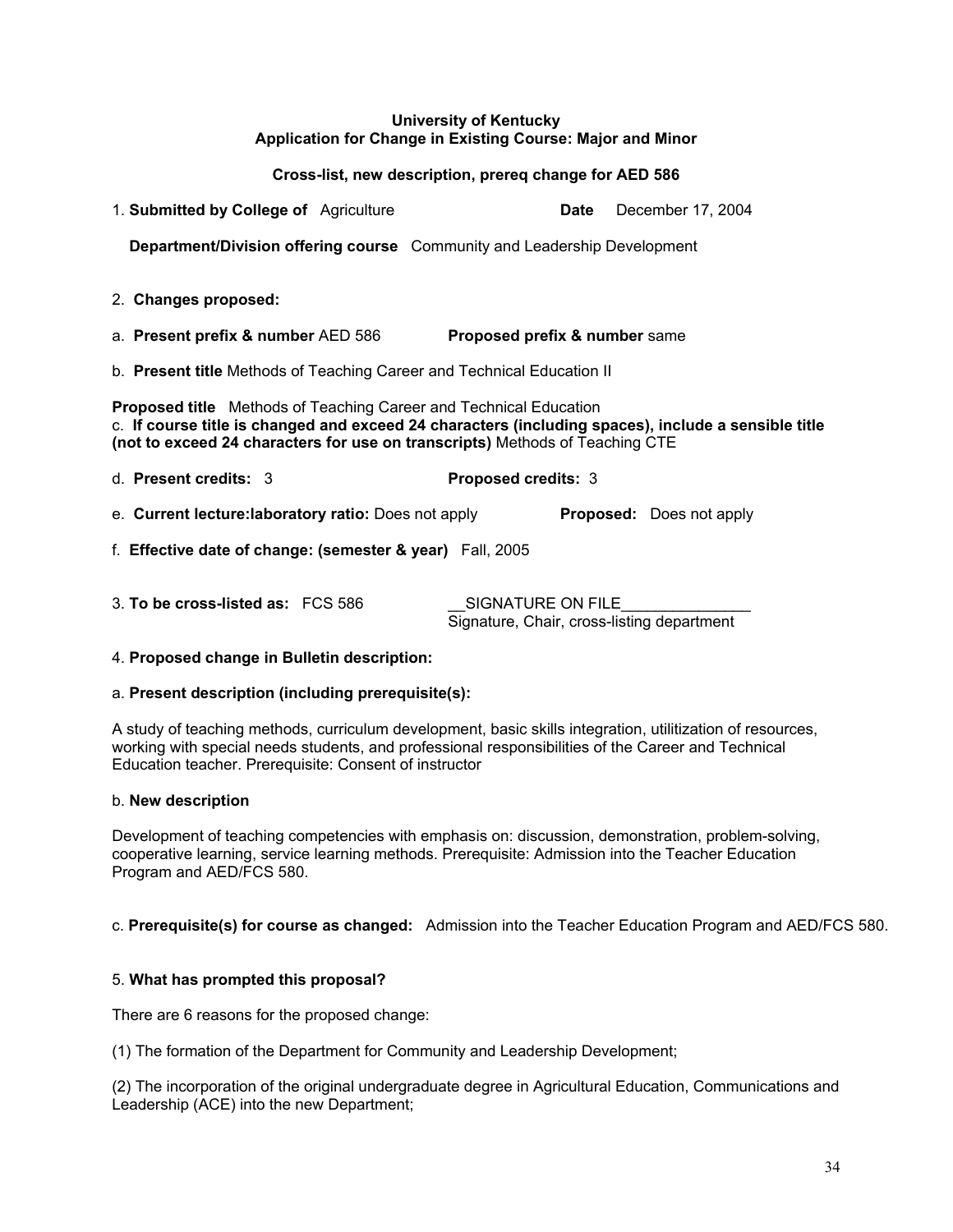**University of Kentucky**
**Application for Change in Existing Course: Major and Minor**

**Cross-list, new description, prereq change for AED 586**

1. **Submitted by College of** Agriculture **Date** December 17, 2004

   **Department/Division offering course** Community and Leadership Development

2. **Changes proposed:**

a. **Present prefix & number** AED 586 **Proposed prefix & number** same

b. **Present title** Methods of Teaching Career and Technical Education II

**Proposed title** Methods of Teaching Career and Technical Education

c. **If course title is changed and exceed 24 characters (including spaces), include a sensible title (not to exceed 24 characters for use on transcripts)** Methods of Teaching CTE

d. **Present credits:** 3 **Proposed credits:** 3

e. **Current lecture:laboratory ratio:** Does not apply **Proposed:** Does not apply

f. **Effective date of change: (semester & year)** Fall, 2005

3. **To be cross-listed as:** FCS 586 __SIGNATURE ON FILE_______________
Signature, Chair, cross-listing department

4. **Proposed change in Bulletin description:**

a. **Present description (including prerequisite(s):**

A study of teaching methods, curriculum development, basic skills integration, utilitization of resources, working with special needs students, and professional responsibilities of the Career and Technical Education teacher. Prerequisite: Consent of instructor

b. **New description**

Development of teaching competencies with emphasis on: discussion, demonstration, problem-solving, cooperative learning, service learning methods. Prerequisite: Admission into the Teacher Education Program and AED/FCS 580.

c. **Prerequisite(s) for course as changed:** Admission into the Teacher Education Program and AED/FCS 580.

5. **What has prompted this proposal?**

There are 6 reasons for the proposed change:

(1) The formation of the Department for Community and Leadership Development;

(2) The incorporation of the original undergraduate degree in Agricultural Education, Communications and Leadership (ACE) into the new Department;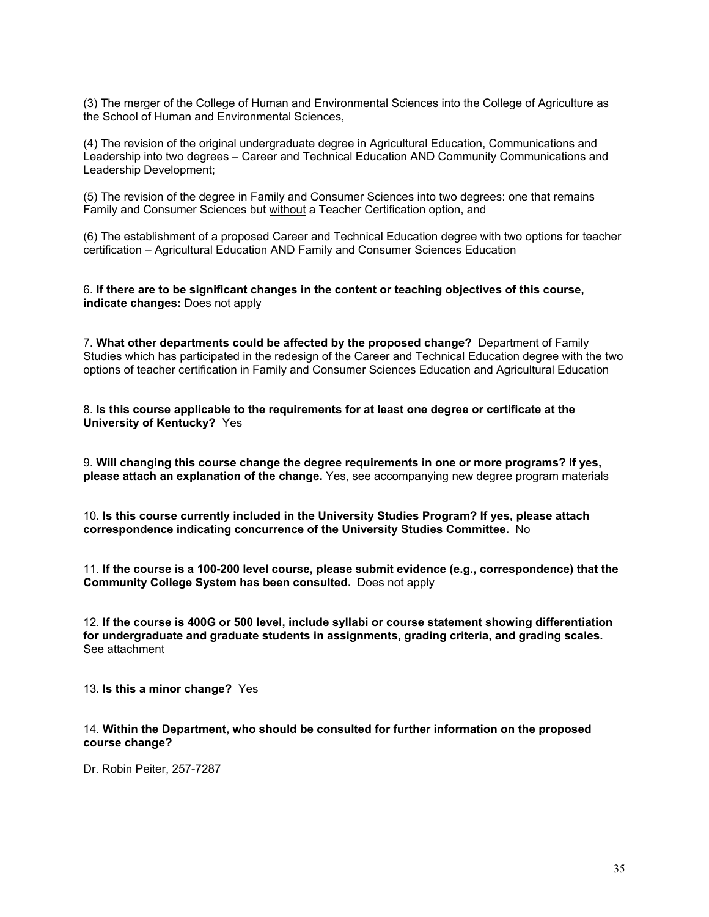(3) The merger of the College of Human and Environmental Sciences into the College of Agriculture as the School of Human and Environmental Sciences,

(4) The revision of the original undergraduate degree in Agricultural Education, Communications and Leadership into two degrees – Career and Technical Education AND Community Communications and Leadership Development;

(5) The revision of the degree in Family and Consumer Sciences into two degrees: one that remains Family and Consumer Sciences but without a Teacher Certification option, and

(6) The establishment of a proposed Career and Technical Education degree with two options for teacher certification – Agricultural Education AND Family and Consumer Sciences Education

6. **If there are to be significant changes in the content or teaching objectives of this course, indicate changes:** Does not apply

7. **What other departments could be affected by the proposed change?** Department of Family Studies which has participated in the redesign of the Career and Technical Education degree with the two options of teacher certification in Family and Consumer Sciences Education and Agricultural Education

8. **Is this course applicable to the requirements for at least one degree or certificate at the University of Kentucky?** Yes

9. **Will changing this course change the degree requirements in one or more programs? If yes, please attach an explanation of the change.** Yes, see accompanying new degree program materials

10. **Is this course currently included in the University Studies Program? If yes, please attach correspondence indicating concurrence of the University Studies Committee.** No

11. **If the course is a 100-200 level course, please submit evidence (e.g., correspondence) that the Community College System has been consulted.** Does not apply

12. **If the course is 400G or 500 level, include syllabi or course statement showing differentiation for undergraduate and graduate students in assignments, grading criteria, and grading scales.** See attachment

13. **Is this a minor change?** Yes

14. **Within the Department, who should be consulted for further information on the proposed course change?**

Dr. Robin Peiter, 257-7287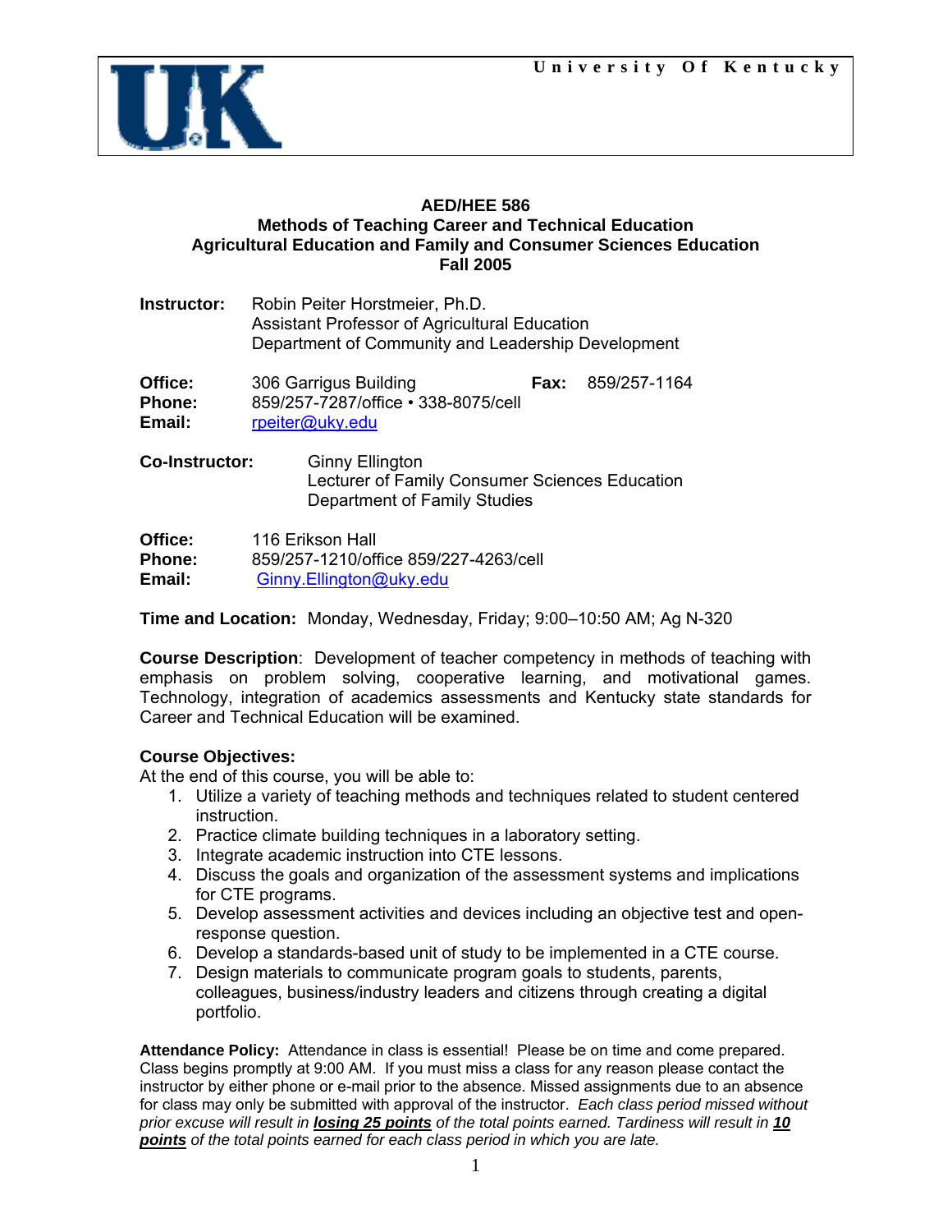University Of Kentucky

**AED/HEE 586**
**Methods of Teaching Career and Technical Education**
**Agricultural Education and Family and Consumer Sciences Education**
**Fall 2005**

**Instructor:** Robin Peiter Horstmeier, Ph.D.
Assistant Professor of Agricultural Education
Department of Community and Leadership Development

**Office:** 306 Garrigus Building **Fax:** 859/257-1164
**Phone:** 859/257-7287/office • 338-8075/cell
**Email:** rpeiter@uky.edu

**Co-Instructor:** Ginny Ellington
Lecturer of Family Consumer Sciences Education
Department of Family Studies

**Office:** 116 Erikson Hall
**Phone:** 859/257-1210/office 859/227-4263/cell
**Email:** Ginny.Ellington@uky.edu

**Time and Location:** Monday, Wednesday, Friday; 9:00–10:50 AM; Ag N-320

**Course Description**: Development of teacher competency in methods of teaching with emphasis on problem solving, cooperative learning, and motivational games. Technology, integration of academics assessments and Kentucky state standards for Career and Technical Education will be examined.

**Course Objectives:**
At the end of this course, you will be able to:

1. Utilize a variety of teaching methods and techniques related to student centered instruction.
2. Practice climate building techniques in a laboratory setting.
3. Integrate academic instruction into CTE lessons.
4. Discuss the goals and organization of the assessment systems and implications for CTE programs.
5. Develop assessment activities and devices including an objective test and open-response question.
6. Develop a standards-based unit of study to be implemented in a CTE course.
7. Design materials to communicate program goals to students, parents, colleagues, business/industry leaders and citizens through creating a digital portfolio.

**Attendance Policy:** Attendance in class is essential! Please be on time and come prepared. Class begins promptly at 9:00 AM. If you must miss a class for any reason please contact the instructor by either phone or e-mail prior to the absence. Missed assignments due to an absence for class may only be submitted with approval of the instructor. *Each class period missed without prior excuse will result in* ***losing 25 points*** *of the total points earned. Tardiness will result in* ***10 points*** *of the total points earned for each class period in which you are late.*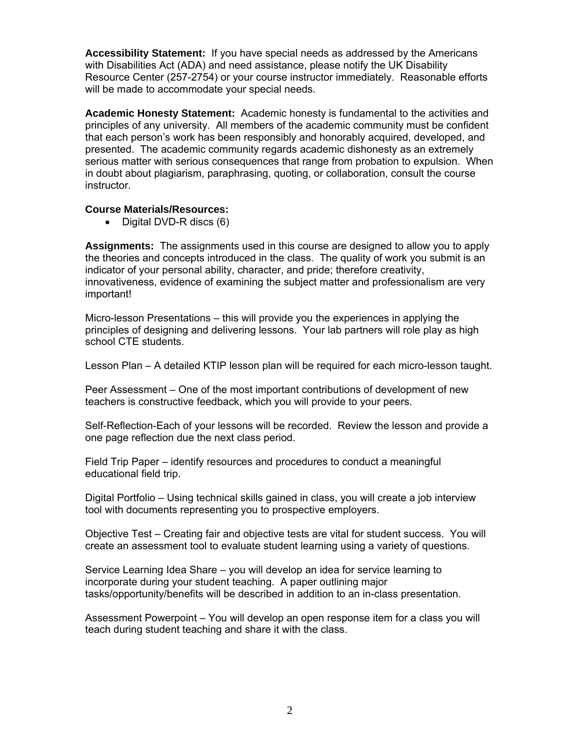**Accessibility Statement:** If you have special needs as addressed by the Americans with Disabilities Act (ADA) and need assistance, please notify the UK Disability Resource Center (257-2754) or your course instructor immediately. Reasonable efforts will be made to accommodate your special needs.

**Academic Honesty Statement:** Academic honesty is fundamental to the activities and principles of any university. All members of the academic community must be confident that each person's work has been responsibly and honorably acquired, developed, and presented. The academic community regards academic dishonesty as an extremely serious matter with serious consequences that range from probation to expulsion. When in doubt about plagiarism, paraphrasing, quoting, or collaboration, consult the course instructor.

**Course Materials/Resources:**

- Digital DVD-R discs (6)

**Assignments:** The assignments used in this course are designed to allow you to apply the theories and concepts introduced in the class. The quality of work you submit is an indicator of your personal ability, character, and pride; therefore creativity, innovativeness, evidence of examining the subject matter and professionalism are very important!

Micro-lesson Presentations – this will provide you the experiences in applying the principles of designing and delivering lessons. Your lab partners will role play as high school CTE students.

Lesson Plan – A detailed KTIP lesson plan will be required for each micro-lesson taught.

Peer Assessment – One of the most important contributions of development of new teachers is constructive feedback, which you will provide to your peers.

Self-Reflection-Each of your lessons will be recorded. Review the lesson and provide a one page reflection due the next class period.

Field Trip Paper – identify resources and procedures to conduct a meaningful educational field trip.

Digital Portfolio – Using technical skills gained in class, you will create a job interview tool with documents representing you to prospective employers.

Objective Test – Creating fair and objective tests are vital for student success. You will create an assessment tool to evaluate student learning using a variety of questions.

Service Learning Idea Share – you will develop an idea for service learning to incorporate during your student teaching. A paper outlining major tasks/opportunity/benefits will be described in addition to an in-class presentation.

Assessment Powerpoint – You will develop an open response item for a class you will teach during student teaching and share it with the class.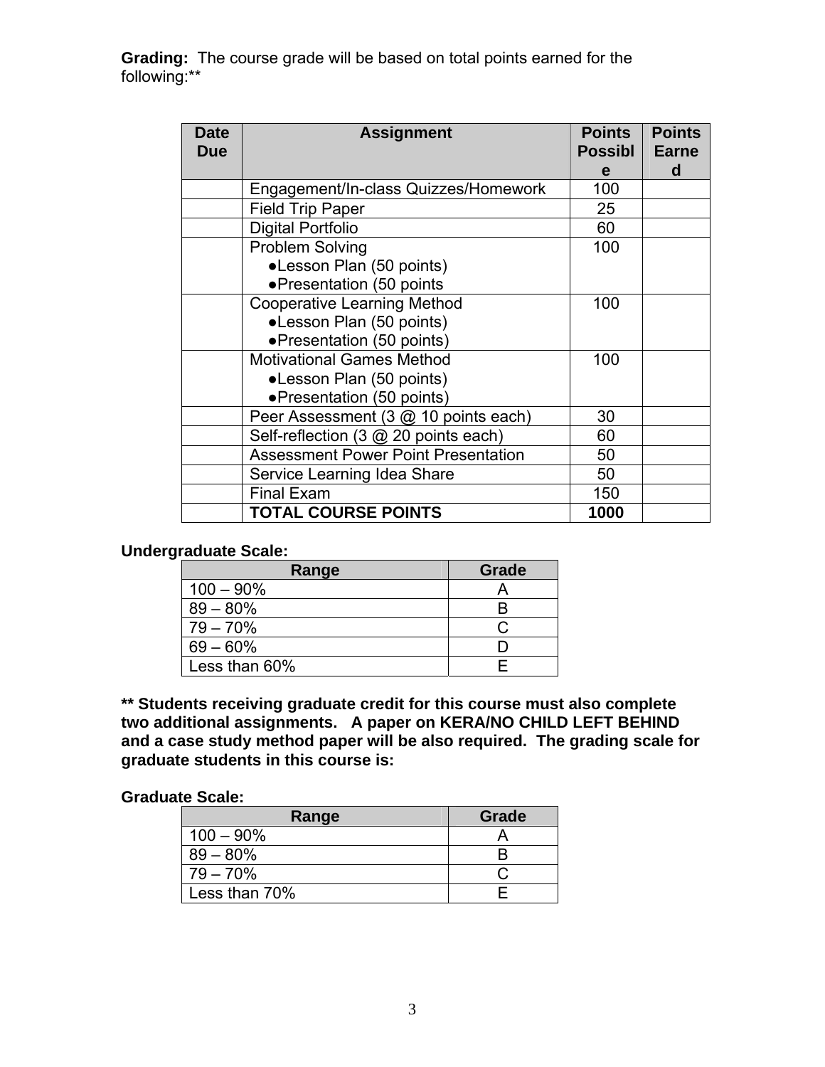**Grading:** The course grade will be based on total points earned for the following:**

| Date Due | Assignment | Points Possible | Points Earned |
|---|---|---|---|
| | Engagement/In-class Quizzes/Homework | 100 | |
| | Field Trip Paper | 25 | |
| | Digital Portfolio | 60 | |
| | Problem Solving<br>●Lesson Plan (50 points)<br>●Presentation (50 points | 100 | |
| | Cooperative Learning Method<br>●Lesson Plan (50 points)<br>●Presentation (50 points) | 100 | |
| | Motivational Games Method<br>●Lesson Plan (50 points)<br>●Presentation (50 points) | 100 | |
| | Peer Assessment (3 @ 10 points each) | 30 | |
| | Self-reflection (3 @ 20 points each) | 60 | |
| | Assessment Power Point Presentation | 50 | |
| | Service Learning Idea Share | 50 | |
| | Final Exam | 150 | |
| | **TOTAL COURSE POINTS** | **1000** | |

**Undergraduate Scale:**

| Range | Grade |
|---|---|
| 100 – 90% | A |
| 89 – 80% | B |
| 79 – 70% | C |
| 69 – 60% | D |
| Less than 60% | E |

**\*\* Students receiving graduate credit for this course must also complete two additional assignments. A paper on KERA/NO CHILD LEFT BEHIND and a case study method paper will be also required. The grading scale for graduate students in this course is:**

**Graduate Scale:**

| Range | Grade |
|---|---|
| 100 – 90% | A |
| 89 – 80% | B |
| 79 – 70% | C |
| Less than 70% | E |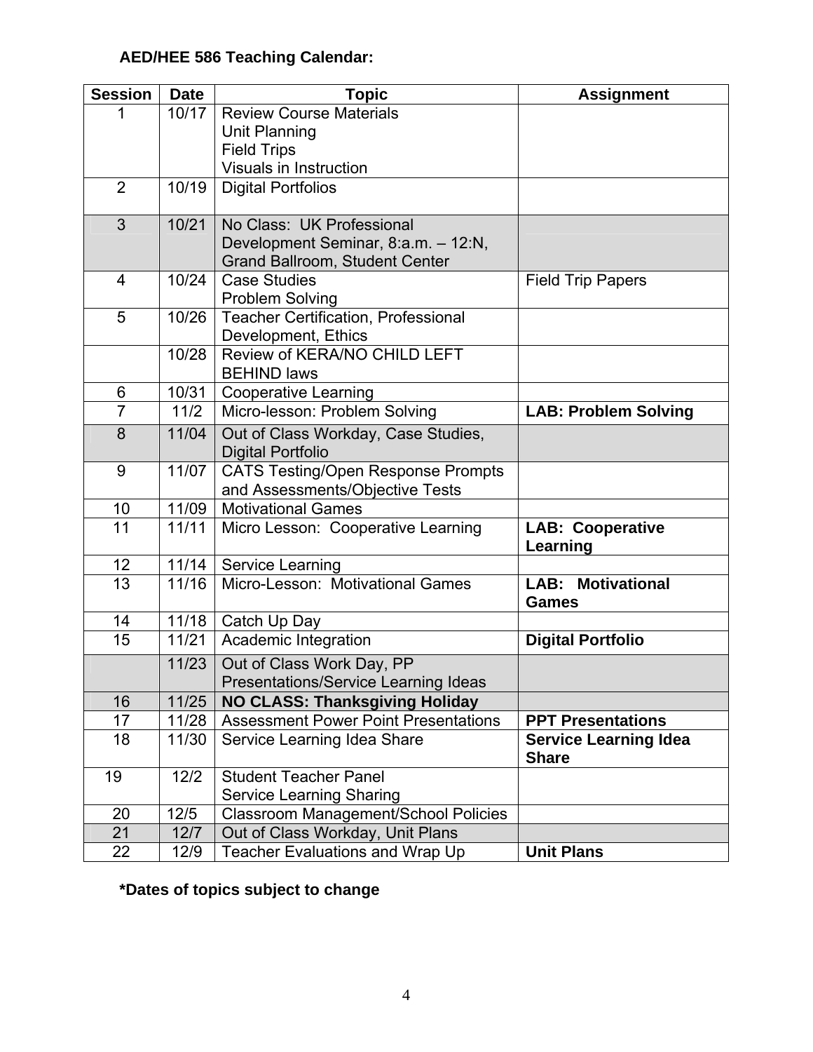**AED/HEE 586 Teaching Calendar:**

| Session | Date | Topic | Assignment |
|---|---|---|---|
| 1 | 10/17 | Review Course Materials<br>Unit Planning<br>Field Trips<br>Visuals in Instruction | |
| 2 | 10/19 | Digital Portfolios | |
| 3 | 10/21 | No Class: UK Professional Development Seminar, 8:a.m. – 12:N, Grand Ballroom, Student Center | |
| 4 | 10/24 | Case Studies<br>Problem Solving | Field Trip Papers |
| 5 | 10/26 | Teacher Certification, Professional Development, Ethics | |
| | 10/28 | Review of KERA/NO CHILD LEFT BEHIND laws | |
| 6 | 10/31 | Cooperative Learning | |
| 7 | 11/2 | Micro-lesson: Problem Solving | **LAB: Problem Solving** |
| 8 | 11/04 | Out of Class Workday, Case Studies, Digital Portfolio | |
| 9 | 11/07 | CATS Testing/Open Response Prompts and Assessments/Objective Tests | |
| 10 | 11/09 | Motivational Games | |
| 11 | 11/11 | Micro Lesson: Cooperative Learning | **LAB: Cooperative Learning** |
| 12 | 11/14 | Service Learning | |
| 13 | 11/16 | Micro-Lesson: Motivational Games | **LAB: Motivational Games** |
| 14 | 11/18 | Catch Up Day | |
| 15 | 11/21 | Academic Integration | **Digital Portfolio** |
| | 11/23 | Out of Class Work Day, PP Presentations/Service Learning Ideas | |
| 16 | 11/25 | **NO CLASS: Thanksgiving Holiday** | |
| 17 | 11/28 | Assessment Power Point Presentations | **PPT Presentations** |
| 18 | 11/30 | Service Learning Idea Share | **Service Learning Idea Share** |
| 19 | 12/2 | Student Teacher Panel<br>Service Learning Sharing | |
| 20 | 12/5 | Classroom Management/School Policies | |
| 21 | 12/7 | Out of Class Workday, Unit Plans | |
| 22 | 12/9 | Teacher Evaluations and Wrap Up | **Unit Plans** |

***Dates of topics subject to change**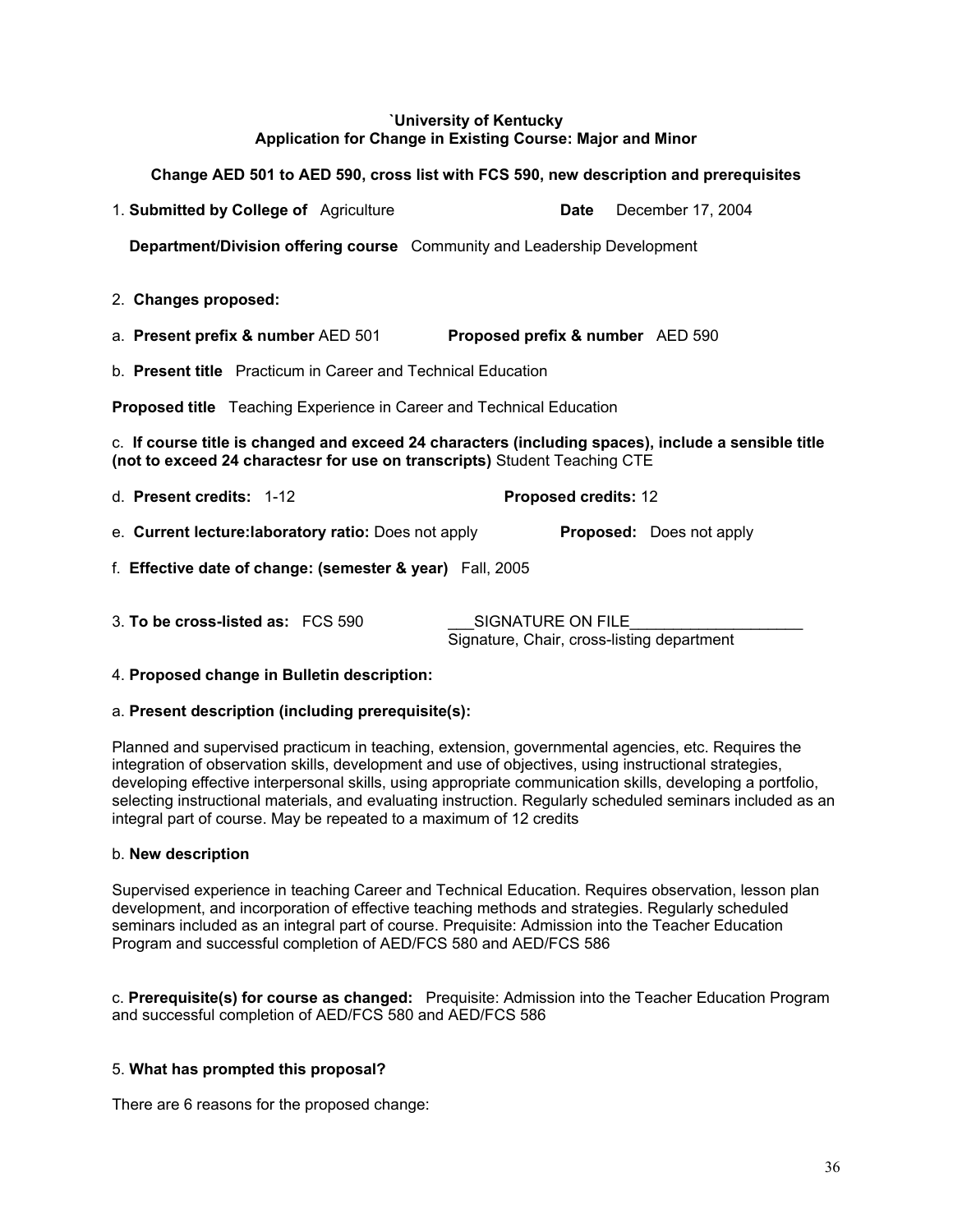**`University of Kentucky**
**Application for Change in Existing Course: Major and Minor**

**Change AED 501 to AED 590, cross list with FCS 590, new description and prerequisites**

1. **Submitted by College of** Agriculture **Date** December 17, 2004

**Department/Division offering course** Community and Leadership Development

2. **Changes proposed:**

a. **Present prefix & number** AED 501 **Proposed prefix & number** AED 590

b. **Present title** Practicum in Career and Technical Education

**Proposed title** Teaching Experience in Career and Technical Education

c. **If course title is changed and exceed 24 characters (including spaces), include a sensible title (not to exceed 24 charactesr for use on transcripts)** Student Teaching CTE

d. **Present credits:** 1-12 **Proposed credits:** 12

e. **Current lecture:laboratory ratio:** Does not apply **Proposed:** Does not apply

f. **Effective date of change: (semester & year)** Fall, 2005

3. **To be cross-listed as:** FCS 590 ___SIGNATURE ON FILE____________________
Signature, Chair, cross-listing department

4. **Proposed change in Bulletin description:**

a. **Present description (including prerequisite(s):**

Planned and supervised practicum in teaching, extension, governmental agencies, etc. Requires the integration of observation skills, development and use of objectives, using instructional strategies, developing effective interpersonal skills, using appropriate communication skills, developing a portfolio, selecting instructional materials, and evaluating instruction. Regularly scheduled seminars included as an integral part of course. May be repeated to a maximum of 12 credits

b. **New description**

Supervised experience in teaching Career and Technical Education. Requires observation, lesson plan development, and incorporation of effective teaching methods and strategies. Regularly scheduled seminars included as an integral part of course. Prerequisite: Admission into the Teacher Education Program and successful completion of AED/FCS 580 and AED/FCS 586

c. **Prerequisite(s) for course as changed:** Prequisite: Admission into the Teacher Education Program and successful completion of AED/FCS 580 and AED/FCS 586

5. **What has prompted this proposal?**

There are 6 reasons for the proposed change: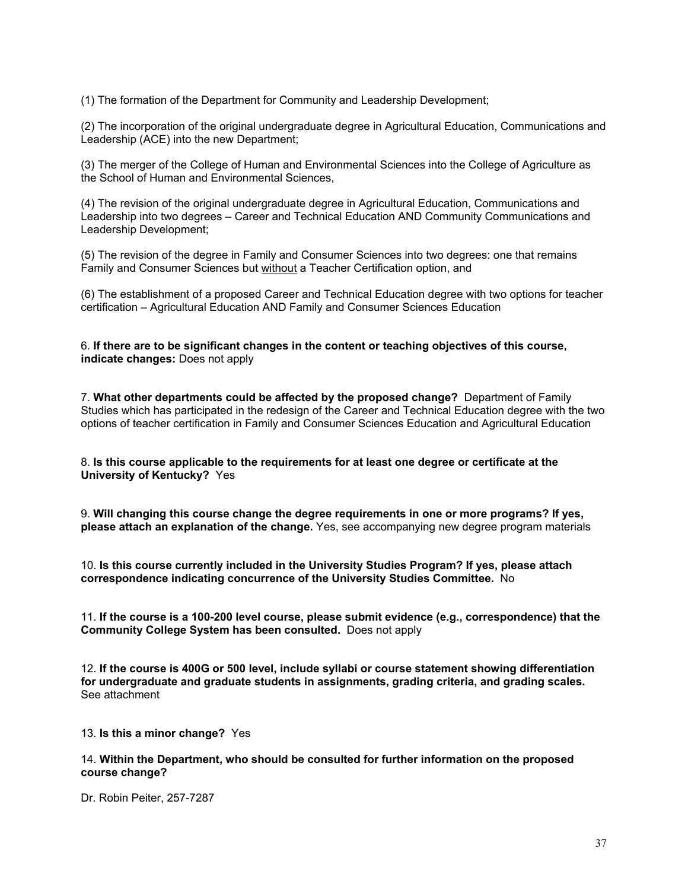(1) The formation of the Department for Community and Leadership Development;

(2) The incorporation of the original undergraduate degree in Agricultural Education, Communications and Leadership (ACE) into the new Department;

(3) The merger of the College of Human and Environmental Sciences into the College of Agriculture as the School of Human and Environmental Sciences,

(4) The revision of the original undergraduate degree in Agricultural Education, Communications and Leadership into two degrees – Career and Technical Education AND Community Communications and Leadership Development;

(5) The revision of the degree in Family and Consumer Sciences into two degrees: one that remains Family and Consumer Sciences but without a Teacher Certification option, and

(6) The establishment of a proposed Career and Technical Education degree with two options for teacher certification – Agricultural Education AND Family and Consumer Sciences Education

6. **If there are to be significant changes in the content or teaching objectives of this course, indicate changes:** Does not apply

7. **What other departments could be affected by the proposed change?** Department of Family Studies which has participated in the redesign of the Career and Technical Education degree with the two options of teacher certification in Family and Consumer Sciences Education and Agricultural Education

8. **Is this course applicable to the requirements for at least one degree or certificate at the University of Kentucky?** Yes

9. **Will changing this course change the degree requirements in one or more programs? If yes, please attach an explanation of the change.** Yes, see accompanying new degree program materials

10. **Is this course currently included in the University Studies Program? If yes, please attach correspondence indicating concurrence of the University Studies Committee.** No

11. **If the course is a 100-200 level course, please submit evidence (e.g., correspondence) that the Community College System has been consulted.** Does not apply

12. **If the course is 400G or 500 level, include syllabi or course statement showing differentiation for undergraduate and graduate students in assignments, grading criteria, and grading scales.** See attachment

13. **Is this a minor change?** Yes

14. **Within the Department, who should be consulted for further information on the proposed course change?**

Dr. Robin Peiter, 257-7287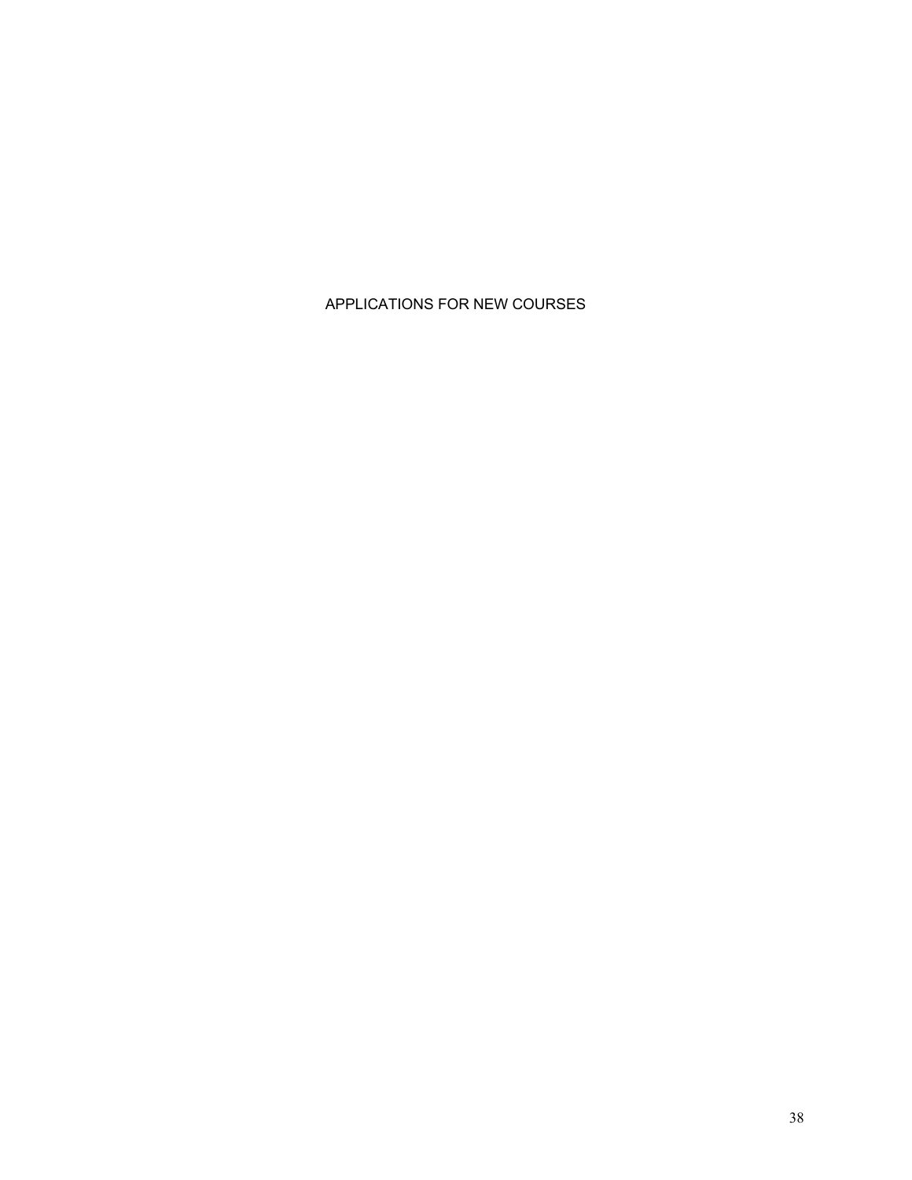# APPLICATIONS FOR NEW COURSES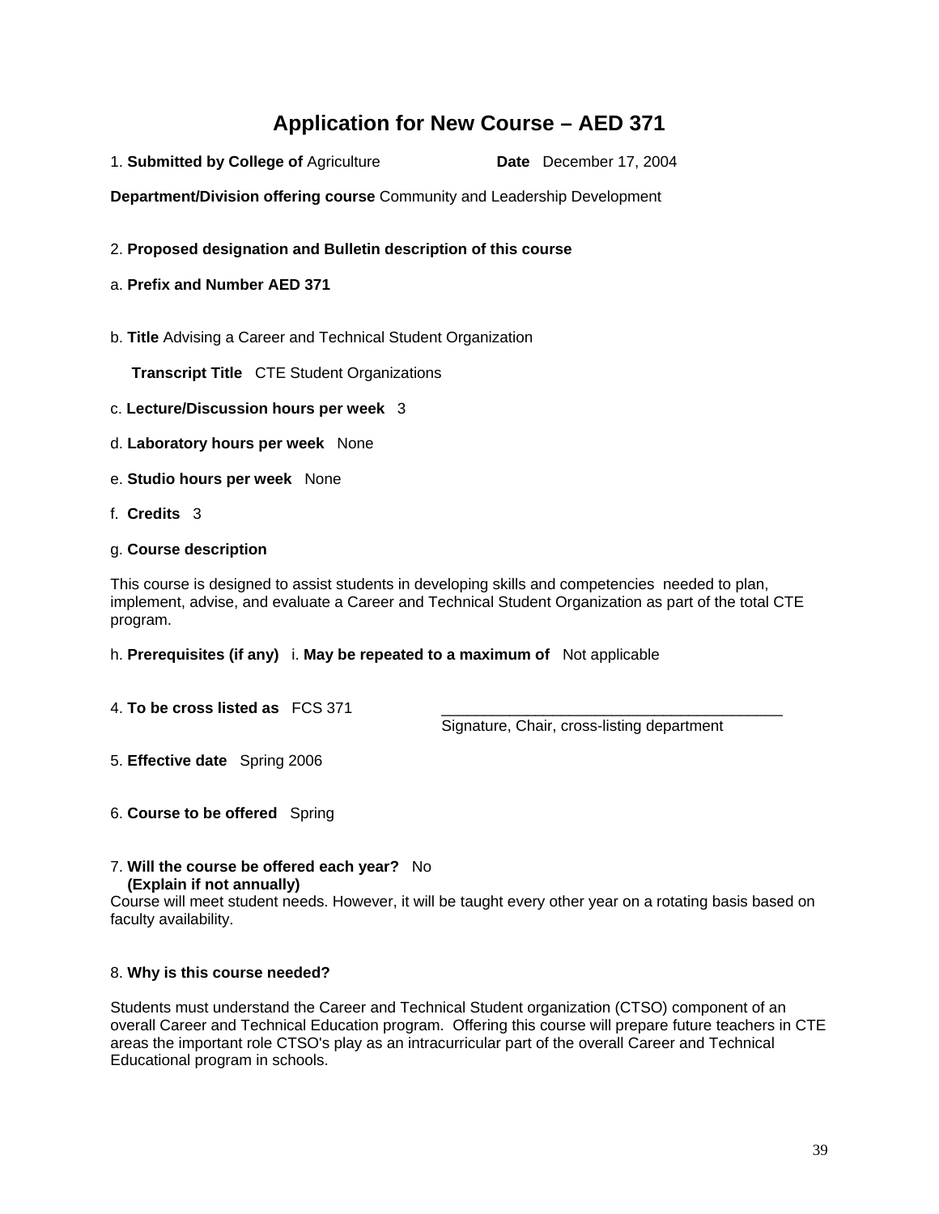# Application for New Course – AED 371

1. **Submitted by College of** Agriculture **Date** December 17, 2004

**Department/Division offering course** Community and Leadership Development

2. **Proposed designation and Bulletin description of this course**

a. **Prefix and Number AED 371**

b. **Title** Advising a Career and Technical Student Organization

**Transcript Title** CTE Student Organizations

c. **Lecture/Discussion hours per week** 3

d. **Laboratory hours per week** None

e. **Studio hours per week** None

f. **Credits** 3

g. **Course description**

This course is designed to assist students in developing skills and competencies needed to plan, implement, advise, and evaluate a Career and Technical Student Organization as part of the total CTE program.

h. **Prerequisites (if any)** i. **May be repeated to a maximum of** Not applicable

4. **To be cross listed as** FCS 371 \_\_\_\_\_\_\_\_\_\_\_\_\_\_\_\_\_\_\_\_\_\_\_\_\_\_\_\_\_\_\_\_\_\_\_\_\_\_\_\_
Signature, Chair, cross-listing department

5. **Effective date** Spring 2006

6. **Course to be offered** Spring

7. **Will the course be offered each year?** No
**(Explain if not annually)**
Course will meet student needs. However, it will be taught every other year on a rotating basis based on faculty availability.

8. **Why is this course needed?**

Students must understand the Career and Technical Student organization (CTSO) component of an overall Career and Technical Education program. Offering this course will prepare future teachers in CTE areas the important role CTSO's play as an intracurricular part of the overall Career and Technical Educational program in schools.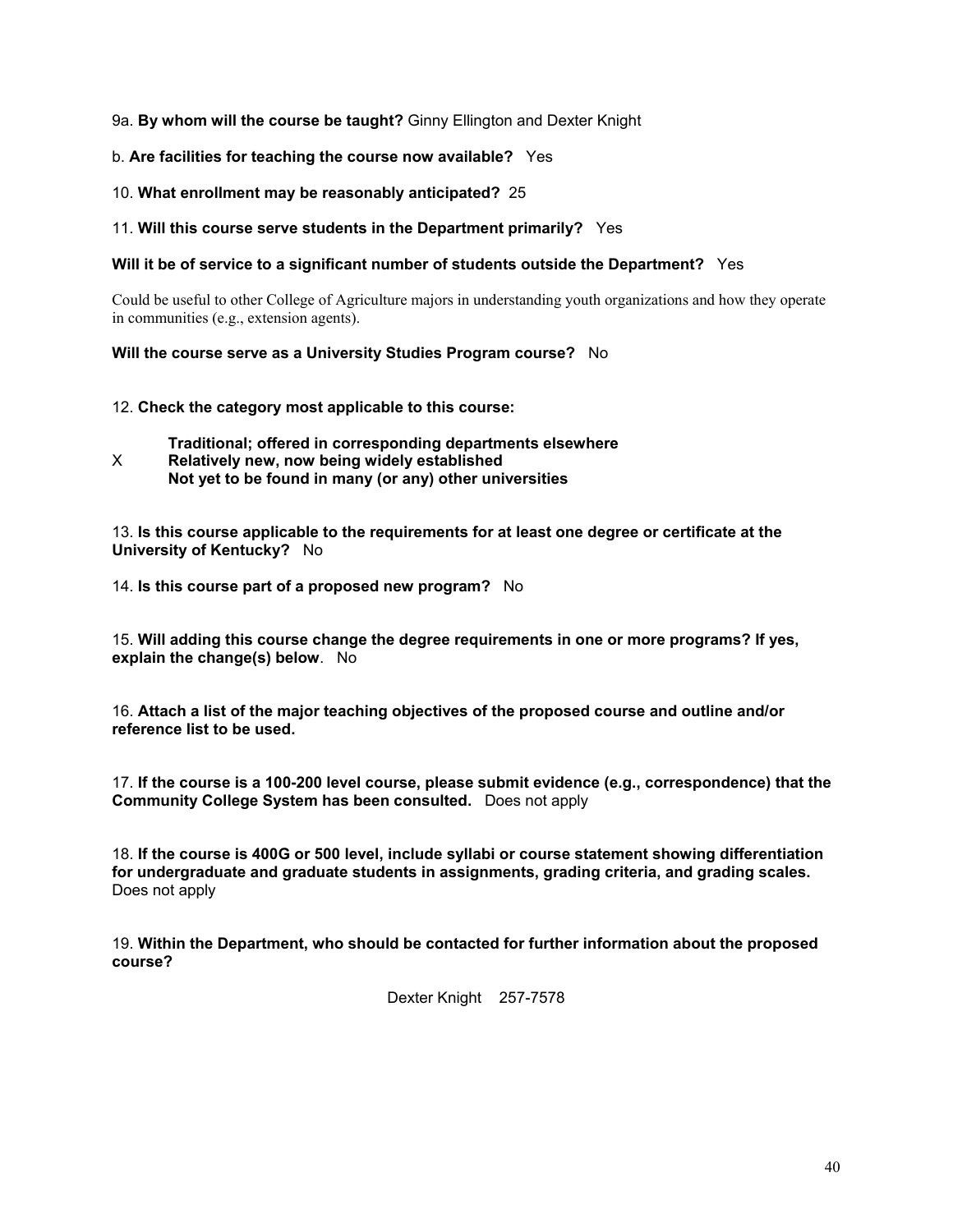9a. **By whom will the course be taught?** Ginny Ellington and Dexter Knight

b. **Are facilities for teaching the course now available?** Yes

10. **What enrollment may be reasonably anticipated?** 25

11. **Will this course serve students in the Department primarily?** Yes

**Will it be of service to a significant number of students outside the Department?** Yes

Could be useful to other College of Agriculture majors in understanding youth organizations and how they operate in communities (e.g., extension agents).

**Will the course serve as a University Studies Program course?** No

12. **Check the category most applicable to this course:**

&nbsp;&nbsp;&nbsp;&nbsp;**Traditional; offered in corresponding departments elsewhere**
X **Relatively new, now being widely established**
&nbsp;&nbsp;&nbsp;&nbsp;**Not yet to be found in many (or any) other universities**

13. **Is this course applicable to the requirements for at least one degree or certificate at the University of Kentucky?** No

14. **Is this course part of a proposed new program?** No

15. **Will adding this course change the degree requirements in one or more programs? If yes, explain the change(s) below**. No

16. **Attach a list of the major teaching objectives of the proposed course and outline and/or reference list to be used.**

17. **If the course is a 100-200 level course, please submit evidence (e.g., correspondence) that the Community College System has been consulted.** Does not apply

18. **If the course is 400G or 500 level, include syllabi or course statement showing differentiation for undergraduate and graduate students in assignments, grading criteria, and grading scales.** Does not apply

19. **Within the Department, who should be contacted for further information about the proposed course?**

Dexter Knight 257-7578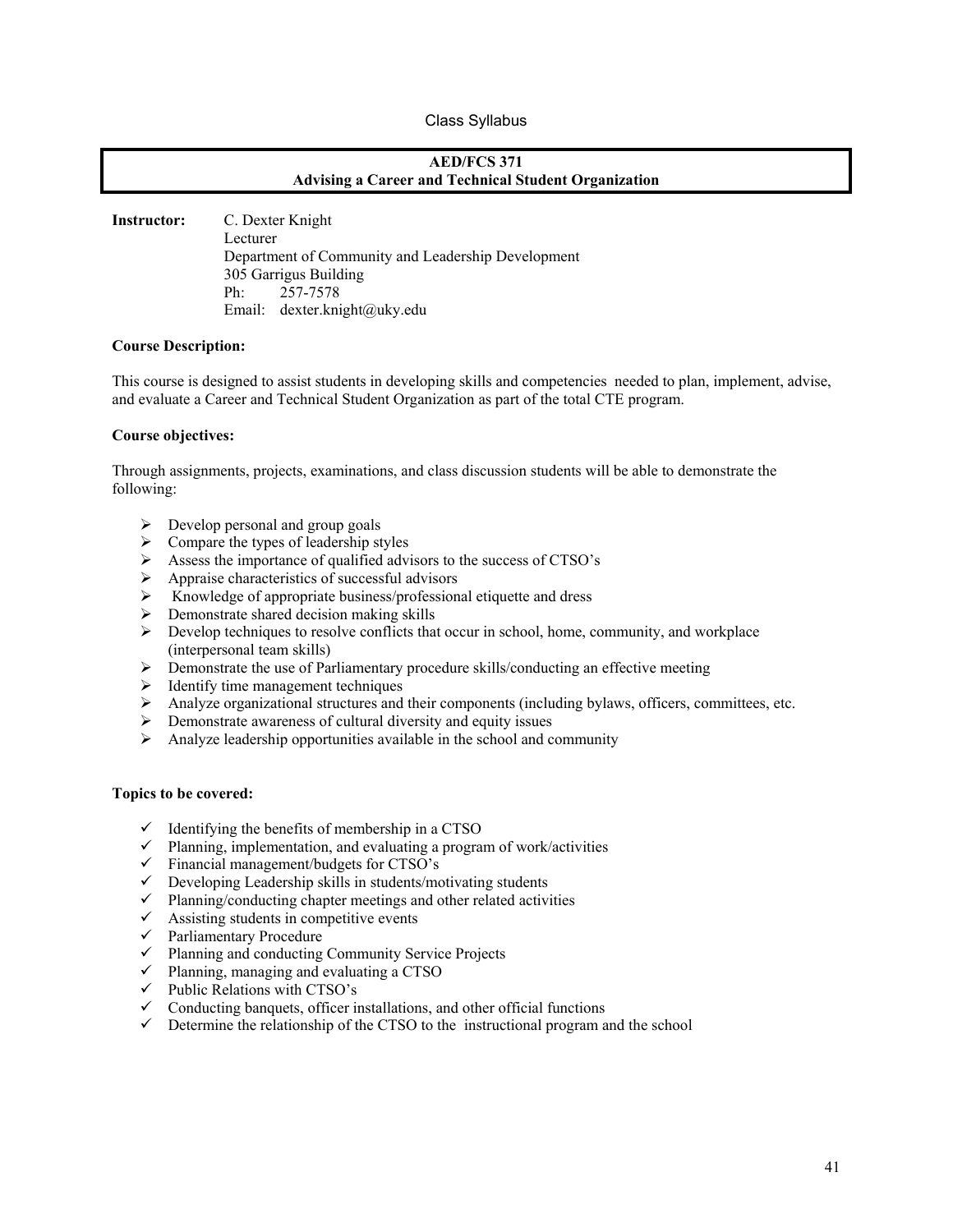Class Syllabus

# AED/FCS 371
## Advising a Career and Technical Student Organization

**Instructor:** C. Dexter Knight
Lecturer
Department of Community and Leadership Development
305 Garrigus Building
Ph: 257-7578
Email: dexter.knight@uky.edu

**Course Description:**

This course is designed to assist students in developing skills and competencies needed to plan, implement, advise, and evaluate a Career and Technical Student Organization as part of the total CTE program.

**Course objectives:**

Through assignments, projects, examinations, and class discussion students will be able to demonstrate the following:

- Develop personal and group goals
- Compare the types of leadership styles
- Assess the importance of qualified advisors to the success of CTSO's
- Appraise characteristics of successful advisors
- Knowledge of appropriate business/professional etiquette and dress
- Demonstrate shared decision making skills
- Develop techniques to resolve conflicts that occur in school, home, community, and workplace (interpersonal team skills)
- Demonstrate the use of Parliamentary procedure skills/conducting an effective meeting
- Identify time management techniques
- Analyze organizational structures and their components (including bylaws, officers, committees, etc.
- Demonstrate awareness of cultural diversity and equity issues
- Analyze leadership opportunities available in the school and community

**Topics to be covered:**

- Identifying the benefits of membership in a CTSO
- Planning, implementation, and evaluating a program of work/activities
- Financial management/budgets for CTSO's
- Developing Leadership skills in students/motivating students
- Planning/conducting chapter meetings and other related activities
- Assisting students in competitive events
- Parliamentary Procedure
- Planning and conducting Community Service Projects
- Planning, managing and evaluating a CTSO
- Public Relations with CTSO's
- Conducting banquets, officer installations, and other official functions
- Determine the relationship of the CTSO to the instructional program and the school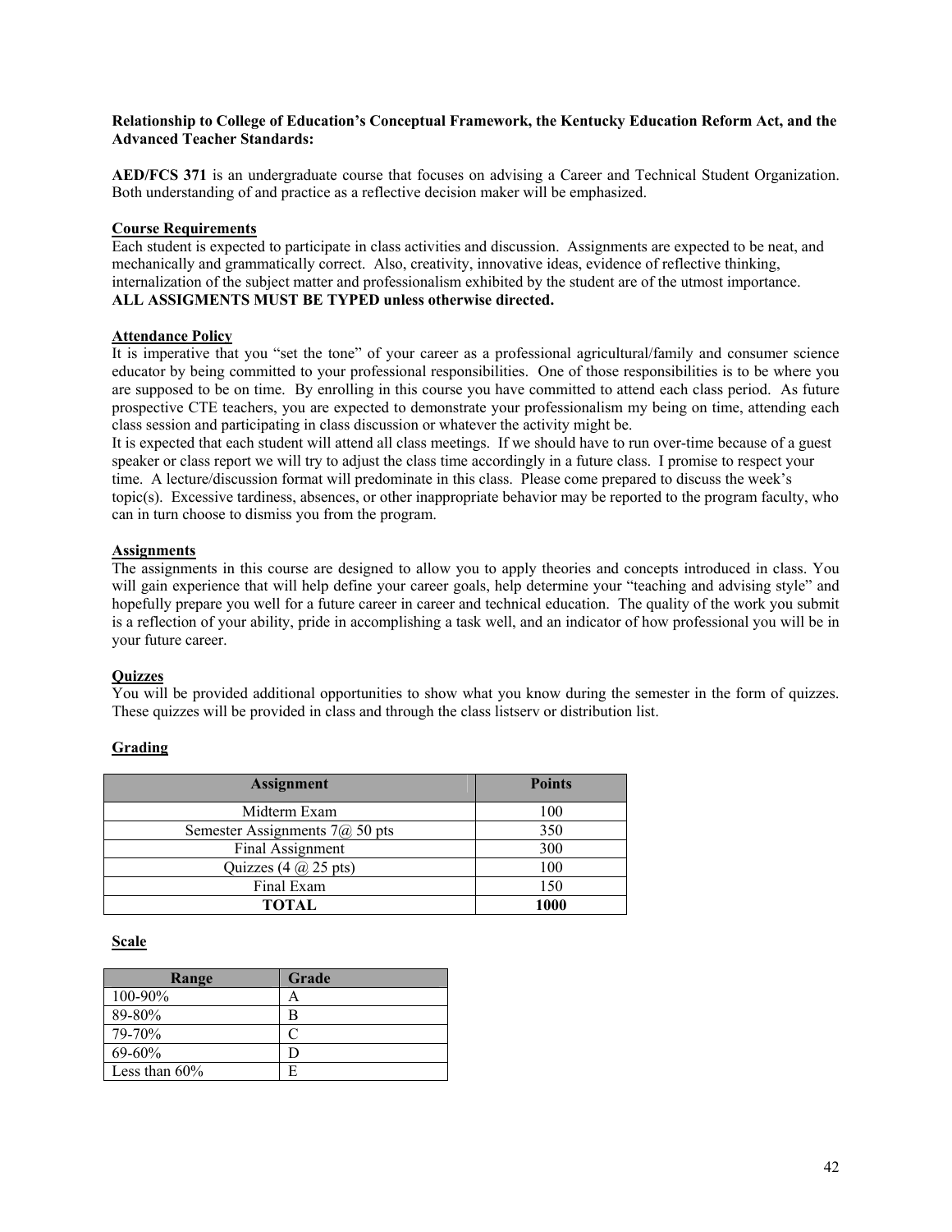**Relationship to College of Education's Conceptual Framework, the Kentucky Education Reform Act, and the Advanced Teacher Standards:**

**AED/FCS 371** is an undergraduate course that focuses on advising a Career and Technical Student Organization. Both understanding of and practice as a reflective decision maker will be emphasized.

**Course Requirements**

Each student is expected to participate in class activities and discussion. Assignments are expected to be neat, and mechanically and grammatically correct. Also, creativity, innovative ideas, evidence of reflective thinking, internalization of the subject matter and professionalism exhibited by the student are of the utmost importance.
**ALL ASSIGMENTS MUST BE TYPED unless otherwise directed.**

**Attendance Policy**

It is imperative that you "set the tone" of your career as a professional agricultural/family and consumer science educator by being committed to your professional responsibilities. One of those responsibilities is to be where you are supposed to be on time. By enrolling in this course you have committed to attend each class period. As future prospective CTE teachers, you are expected to demonstrate your professionalism my being on time, attending each class session and participating in class discussion or whatever the activity might be.
It is expected that each student will attend all class meetings. If we should have to run over-time because of a guest speaker or class report we will try to adjust the class time accordingly in a future class. I promise to respect your time. A lecture/discussion format will predominate in this class. Please come prepared to discuss the week's topic(s). Excessive tardiness, absences, or other inappropriate behavior may be reported to the program faculty, who can in turn choose to dismiss you from the program.

**Assignments**

The assignments in this course are designed to allow you to apply theories and concepts introduced in class. You will gain experience that will help define your career goals, help determine your "teaching and advising style" and hopefully prepare you well for a future career in career and technical education. The quality of the work you submit is a reflection of your ability, pride in accomplishing a task well, and an indicator of how professional you will be in your future career.

**Quizzes**

You will be provided additional opportunities to show what you know during the semester in the form of quizzes. These quizzes will be provided in class and through the class listserv or distribution list.

**Grading**

| Assignment | Points |
|---|---|
| Midterm Exam | 100 |
| Semester Assignments 7@ 50 pts | 350 |
| Final Assignment | 300 |
| Quizzes (4 @ 25 pts) | 100 |
| Final Exam | 150 |
| **TOTAL** | **1000** |

**Scale**

| Range | Grade |
|---|---|
| 100-90% | A |
| 89-80% | B |
| 79-70% | C |
| 69-60% | D |
| Less than 60% | E |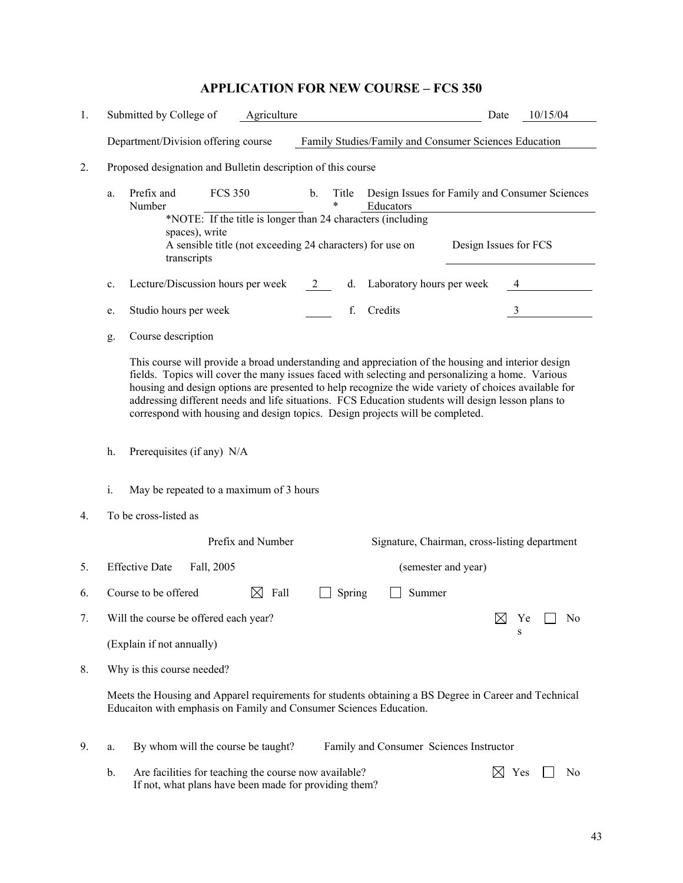# APPLICATION FOR NEW COURSE – FCS 350

1. Submitted by College of Agriculture Date 10/15/04

   Department/Division offering course Family Studies/Family and Consumer Sciences Education

2. Proposed designation and Bulletin description of this course

   a. Prefix and Number FCS 350 b. Title* Design Issues for Family and Consumer Sciences Educators

   *NOTE: If the title is longer than 24 characters (including spaces), write A sensible title (not exceeding 24 characters) for use on transcripts Design Issues for FCS

   c. Lecture/Discussion hours per week 2 d. Laboratory hours per week 4

   e. Studio hours per week ____ f. Credits 3

   g. Course description

   This course will provide a broad understanding and appreciation of the housing and interior design fields. Topics will cover the many issues faced with selecting and personalizing a home. Various housing and design options are presented to help recognize the wide variety of choices available for addressing different needs and life situations. FCS Education students will design lesson plans to correspond with housing and design topics. Design projects will be completed.

   h. Prerequisites (if any) N/A

   i. May be repeated to a maximum of 3 hours

4. To be cross-listed as

   Prefix and Number Signature, Chairman, cross-listing department

5. Effective Date Fall, 2005 (semester and year)

6. Course to be offered ☒ Fall ☐ Spring ☐ Summer

7. Will the course be offered each year? ☒ Yes ☐ No

   (Explain if not annually)

8. Why is this course needed?

   Meets the Housing and Apparel requirements for students obtaining a BS Degree in Career and Technical Educaiton with emphasis on Family and Consumer Sciences Education.

9. a. By whom will the course be taught? Family and Consumer Sciences Instructor

   b. Are facilities for teaching the course now available? ☒ Yes ☐ No
   If not, what plans have been made for providing them?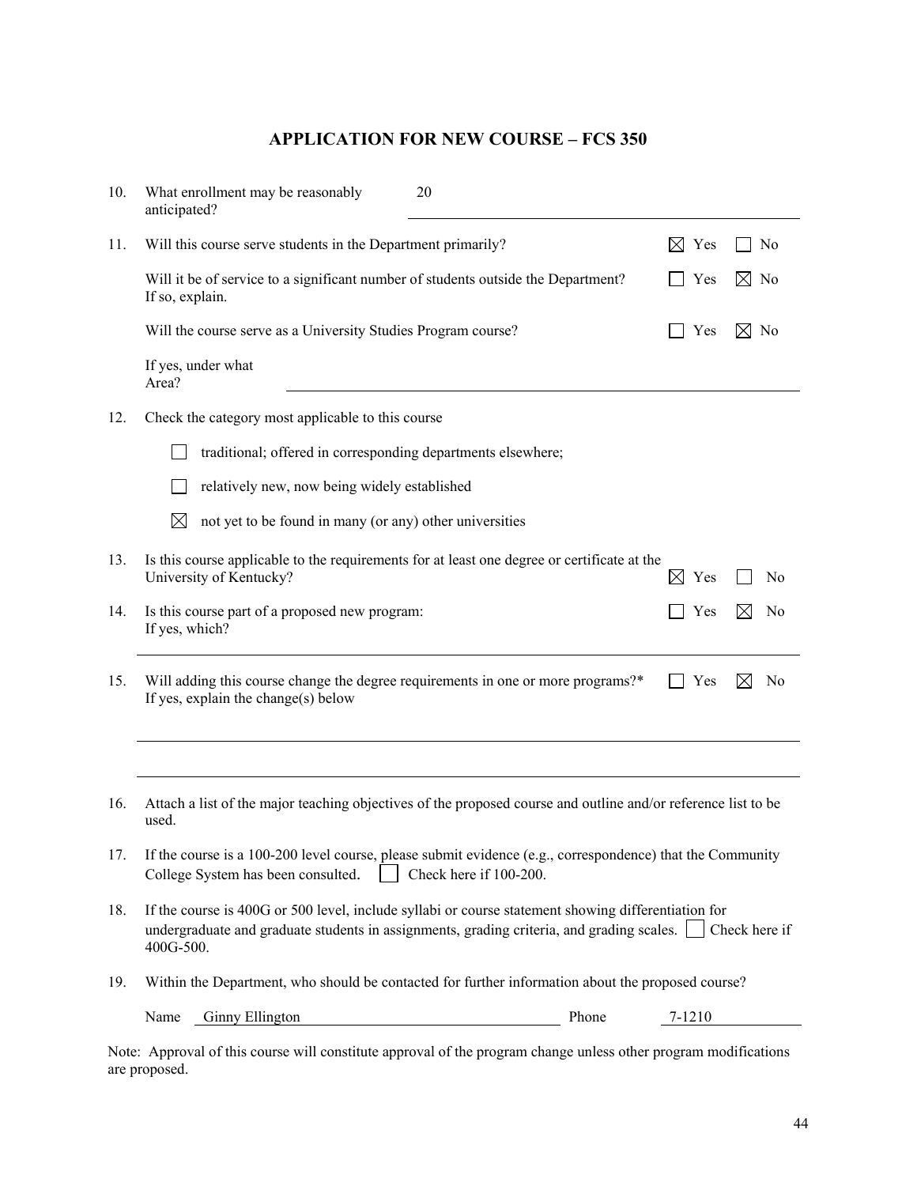# APPLICATION FOR NEW COURSE – FCS 350

10. What enrollment may be reasonably anticipated? 20

11. Will this course serve students in the Department primarily? ☒ Yes ☐ No

    Will it be of service to a significant number of students outside the Department? If so, explain. ☐ Yes ☒ No

    Will the course serve as a University Studies Program course? ☐ Yes ☒ No

    If yes, under what Area? \_\_\_\_\_\_\_\_\_\_\_\_\_\_\_\_\_\_\_\_

12. Check the category most applicable to this course

    ☐ traditional; offered in corresponding departments elsewhere;

    ☐ relatively new, now being widely established

    ☒ not yet to be found in many (or any) other universities

13. Is this course applicable to the requirements for at least one degree or certificate at the University of Kentucky? ☒ Yes ☐ No

14. Is this course part of a proposed new program: ☐ Yes ☒ No
    If yes, which?

15. Will adding this course change the degree requirements in one or more programs?* ☐ Yes ☒ No
    If yes, explain the change(s) below

16. Attach a list of the major teaching objectives of the proposed course and outline and/or reference list to be used.

17. If the course is a 100-200 level course, please submit evidence (e.g., correspondence) that the Community College System has been consulted. ☐ Check here if 100-200.

18. If the course is 400G or 500 level, include syllabi or course statement showing differentiation for undergraduate and graduate students in assignments, grading criteria, and grading scales. ☐ Check here if 400G-500.

19. Within the Department, who should be contacted for further information about the proposed course?

    Name Ginny Ellington Phone 7-1210

Note: Approval of this course will constitute approval of the program change unless other program modifications are proposed.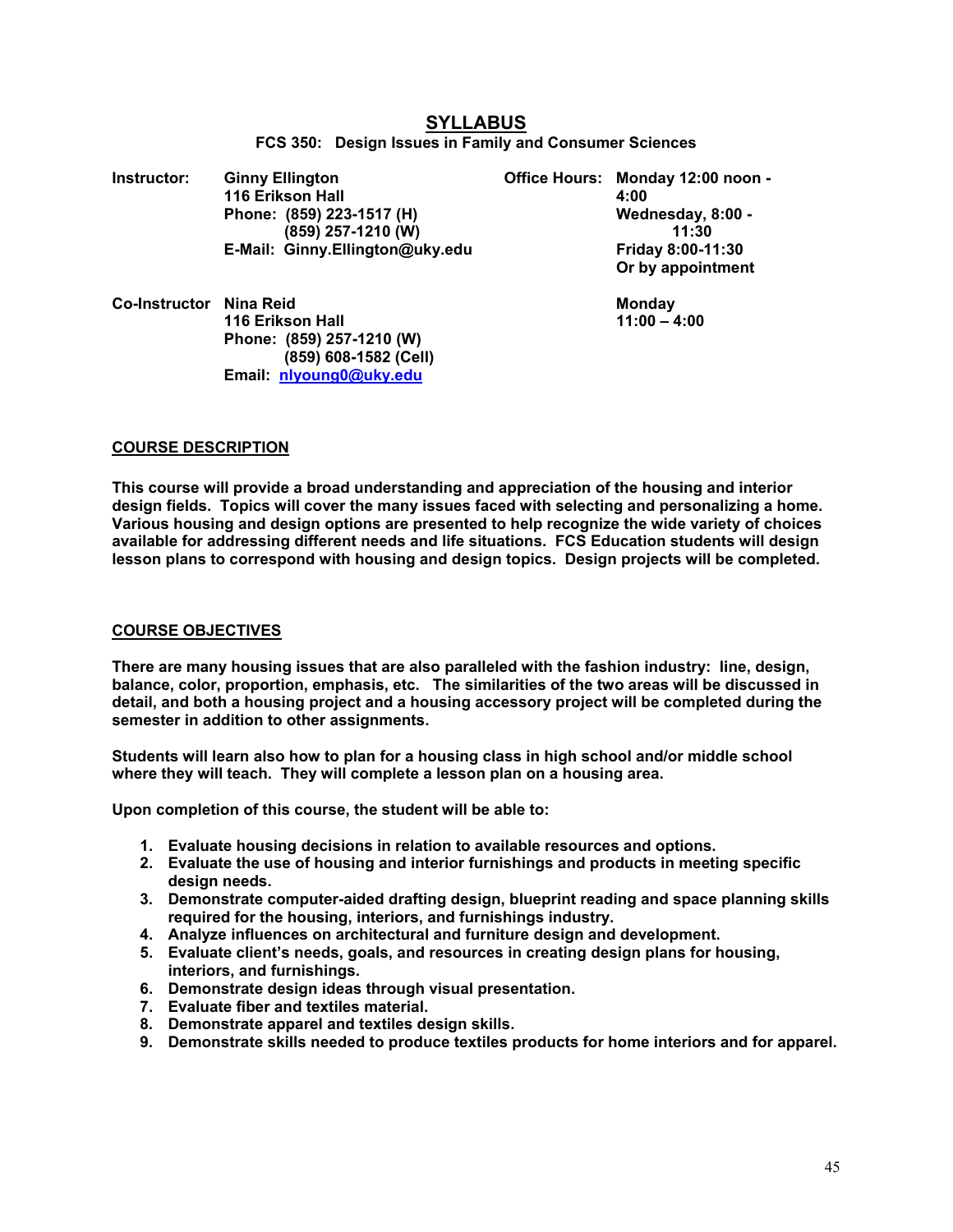# SYLLABUS

**FCS 350: Design Issues in Family and Consumer Sciences**

**Instructor:** **Ginny Ellington**
**116 Erikson Hall**
**Phone: (859) 223-1517 (H)**
**(859) 257-1210 (W)**
**E-Mail: Ginny.Ellington@uky.edu**

**Office Hours:** **Monday 12:00 noon - 4:00**
**Wednesday, 8:00 - 11:30**
**Friday 8:00-11:30**
**Or by appointment**

**Co-Instructor** **Nina Reid**
**116 Erikson Hall**
**Phone: (859) 257-1210 (W)**
**(859) 608-1582 (Cell)**
**Email: nlyoung0@uky.edu**

**Monday**
**11:00 – 4:00**

## COURSE DESCRIPTION

**This course will provide a broad understanding and appreciation of the housing and interior design fields. Topics will cover the many issues faced with selecting and personalizing a home. Various housing and design options are presented to help recognize the wide variety of choices available for addressing different needs and life situations. FCS Education students will design lesson plans to correspond with housing and design topics. Design projects will be completed.**

## COURSE OBJECTIVES

**There are many housing issues that are also paralleled with the fashion industry: line, design, balance, color, proportion, emphasis, etc. The similarities of the two areas will be discussed in detail, and both a housing project and a housing accessory project will be completed during the semester in addition to other assignments.**

**Students will learn also how to plan for a housing class in high school and/or middle school where they will teach. They will complete a lesson plan on a housing area.**

**Upon completion of this course, the student will be able to:**

1. **Evaluate housing decisions in relation to available resources and options.**
2. **Evaluate the use of housing and interior furnishings and products in meeting specific design needs.**
3. **Demonstrate computer-aided drafting design, blueprint reading and space planning skills required for the housing, interiors, and furnishings industry.**
4. **Analyze influences on architectural and furniture design and development.**
5. **Evaluate client's needs, goals, and resources in creating design plans for housing, interiors, and furnishings.**
6. **Demonstrate design ideas through visual presentation.**
7. **Evaluate fiber and textiles material.**
8. **Demonstrate apparel and textiles design skills.**
9. **Demonstrate skills needed to produce textiles products for home interiors and for apparel.**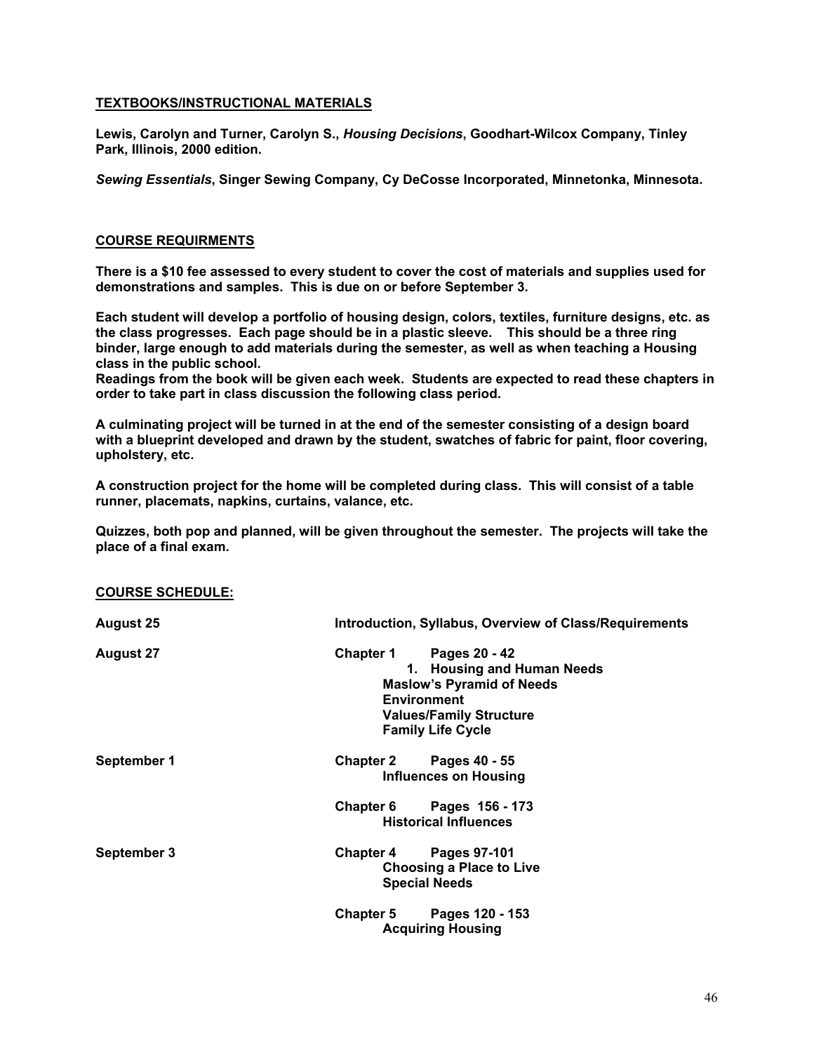## TEXTBOOKS/INSTRUCTIONAL MATERIALS

**Lewis, Carolyn and Turner, Carolyn S., *Housing Decisions*, Goodhart-Wilcox Company, Tinley Park, Illinois, 2000 edition.**

***Sewing Essentials*, Singer Sewing Company, Cy DeCosse Incorporated, Minnetonka, Minnesota.**

## COURSE REQUIRMENTS

**There is a $10 fee assessed to every student to cover the cost of materials and supplies used for demonstrations and samples. This is due on or before September 3.**

**Each student will develop a portfolio of housing design, colors, textiles, furniture designs, etc. as the class progresses. Each page should be in a plastic sleeve. This should be a three ring binder, large enough to add materials during the semester, as well as when teaching a Housing class in the public school.**

**Readings from the book will be given each week. Students are expected to read these chapters in order to take part in class discussion the following class period.**

**A culminating project will be turned in at the end of the semester consisting of a design board with a blueprint developed and drawn by the student, swatches of fabric for paint, floor covering, upholstery, etc.**

**A construction project for the home will be completed during class. This will consist of a table runner, placemats, napkins, curtains, valance, etc.**

**Quizzes, both pop and planned, will be given throughout the semester. The projects will take the place of a final exam.**

## COURSE SCHEDULE:

| | |
|---|---|
| **August 25** | **Introduction, Syllabus, Overview of Class/Requirements** |
| **August 27** | **Chapter 1 Pages 20 - 42**<br>**1. Housing and Human Needs**<br>**Maslow's Pyramid of Needs**<br>**Environment**<br>**Values/Family Structure**<br>**Family Life Cycle** |
| **September 1** | **Chapter 2 Pages 40 - 55**<br>**Influences on Housing** |
| | **Chapter 6 Pages 156 - 173**<br>**Historical Influences** |
| **September 3** | **Chapter 4 Pages 97-101**<br>**Choosing a Place to Live**<br>**Special Needs** |
| | **Chapter 5 Pages 120 - 153**<br>**Acquiring Housing** |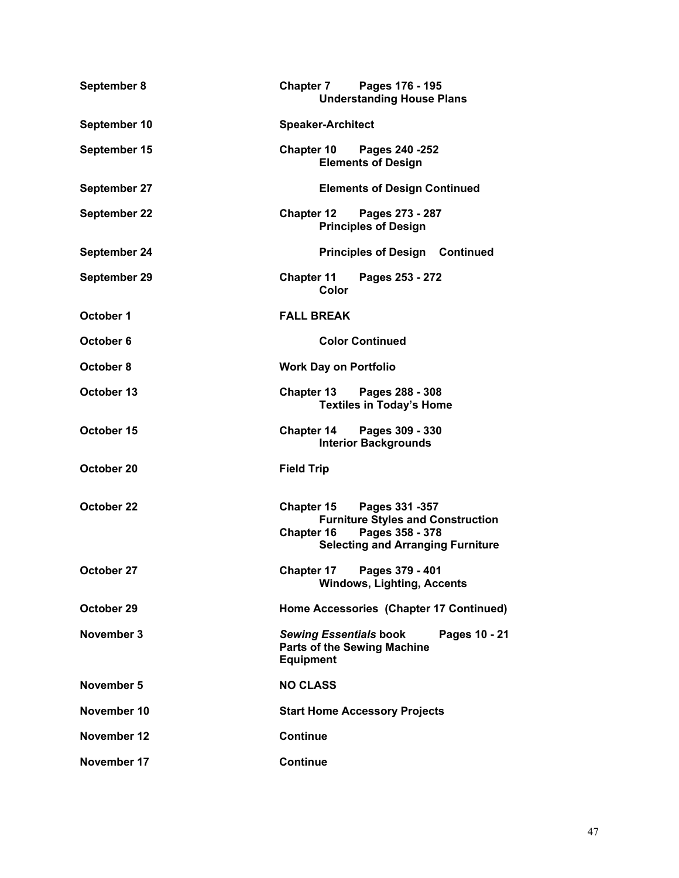| | |
|---|---|
| **September 8** | **Chapter 7 Pages 176 - 195**<br>**Understanding House Plans** |
| **September 10** | **Speaker-Architect** |
| **September 15** | **Chapter 10 Pages 240 -252**<br>**Elements of Design** |
| **September 27** | **Elements of Design Continued** |
| **September 22** | **Chapter 12 Pages 273 - 287**<br>**Principles of Design** |
| **September 24** | **Principles of Design Continued** |
| **September 29** | **Chapter 11 Pages 253 - 272**<br>**Color** |
| **October 1** | **FALL BREAK** |
| **October 6** | **Color Continued** |
| **October 8** | **Work Day on Portfolio** |
| **October 13** | **Chapter 13 Pages 288 - 308**<br>**Textiles in Today's Home** |
| **October 15** | **Chapter 14 Pages 309 - 330**<br>**Interior Backgrounds** |
| **October 20** | **Field Trip** |
| **October 22** | **Chapter 15 Pages 331 -357**<br>**Furniture Styles and Construction**<br>**Chapter 16 Pages 358 - 378**<br>**Selecting and Arranging Furniture** |
| **October 27** | **Chapter 17 Pages 379 - 401**<br>**Windows, Lighting, Accents** |
| **October 29** | **Home Accessories (Chapter 17 Continued)** |
| **November 3** | ***Sewing Essentials* book Pages 10 - 21**<br>**Parts of the Sewing Machine**<br>**Equipment** |
| **November 5** | **NO CLASS** |
| **November 10** | **Start Home Accessory Projects** |
| **November 12** | **Continue** |
| **November 17** | **Continue** |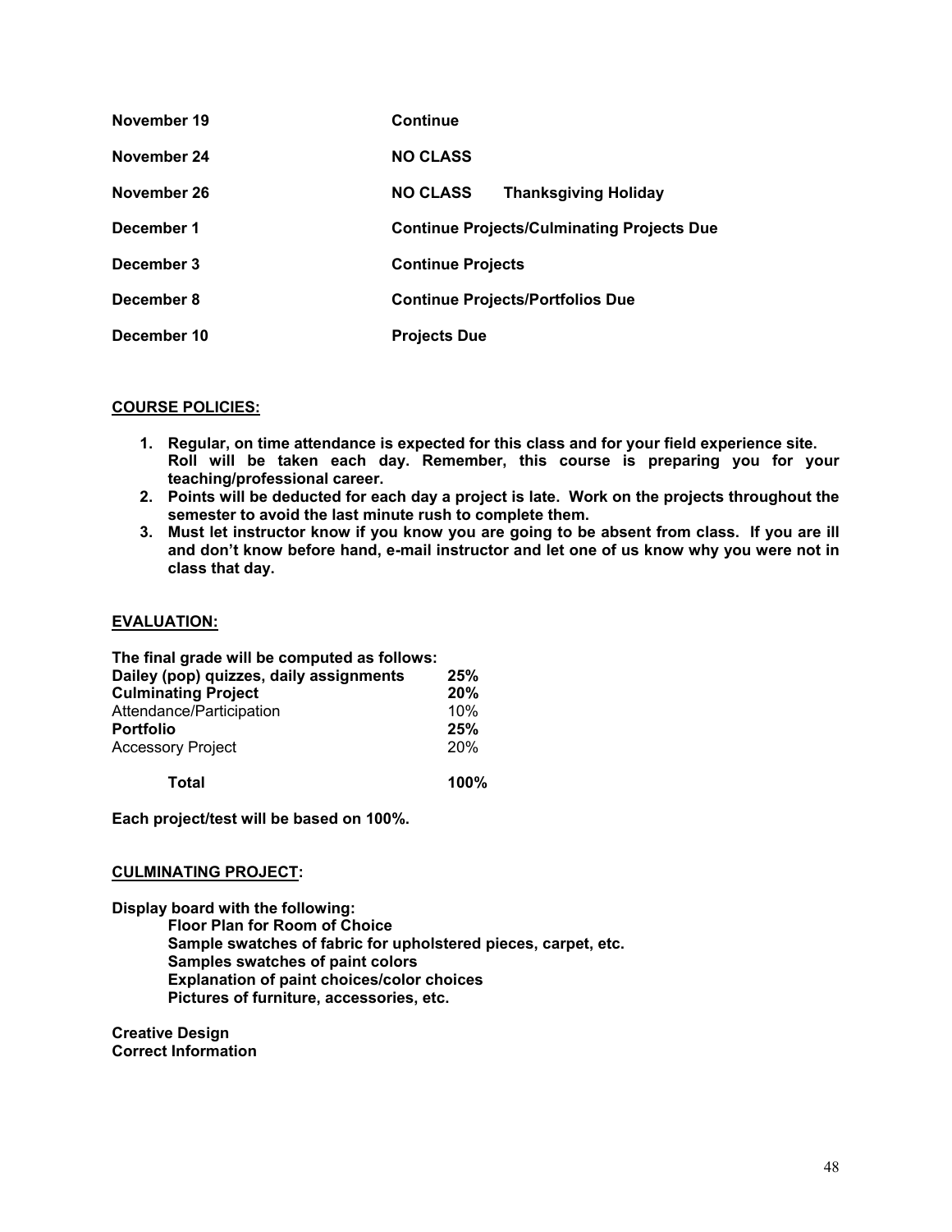| | |
|---|---|
| **November 19** | **Continue** |
| **November 24** | **NO CLASS** |
| **November 26** | **NO CLASS Thanksgiving Holiday** |
| **December 1** | **Continue Projects/Culminating Projects Due** |
| **December 3** | **Continue Projects** |
| **December 8** | **Continue Projects/Portfolios Due** |
| **December 10** | **Projects Due** |

**COURSE POLICIES:**

1. **Regular, on time attendance is expected for this class and for your field experience site. Roll will be taken each day. Remember, this course is preparing you for your teaching/professional career.**
2. **Points will be deducted for each day a project is late. Work on the projects throughout the semester to avoid the last minute rush to complete them.**
3. **Must let instructor know if you know you are going to be absent from class. If you are ill and don't know before hand, e-mail instructor and let one of us know why you were not in class that day.**

**EVALUATION:**

**The final grade will be computed as follows:**

| | |
|---|---|
| **Dailey (pop) quizzes, daily assignments** | **25%** |
| **Culminating Project** | **20%** |
| Attendance/Participation | 10% |
| **Portfolio** | **25%** |
| Accessory Project | 20% |
| **Total** | **100%** |

**Each project/test will be based on 100%.**

**CULMINATING PROJECT:**

**Display board with the following:**

- **Floor Plan for Room of Choice**
- **Sample swatches of fabric for upholstered pieces, carpet, etc.**
- **Samples swatches of paint colors**
- **Explanation of paint choices/color choices**
- **Pictures of furniture, accessories, etc.**

**Creative Design**
**Correct Information**